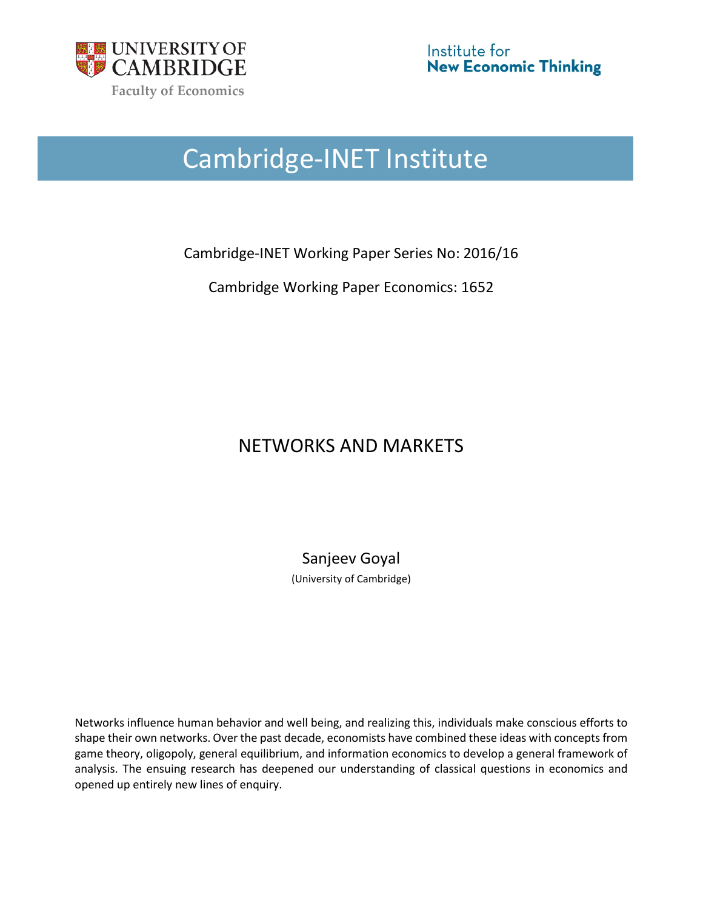UNIVERSITY OF CAMBRIDGE

Faculty of Economics

Institute for **New Economic Thinking**

# Cambridge-INET Institute

Cambridge-INET Working Paper Series No: 2016/16

Cambridge Working Paper Economics: 1652

## NETWORKS AND MARKETS

Sanjeev Goyal

(University of Cambridge)

Networks influence human behavior and well being, and realizing this, individuals make conscious efforts to shape their own networks. Over the past decade, economists have combined these ideas with concepts from game theory, oligopoly, general equilibrium, and information economics to develop a general framework of analysis. The ensuing research has deepened our understanding of classical questions in economics and opened up entirely new lines of enquiry.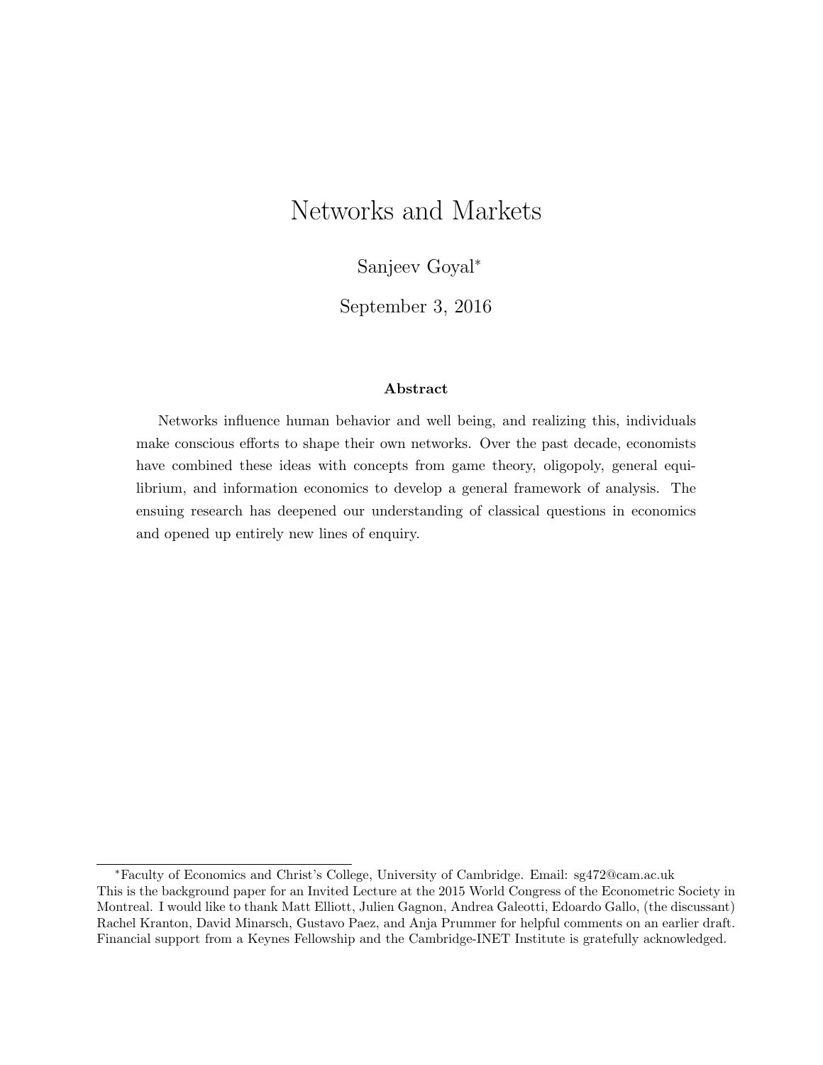# Networks and Markets

Sanjeev Goyal*

September 3, 2016

### Abstract

Networks influence human behavior and well being, and realizing this, individuals make conscious efforts to shape their own networks. Over the past decade, economists have combined these ideas with concepts from game theory, oligopoly, general equilibrium, and information economics to develop a general framework of analysis. The ensuing research has deepened our understanding of classical questions in economics and opened up entirely new lines of enquiry.

---

*Faculty of Economics and Christ's College, University of Cambridge. Email: sg472@cam.ac.uk
This is the background paper for an Invited Lecture at the 2015 World Congress of the Econometric Society in Montreal. I would like to thank Matt Elliott, Julien Gagnon, Andrea Galeotti, Edoardo Gallo, (the discussant) Rachel Kranton, David Minarsch, Gustavo Paez, and Anja Prummer for helpful comments on an earlier draft. Financial support from a Keynes Fellowship and the Cambridge-INET Institute is gratefully acknowledged.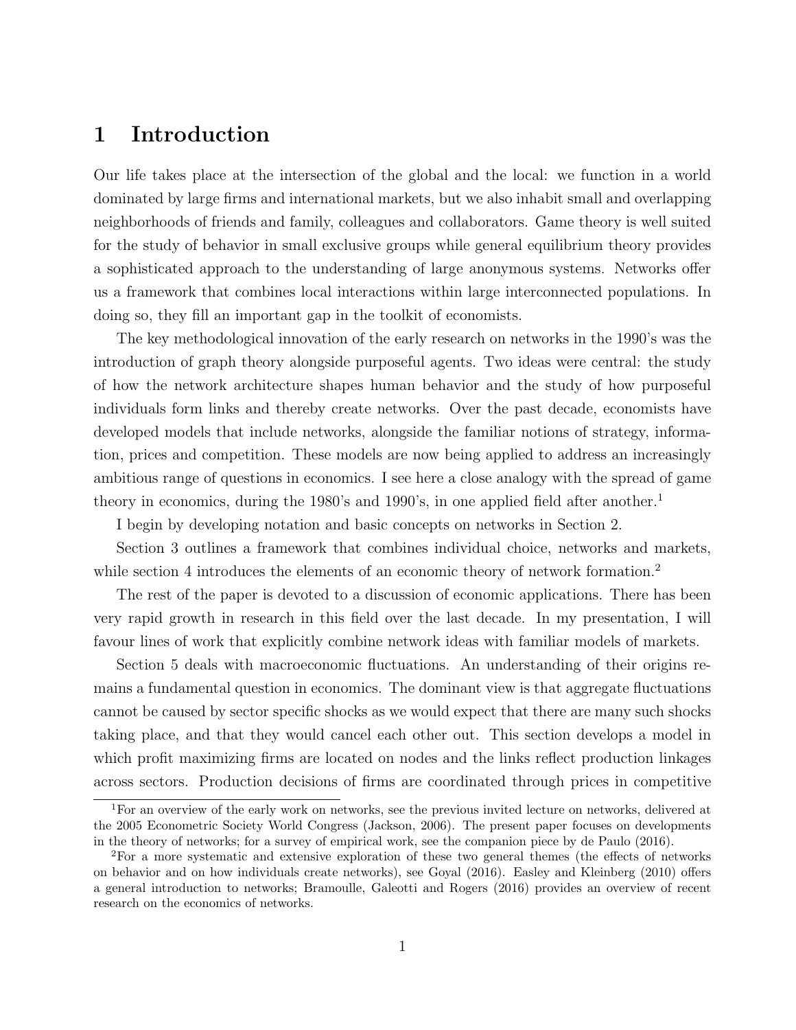# 1 Introduction

Our life takes place at the intersection of the global and the local: we function in a world dominated by large firms and international markets, but we also inhabit small and overlapping neighborhoods of friends and family, colleagues and collaborators. Game theory is well suited for the study of behavior in small exclusive groups while general equilibrium theory provides a sophisticated approach to the understanding of large anonymous systems. Networks offer us a framework that combines local interactions within large interconnected populations. In doing so, they fill an important gap in the toolkit of economists.

The key methodological innovation of the early research on networks in the 1990's was the introduction of graph theory alongside purposeful agents. Two ideas were central: the study of how the network architecture shapes human behavior and the study of how purposeful individuals form links and thereby create networks. Over the past decade, economists have developed models that include networks, alongside the familiar notions of strategy, information, prices and competition. These models are now being applied to address an increasingly ambitious range of questions in economics. I see here a close analogy with the spread of game theory in economics, during the 1980's and 1990's, in one applied field after another.[1]

I begin by developing notation and basic concepts on networks in Section 2.

Section 3 outlines a framework that combines individual choice, networks and markets, while section 4 introduces the elements of an economic theory of network formation.[2]

The rest of the paper is devoted to a discussion of economic applications. There has been very rapid growth in research in this field over the last decade. In my presentation, I will favour lines of work that explicitly combine network ideas with familiar models of markets.

Section 5 deals with macroeconomic fluctuations. An understanding of their origins remains a fundamental question in economics. The dominant view is that aggregate fluctuations cannot be caused by sector specific shocks as we would expect that there are many such shocks taking place, and that they would cancel each other out. This section develops a model in which profit maximizing firms are located on nodes and the links reflect production linkages across sectors. Production decisions of firms are coordinated through prices in competitive

[1] For an overview of the early work on networks, see the previous invited lecture on networks, delivered at the 2005 Econometric Society World Congress (Jackson, 2006). The present paper focuses on developments in the theory of networks; for a survey of empirical work, see the companion piece by de Paulo (2016).

[2] For a more systematic and extensive exploration of these two general themes (the effects of networks on behavior and on how individuals create networks), see Goyal (2016). Easley and Kleinberg (2010) offers a general introduction to networks; Bramoulle, Galeotti and Rogers (2016) provides an overview of recent research on the economics of networks.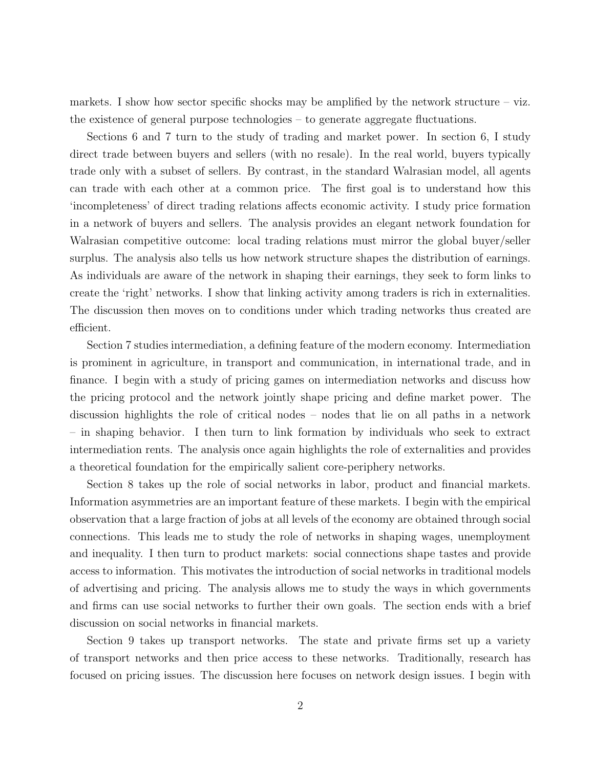markets. I show how sector specific shocks may be amplified by the network structure – viz. the existence of general purpose technologies – to generate aggregate fluctuations.

Sections 6 and 7 turn to the study of trading and market power. In section 6, I study direct trade between buyers and sellers (with no resale). In the real world, buyers typically trade only with a subset of sellers. By contrast, in the standard Walrasian model, all agents can trade with each other at a common price. The first goal is to understand how this 'incompleteness' of direct trading relations affects economic activity. I study price formation in a network of buyers and sellers. The analysis provides an elegant network foundation for Walrasian competitive outcome: local trading relations must mirror the global buyer/seller surplus. The analysis also tells us how network structure shapes the distribution of earnings. As individuals are aware of the network in shaping their earnings, they seek to form links to create the 'right' networks. I show that linking activity among traders is rich in externalities. The discussion then moves on to conditions under which trading networks thus created are efficient.

Section 7 studies intermediation, a defining feature of the modern economy. Intermediation is prominent in agriculture, in transport and communication, in international trade, and in finance. I begin with a study of pricing games on intermediation networks and discuss how the pricing protocol and the network jointly shape pricing and define market power. The discussion highlights the role of critical nodes – nodes that lie on all paths in a network – in shaping behavior. I then turn to link formation by individuals who seek to extract intermediation rents. The analysis once again highlights the role of externalities and provides a theoretical foundation for the empirically salient core-periphery networks.

Section 8 takes up the role of social networks in labor, product and financial markets. Information asymmetries are an important feature of these markets. I begin with the empirical observation that a large fraction of jobs at all levels of the economy are obtained through social connections. This leads me to study the role of networks in shaping wages, unemployment and inequality. I then turn to product markets: social connections shape tastes and provide access to information. This motivates the introduction of social networks in traditional models of advertising and pricing. The analysis allows me to study the ways in which governments and firms can use social networks to further their own goals. The section ends with a brief discussion on social networks in financial markets.

Section 9 takes up transport networks. The state and private firms set up a variety of transport networks and then price access to these networks. Traditionally, research has focused on pricing issues. The discussion here focuses on network design issues. I begin with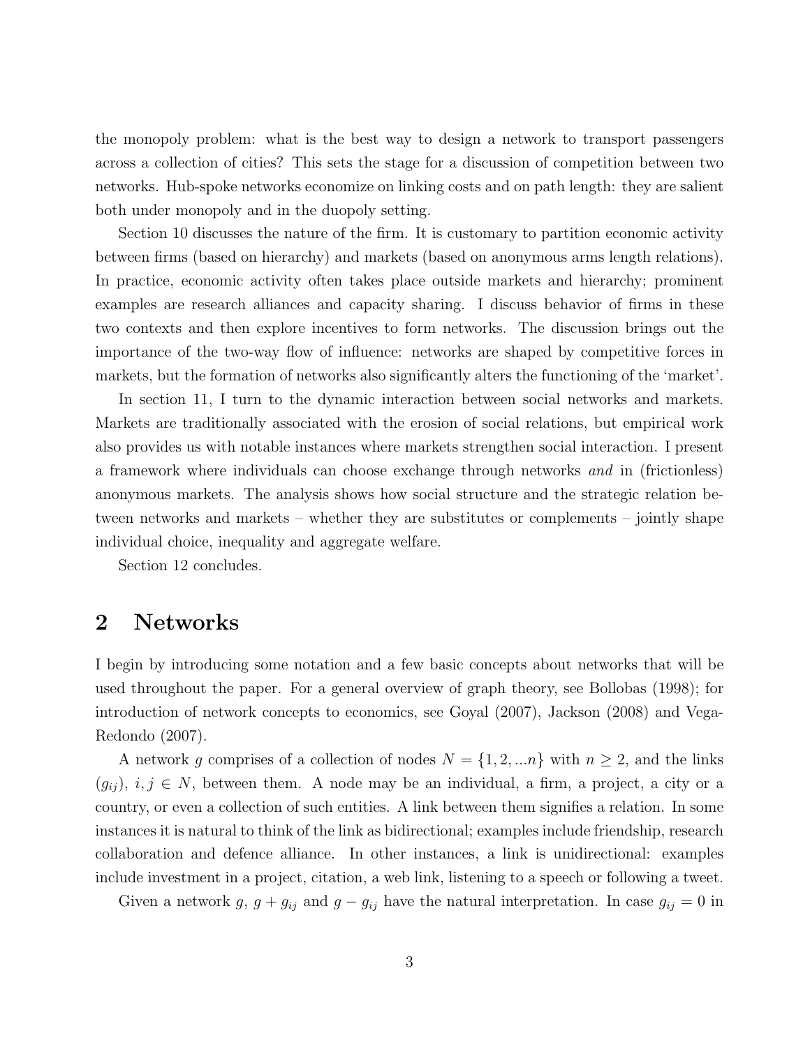the monopoly problem: what is the best way to design a network to transport passengers across a collection of cities? This sets the stage for a discussion of competition between two networks. Hub-spoke networks economize on linking costs and on path length: they are salient both under monopoly and in the duopoly setting.

Section 10 discusses the nature of the firm. It is customary to partition economic activity between firms (based on hierarchy) and markets (based on anonymous arms length relations). In practice, economic activity often takes place outside markets and hierarchy; prominent examples are research alliances and capacity sharing. I discuss behavior of firms in these two contexts and then explore incentives to form networks. The discussion brings out the importance of the two-way flow of influence: networks are shaped by competitive forces in markets, but the formation of networks also significantly alters the functioning of the 'market'.

In section 11, I turn to the dynamic interaction between social networks and markets. Markets are traditionally associated with the erosion of social relations, but empirical work also provides us with notable instances where markets strengthen social interaction. I present a framework where individuals can choose exchange through networks *and* in (frictionless) anonymous markets. The analysis shows how social structure and the strategic relation between networks and markets – whether they are substitutes or complements – jointly shape individual choice, inequality and aggregate welfare.

Section 12 concludes.

## 2 Networks

I begin by introducing some notation and a few basic concepts about networks that will be used throughout the paper. For a general overview of graph theory, see Bollobas (1998); for introduction of network concepts to economics, see Goyal (2007), Jackson (2008) and Vega-Redondo (2007).

A network $g$ comprises of a collection of nodes $N = \{1, 2, ...n\}$ with $n \geq 2$, and the links $(g_{ij})$, $i, j \in N$, between them. A node may be an individual, a firm, a project, a city or a country, or even a collection of such entities. A link between them signifies a relation. In some instances it is natural to think of the link as bidirectional; examples include friendship, research collaboration and defence alliance. In other instances, a link is unidirectional: examples include investment in a project, citation, a web link, listening to a speech or following a tweet.

Given a network $g$, $g + g_{ij}$ and $g - g_{ij}$ have the natural interpretation. In case $g_{ij} = 0$ in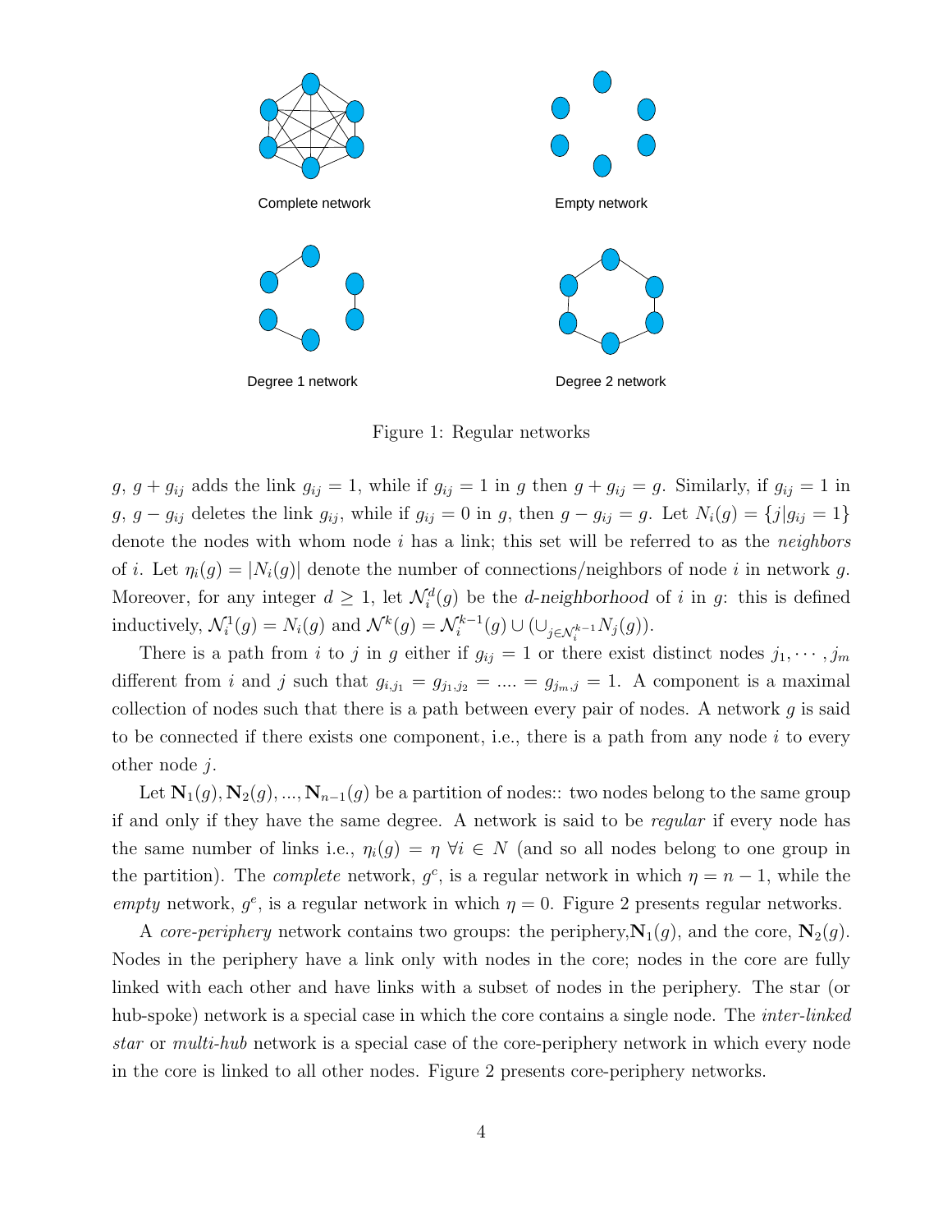Complete network

Empty network

Degree 1 network

Degree 2 network

Figure 1: Regular networks

$g$, $g + g_{ij}$ adds the link $g_{ij} = 1$, while if $g_{ij} = 1$ in $g$ then $g + g_{ij} = g$. Similarly, if $g_{ij} = 1$ in $g$, $g - g_{ij}$ deletes the link $g_{ij}$, while if $g_{ij} = 0$ in $g$, then $g - g_{ij} = g$. Let $N_i(g) = \{j | g_{ij} = 1\}$ denote the nodes with whom node $i$ has a link; this set will be referred to as the *neighbors* of $i$. Let $\eta_i(g) = |N_i(g)|$ denote the number of connections/neighbors of node $i$ in network $g$. Moreover, for any integer $d \geq 1$, let $\mathcal{N}_i^d(g)$ be the *d-neighborhood* of $i$ in $g$: this is defined inductively, $\mathcal{N}_i^1(g) = N_i(g)$ and $\mathcal{N}^k(g) = \mathcal{N}_i^{k-1}(g) \cup (\cup_{j \in \mathcal{N}_i^{k-1}} N_j(g))$.

There is a path from $i$ to $j$ in $g$ either if $g_{ij} = 1$ or there exist distinct nodes $j_1, \cdots, j_m$ different from $i$ and $j$ such that $g_{i,j_1} = g_{j_1,j_2} = .... = g_{j_m,j} = 1$. A component is a maximal collection of nodes such that there is a path between every pair of nodes. A network $g$ is said to be connected if there exists one component, i.e., there is a path from any node $i$ to every other node $j$.

Let $\mathbf{N}_1(g), \mathbf{N}_2(g), ..., \mathbf{N}_{n-1}(g)$ be a partition of nodes:: two nodes belong to the same group if and only if they have the same degree. A network is said to be *regular* if every node has the same number of links i.e., $\eta_i(g) = \eta \ \forall i \in N$ (and so all nodes belong to one group in the partition). The *complete* network, $g^c$, is a regular network in which $\eta = n - 1$, while the *empty* network, $g^e$, is a regular network in which $\eta = 0$. Figure 2 presents regular networks.

A *core-periphery* network contains two groups: the periphery, $\mathbf{N}_1(g)$, and the core, $\mathbf{N}_2(g)$. Nodes in the periphery have a link only with nodes in the core; nodes in the core are fully linked with each other and have links with a subset of nodes in the periphery. The star (or hub-spoke) network is a special case in which the core contains a single node. The *inter-linked star* or *multi-hub* network is a special case of the core-periphery network in which every node in the core is linked to all other nodes. Figure 2 presents core-periphery networks.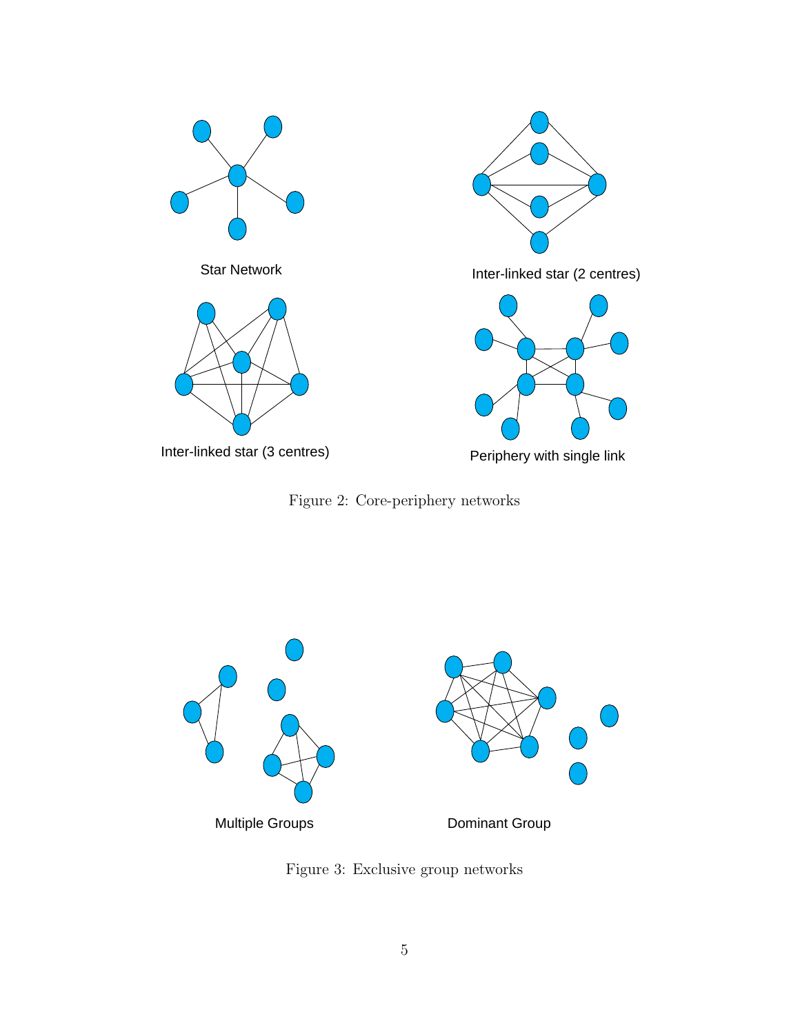Star Network

Inter-linked star (2 centres)

Inter-linked star (3 centres)

Periphery with single link

Figure 2: Core-periphery networks

Multiple Groups

Dominant Group

Figure 3: Exclusive group networks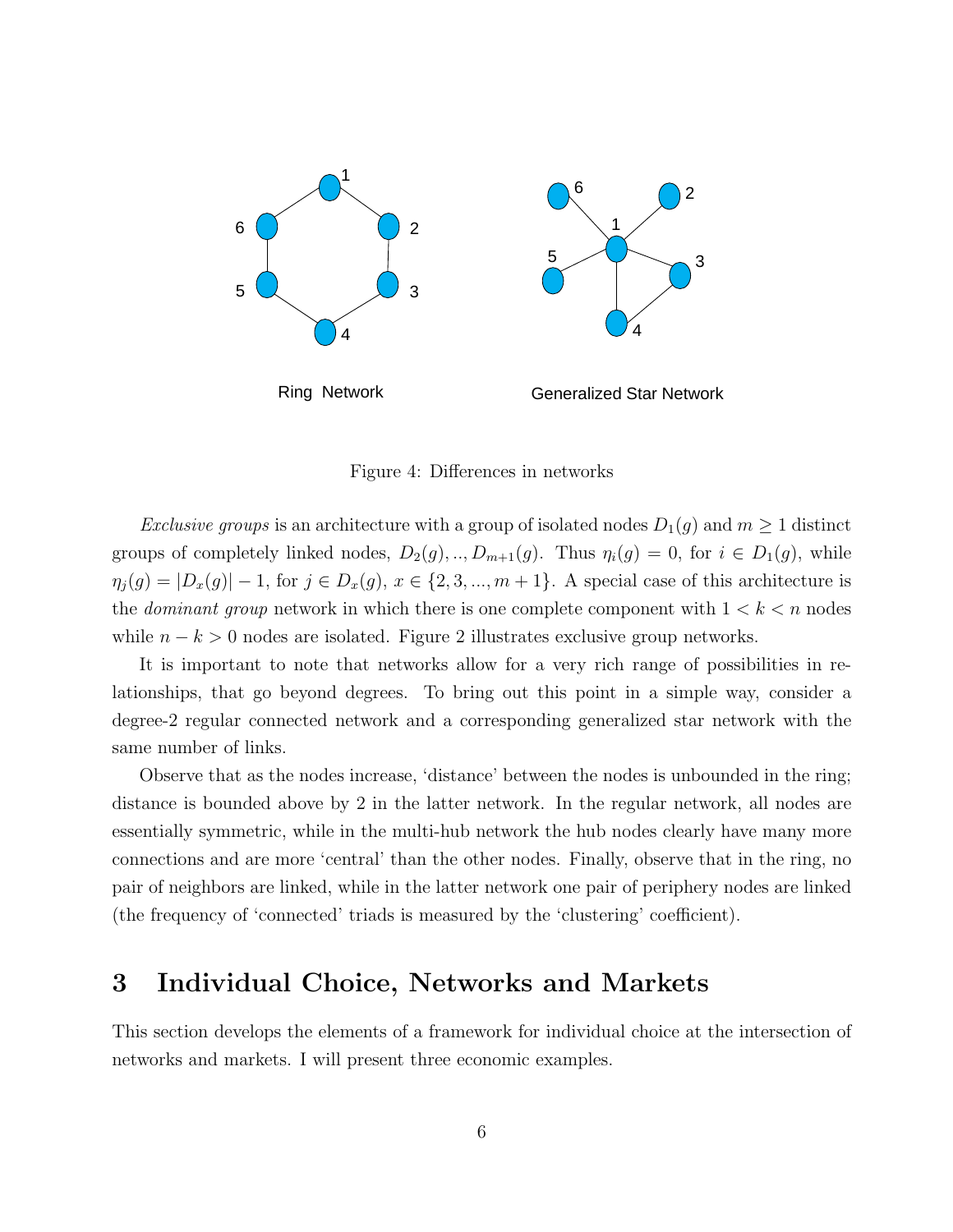Ring Network

Generalized Star Network

Figure 4: Differences in networks

*Exclusive groups* is an architecture with a group of isolated nodes $D_1(g)$ and $m \geq 1$ distinct groups of completely linked nodes, $D_2(g), .., D_{m+1}(g)$. Thus $\eta_i(g) = 0$, for $i \in D_1(g)$, while $\eta_j(g) = |D_x(g)| - 1$, for $j \in D_x(g)$, $x \in \{2, 3, ..., m+1\}$. A special case of this architecture is the *dominant group* network in which there is one complete component with $1 < k < n$ nodes while $n - k > 0$ nodes are isolated. Figure 2 illustrates exclusive group networks.

It is important to note that networks allow for a very rich range of possibilities in relationships, that go beyond degrees. To bring out this point in a simple way, consider a degree-2 regular connected network and a corresponding generalized star network with the same number of links.

Observe that as the nodes increase, 'distance' between the nodes is unbounded in the ring; distance is bounded above by 2 in the latter network. In the regular network, all nodes are essentially symmetric, while in the multi-hub network the hub nodes clearly have many more connections and are more 'central' than the other nodes. Finally, observe that in the ring, no pair of neighbors are linked, while in the latter network one pair of periphery nodes are linked (the frequency of 'connected' triads is measured by the 'clustering' coefficient).

## 3 Individual Choice, Networks and Markets

This section develops the elements of a framework for individual choice at the intersection of networks and markets. I will present three economic examples.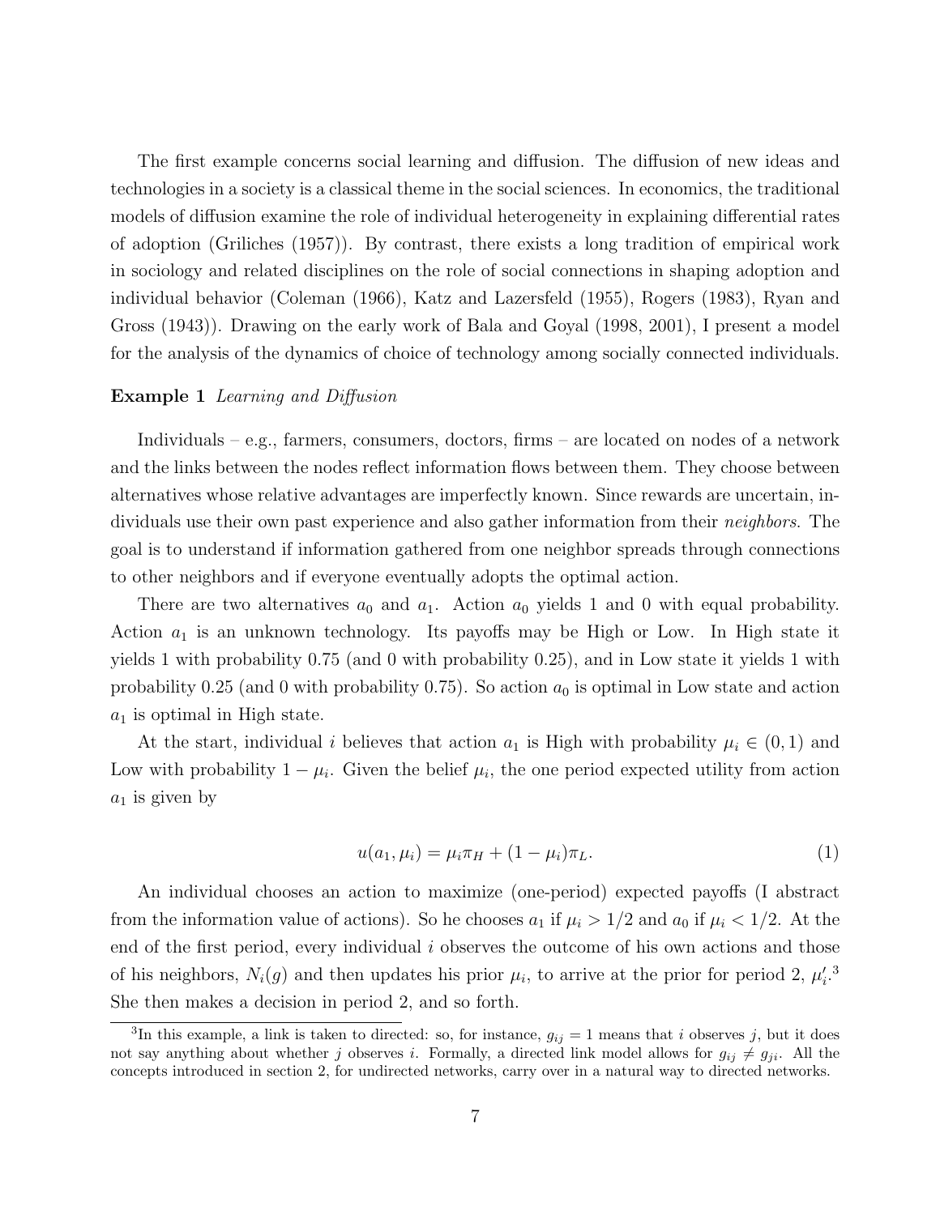The first example concerns social learning and diffusion. The diffusion of new ideas and technologies in a society is a classical theme in the social sciences. In economics, the traditional models of diffusion examine the role of individual heterogeneity in explaining differential rates of adoption (Griliches (1957)). By contrast, there exists a long tradition of empirical work in sociology and related disciplines on the role of social connections in shaping adoption and individual behavior (Coleman (1966), Katz and Lazersfeld (1955), Rogers (1983), Ryan and Gross (1943)). Drawing on the early work of Bala and Goyal (1998, 2001), I present a model for the analysis of the dynamics of choice of technology among socially connected individuals.

**Example 1** *Learning and Diffusion*

Individuals – e.g., farmers, consumers, doctors, firms – are located on nodes of a network and the links between the nodes reflect information flows between them. They choose between alternatives whose relative advantages are imperfectly known. Since rewards are uncertain, individuals use their own past experience and also gather information from their *neighbors*. The goal is to understand if information gathered from one neighbor spreads through connections to other neighbors and if everyone eventually adopts the optimal action.

There are two alternatives $a_0$ and $a_1$. Action $a_0$ yields 1 and 0 with equal probability. Action $a_1$ is an unknown technology. Its payoffs may be High or Low. In High state it yields 1 with probability 0.75 (and 0 with probability 0.25), and in Low state it yields 1 with probability 0.25 (and 0 with probability 0.75). So action $a_0$ is optimal in Low state and action $a_1$ is optimal in High state.

At the start, individual $i$ believes that action $a_1$ is High with probability $\mu_i \in (0, 1)$ and Low with probability $1 - \mu_i$. Given the belief $\mu_i$, the one period expected utility from action $a_1$ is given by

$$u(a_1, \mu_i) = \mu_i \pi_H + (1 - \mu_i)\pi_L. \tag{1}$$

An individual chooses an action to maximize (one-period) expected payoffs (I abstract from the information value of actions). So he chooses $a_1$ if $\mu_i > 1/2$ and $a_0$ if $\mu_i < 1/2$. At the end of the first period, every individual $i$ observes the outcome of his own actions and those of his neighbors, $N_i(g)$ and then updates his prior $\mu_i$, to arrive at the prior for period 2, $\mu_i'$.[3] She then makes a decision in period 2, and so forth.

[3] In this example, a link is taken to directed: so, for instance, $g_{ij} = 1$ means that $i$ observes $j$, but it does not say anything about whether $j$ observes $i$. Formally, a directed link model allows for $g_{ij} \neq g_{ji}$. All the concepts introduced in section 2, for undirected networks, carry over in a natural way to directed networks.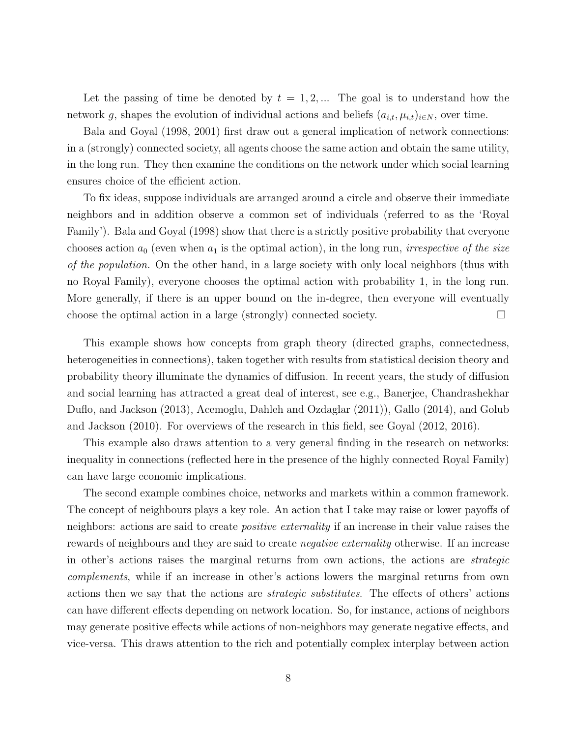Let the passing of time be denoted by $t = 1, 2, ...$ The goal is to understand how the network $g$, shapes the evolution of individual actions and beliefs $(a_{i,t}, \mu_{i,t})_{i \in N}$, over time.

Bala and Goyal (1998, 2001) first draw out a general implication of network connections: in a (strongly) connected society, all agents choose the same action and obtain the same utility, in the long run. They then examine the conditions on the network under which social learning ensures choice of the efficient action.

To fix ideas, suppose individuals are arranged around a circle and observe their immediate neighbors and in addition observe a common set of individuals (referred to as the 'Royal Family'). Bala and Goyal (1998) show that there is a strictly positive probability that everyone chooses action $a_0$ (even when $a_1$ is the optimal action), in the long run, *irrespective of the size of the population.* On the other hand, in a large society with only local neighbors (thus with no Royal Family), everyone chooses the optimal action with probability 1, in the long run. More generally, if there is an upper bound on the in-degree, then everyone will eventually choose the optimal action in a large (strongly) connected society. □

This example shows how concepts from graph theory (directed graphs, connectedness, heterogeneities in connections), taken together with results from statistical decision theory and probability theory illuminate the dynamics of diffusion. In recent years, the study of diffusion and social learning has attracted a great deal of interest, see e.g., Banerjee, Chandrashekhar Duflo, and Jackson (2013), Acemoglu, Dahleh and Ozdaglar (2011)), Gallo (2014), and Golub and Jackson (2010). For overviews of the research in this field, see Goyal (2012, 2016).

This example also draws attention to a very general finding in the research on networks: inequality in connections (reflected here in the presence of the highly connected Royal Family) can have large economic implications.

The second example combines choice, networks and markets within a common framework. The concept of neighbours plays a key role. An action that I take may raise or lower payoffs of neighbors: actions are said to create *positive externality* if an increase in their value raises the rewards of neighbours and they are said to create *negative externality* otherwise. If an increase in other's actions raises the marginal returns from own actions, the actions are *strategic complements*, while if an increase in other's actions lowers the marginal returns from own actions then we say that the actions are *strategic substitutes*. The effects of others' actions can have different effects depending on network location. So, for instance, actions of neighbors may generate positive effects while actions of non-neighbors may generate negative effects, and vice-versa. This draws attention to the rich and potentially complex interplay between action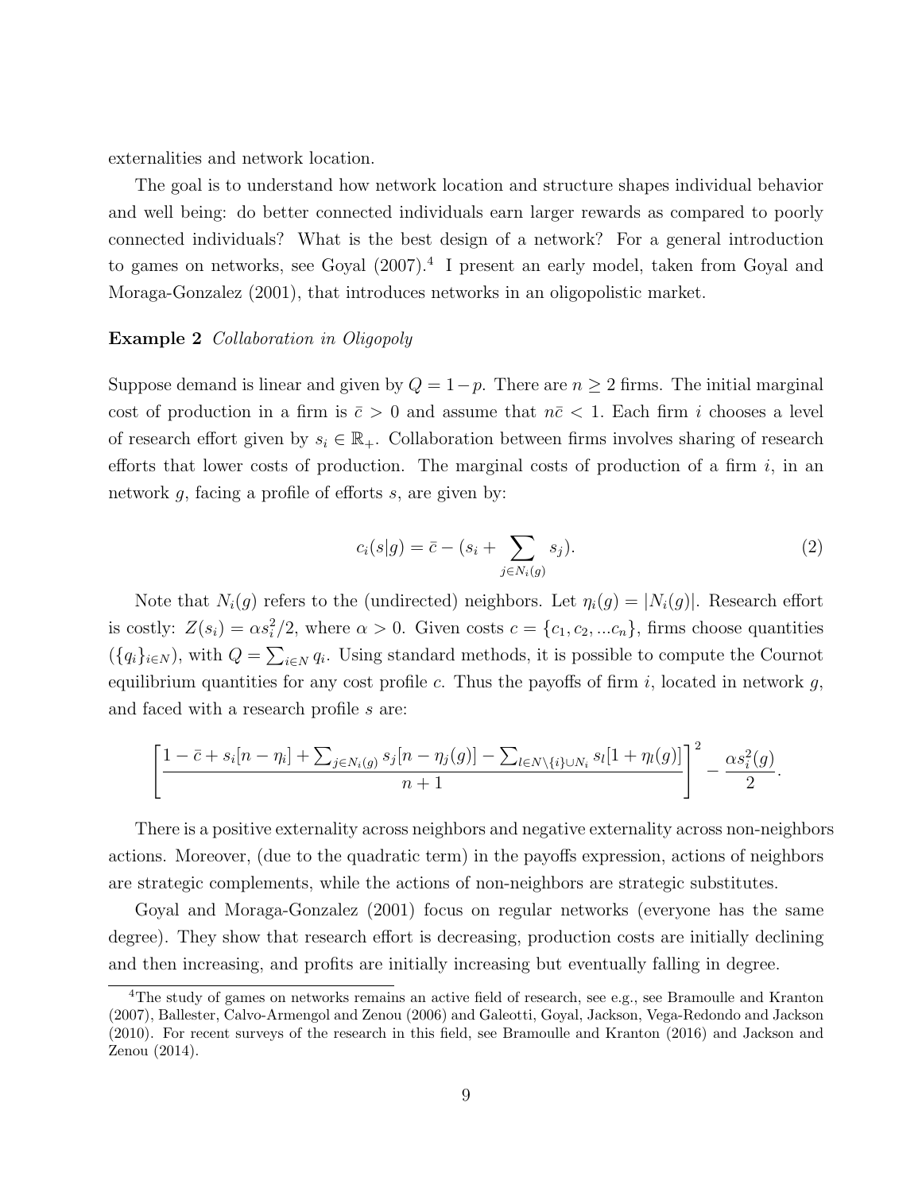externalities and network location.

The goal is to understand how network location and structure shapes individual behavior and well being: do better connected individuals earn larger rewards as compared to poorly connected individuals? What is the best design of a network? For a general introduction to games on networks, see Goyal (2007).[4] I present an early model, taken from Goyal and Moraga-Gonzalez (2001), that introduces networks in an oligopolistic market.

**Example 2** *Collaboration in Oligopoly*

Suppose demand is linear and given by $Q = 1 - p$. There are $n \geq 2$ firms. The initial marginal cost of production in a firm is $\bar{c} > 0$ and assume that $n\bar{c} < 1$. Each firm $i$ chooses a level of research effort given by $s_i \in \mathbb{R}_+$. Collaboration between firms involves sharing of research efforts that lower costs of production. The marginal costs of production of a firm $i$, in an network $g$, facing a profile of efforts $s$, are given by:

$$c_i(s|g) = \bar{c} - (s_i + \sum_{j \in N_i(g)} s_j). \tag{2}$$

Note that $N_i(g)$ refers to the (undirected) neighbors. Let $\eta_i(g) = |N_i(g)|$. Research effort is costly: $Z(s_i) = \alpha s_i^2/2$, where $\alpha > 0$. Given costs $c = \{c_1, c_2, ...c_n\}$, firms choose quantities $(\{q_i\}_{i \in N})$, with $Q = \sum_{i \in N} q_i$. Using standard methods, it is possible to compute the Cournot equilibrium quantities for any cost profile $c$. Thus the payoffs of firm $i$, located in network $g$, and faced with a research profile $s$ are:

$$\left[\frac{1 - \bar{c} + s_i[n - \eta_i] + \sum_{j \in N_i(g)} s_j[n - \eta_j(g)] - \sum_{l \in N \setminus \{i\} \cup N_i} s_l[1 + \eta_l(g)]}{n+1}\right]^2 - \frac{\alpha s_i^2(g)}{2}.$$

There is a positive externality across neighbors and negative externality across non-neighbors actions. Moreover, (due to the quadratic term) in the payoffs expression, actions of neighbors are strategic complements, while the actions of non-neighbors are strategic substitutes.

Goyal and Moraga-Gonzalez (2001) focus on regular networks (everyone has the same degree). They show that research effort is decreasing, production costs are initially declining and then increasing, and profits are initially increasing but eventually falling in degree.

---

[4] The study of games on networks remains an active field of research, see e.g., see Bramoulle and Kranton (2007), Ballester, Calvo-Armengol and Zenou (2006) and Galeotti, Goyal, Jackson, Vega-Redondo and Jackson (2010). For recent surveys of the research in this field, see Bramoulle and Kranton (2016) and Jackson and Zenou (2014).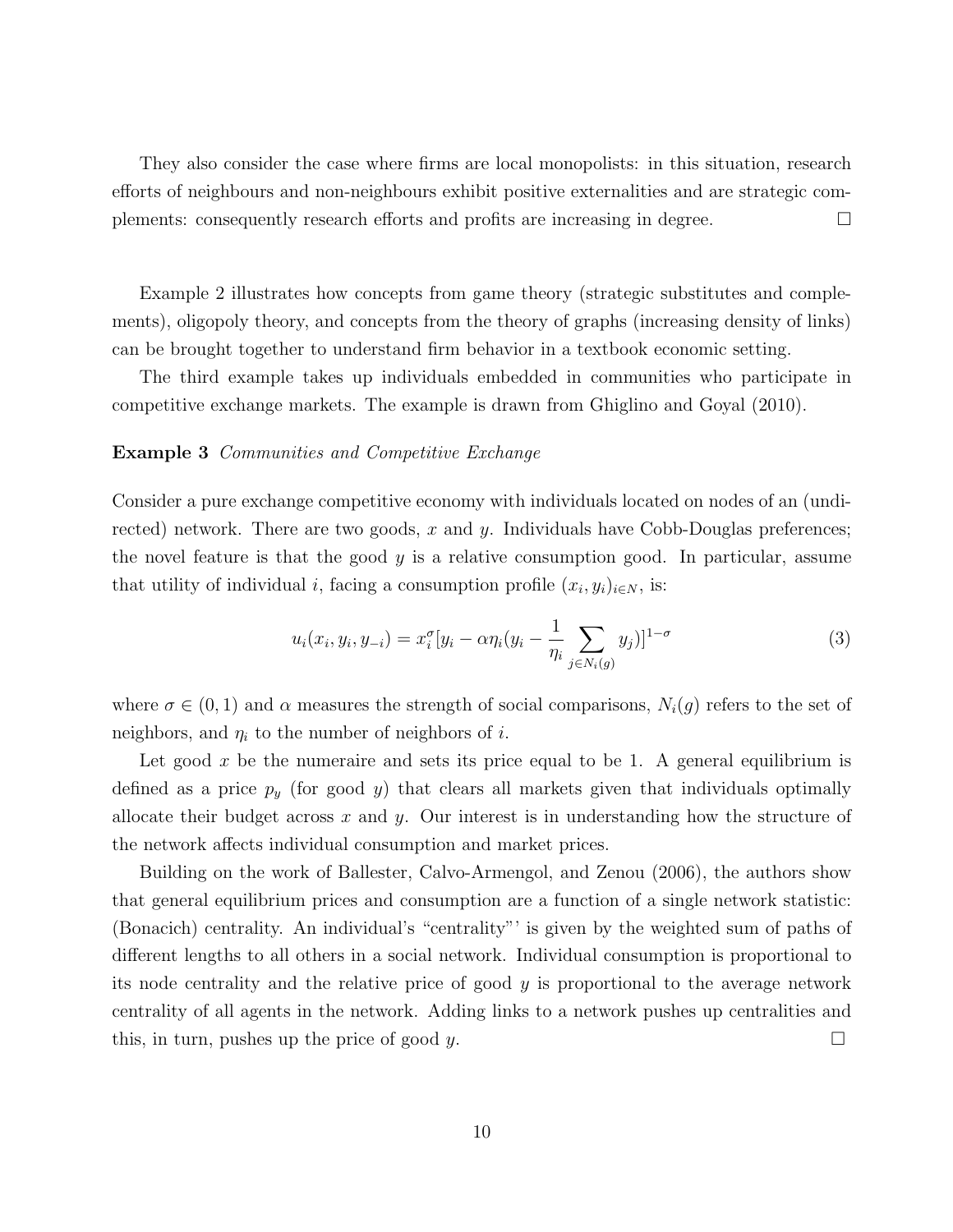They also consider the case where firms are local monopolists: in this situation, research efforts of neighbours and non-neighbours exhibit positive externalities and are strategic complements: consequently research efforts and profits are increasing in degree. □

Example 2 illustrates how concepts from game theory (strategic substitutes and complements), oligopoly theory, and concepts from the theory of graphs (increasing density of links) can be brought together to understand firm behavior in a textbook economic setting.

The third example takes up individuals embedded in communities who participate in competitive exchange markets. The example is drawn from Ghiglino and Goyal (2010).

**Example 3** *Communities and Competitive Exchange*

Consider a pure exchange competitive economy with individuals located on nodes of an (undirected) network. There are two goods, $x$ and $y$. Individuals have Cobb-Douglas preferences; the novel feature is that the good $y$ is a relative consumption good. In particular, assume that utility of individual $i$, facing a consumption profile $(x_i, y_i)_{i \in N}$, is:

$$u_i(x_i, y_i, y_{-i}) = x_i^{\sigma}[y_i - \alpha\eta_i(y_i - \frac{1}{\eta_i}\sum_{j \in N_i(g)} y_j)]^{1-\sigma} \tag{3}$$

where $\sigma \in (0, 1)$ and $\alpha$ measures the strength of social comparisons, $N_i(g)$ refers to the set of neighbors, and $\eta_i$ to the number of neighbors of $i$.

Let good $x$ be the numeraire and sets its price equal to be 1. A general equilibrium is defined as a price $p_y$ (for good $y$) that clears all markets given that individuals optimally allocate their budget across $x$ and $y$. Our interest is in understanding how the structure of the network affects individual consumption and market prices.

Building on the work of Ballester, Calvo-Armengol, and Zenou (2006), the authors show that general equilibrium prices and consumption are a function of a single network statistic: (Bonacich) centrality. An individual's "centrality"' is given by the weighted sum of paths of different lengths to all others in a social network. Individual consumption is proportional to its node centrality and the relative price of good $y$ is proportional to the average network centrality of all agents in the network. Adding links to a network pushes up centralities and this, in turn, pushes up the price of good $y$. □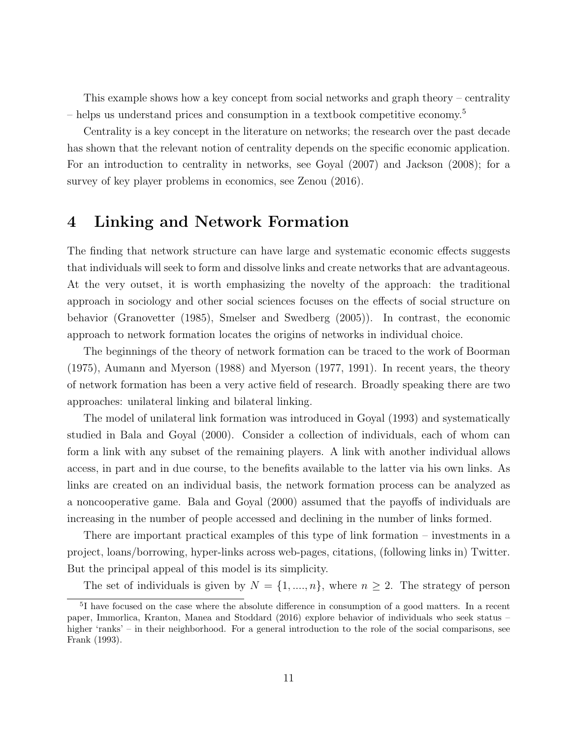This example shows how a key concept from social networks and graph theory – centrality – helps us understand prices and consumption in a textbook competitive economy.[5]

Centrality is a key concept in the literature on networks; the research over the past decade has shown that the relevant notion of centrality depends on the specific economic application. For an introduction to centrality in networks, see Goyal (2007) and Jackson (2008); for a survey of key player problems in economics, see Zenou (2016).

# 4 Linking and Network Formation

The finding that network structure can have large and systematic economic effects suggests that individuals will seek to form and dissolve links and create networks that are advantageous. At the very outset, it is worth emphasizing the novelty of the approach: the traditional approach in sociology and other social sciences focuses on the effects of social structure on behavior (Granovetter (1985), Smelser and Swedberg (2005)). In contrast, the economic approach to network formation locates the origins of networks in individual choice.

The beginnings of the theory of network formation can be traced to the work of Boorman (1975), Aumann and Myerson (1988) and Myerson (1977, 1991). In recent years, the theory of network formation has been a very active field of research. Broadly speaking there are two approaches: unilateral linking and bilateral linking.

The model of unilateral link formation was introduced in Goyal (1993) and systematically studied in Bala and Goyal (2000). Consider a collection of individuals, each of whom can form a link with any subset of the remaining players. A link with another individual allows access, in part and in due course, to the benefits available to the latter via his own links. As links are created on an individual basis, the network formation process can be analyzed as a noncooperative game. Bala and Goyal (2000) assumed that the payoffs of individuals are increasing in the number of people accessed and declining in the number of links formed.

There are important practical examples of this type of link formation – investments in a project, loans/borrowing, hyper-links across web-pages, citations, (following links in) Twitter. But the principal appeal of this model is its simplicity.

The set of individuals is given by $N = \{1, ...., n\}$, where $n \geq 2$. The strategy of person

[5] I have focused on the case where the absolute difference in consumption of a good matters. In a recent paper, Immorlica, Kranton, Manea and Stoddard (2016) explore behavior of individuals who seek status – higher 'ranks' – in their neighborhood. For a general introduction to the role of the social comparisons, see Frank (1993).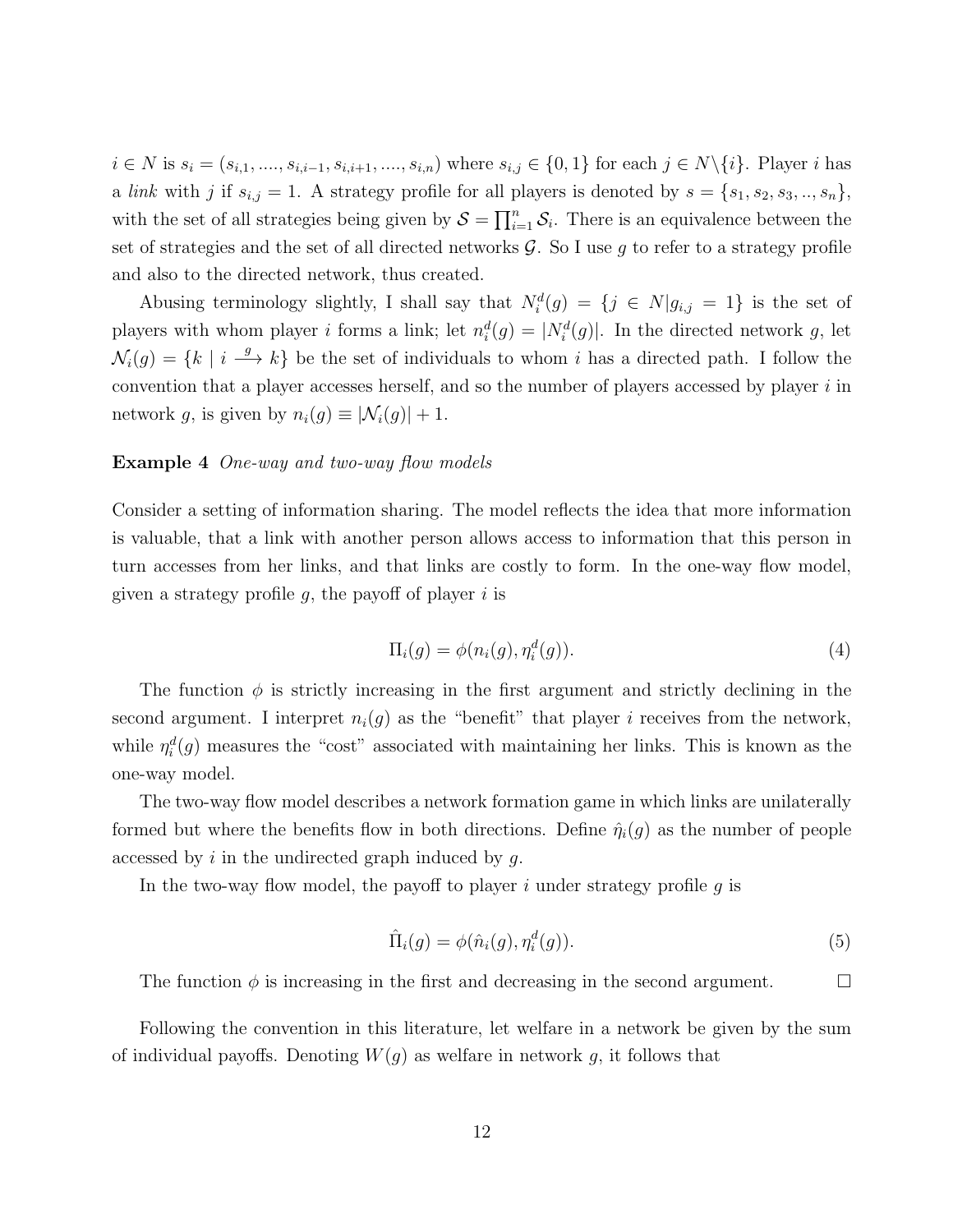$i \in N$ is $s_i = (s_{i,1}, ...., s_{i,i-1}, s_{i,i+1}, ...., s_{i,n})$ where $s_{i,j} \in \{0, 1\}$ for each $j \in N\backslash\{i\}$. Player $i$ has a *link* with $j$ if $s_{i,j} = 1$. A strategy profile for all players is denoted by $s = \{s_1, s_2, s_3, .., s_n\}$, with the set of all strategies being given by $\mathcal{S} = \prod_{i=1}^{n} \mathcal{S}_i$. There is an equivalence between the set of strategies and the set of all directed networks $\mathcal{G}$. So I use $g$ to refer to a strategy profile and also to the directed network, thus created.

Abusing terminology slightly, I shall say that $N_i^d(g) = \{j \in N | g_{i,j} = 1\}$ is the set of players with whom player $i$ forms a link; let $n_i^d(g) = |N_i^d(g)|$. In the directed network $g$, let $\mathcal{N}_i(g) = \{k \mid i \xrightarrow{g} k\}$ be the set of individuals to whom $i$ has a directed path. I follow the convention that a player accesses herself, and so the number of players accessed by player $i$ in network $g$, is given by $n_i(g) \equiv |\mathcal{N}_i(g)| + 1$.

**Example 4** *One-way and two-way flow models*

Consider a setting of information sharing. The model reflects the idea that more information is valuable, that a link with another person allows access to information that this person in turn accesses from her links, and that links are costly to form. In the one-way flow model, given a strategy profile $g$, the payoff of player $i$ is

$$\Pi_i(g) = \phi(n_i(g), \eta_i^d(g)). \tag{4}$$

The function $\phi$ is strictly increasing in the first argument and strictly declining in the second argument. I interpret $n_i(g)$ as the "benefit" that player $i$ receives from the network, while $\eta_i^d(g)$ measures the "cost" associated with maintaining her links. This is known as the one-way model.

The two-way flow model describes a network formation game in which links are unilaterally formed but where the benefits flow in both directions. Define $\hat{\eta}_i(g)$ as the number of people accessed by $i$ in the undirected graph induced by $g$.

In the two-way flow model, the payoff to player $i$ under strategy profile $g$ is

$$\hat{\Pi}_i(g) = \phi(\hat{n}_i(g), \eta_i^d(g)). \tag{5}$$

The function $\phi$ is increasing in the first and decreasing in the second argument. □

Following the convention in this literature, let welfare in a network be given by the sum of individual payoffs. Denoting $W(g)$ as welfare in network $g$, it follows that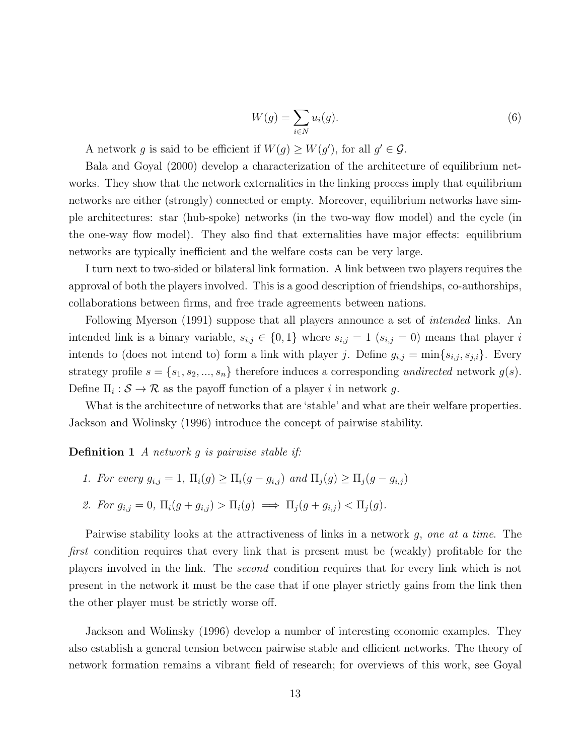$$W(g) = \sum_{i \in N} u_i(g). \tag{6}$$

A network $g$ is said to be efficient if $W(g) \geq W(g')$, for all $g' \in \mathcal{G}$.

Bala and Goyal (2000) develop a characterization of the architecture of equilibrium networks. They show that the network externalities in the linking process imply that equilibrium networks are either (strongly) connected or empty. Moreover, equilibrium networks have simple architectures: star (hub-spoke) networks (in the two-way flow model) and the cycle (in the one-way flow model). They also find that externalities have major effects: equilibrium networks are typically inefficient and the welfare costs can be very large.

I turn next to two-sided or bilateral link formation. A link between two players requires the approval of both the players involved. This is a good description of friendships, co-authorships, collaborations between firms, and free trade agreements between nations.

Following Myerson (1991) suppose that all players announce a set of *intended* links. An intended link is a binary variable, $s_{i,j} \in \{0, 1\}$ where $s_{i,j} = 1$ ($s_{i,j} = 0$) means that player $i$ intends to (does not intend to) form a link with player $j$. Define $g_{i,j} = \min\{s_{i,j}, s_{j,i}\}$. Every strategy profile $s = \{s_1, s_2, ..., s_n\}$ therefore induces a corresponding *undirected* network $g(s)$. Define $\Pi_i : \mathcal{S} \rightarrow \mathcal{R}$ as the payoff function of a player $i$ in network $g$.

What is the architecture of networks that are 'stable' and what are their welfare properties. Jackson and Wolinsky (1996) introduce the concept of pairwise stability.

**Definition 1** *A network $g$ is pairwise stable if:*

1. *For every $g_{i,j} = 1$, $\Pi_i(g) \geq \Pi_i(g - g_{i,j})$ and $\Pi_j(g) \geq \Pi_j(g - g_{i,j})$*
2. *For $g_{i,j} = 0$, $\Pi_i(g + g_{i,j}) > \Pi_i(g) \implies \Pi_j(g + g_{i,j}) < \Pi_j(g)$.*

Pairwise stability looks at the attractiveness of links in a network $g$, *one at a time*. The *first* condition requires that every link that is present must be (weakly) profitable for the players involved in the link. The *second* condition requires that for every link which is not present in the network it must be the case that if one player strictly gains from the link then the other player must be strictly worse off.

Jackson and Wolinsky (1996) develop a number of interesting economic examples. They also establish a general tension between pairwise stable and efficient networks. The theory of network formation remains a vibrant field of research; for overviews of this work, see Goyal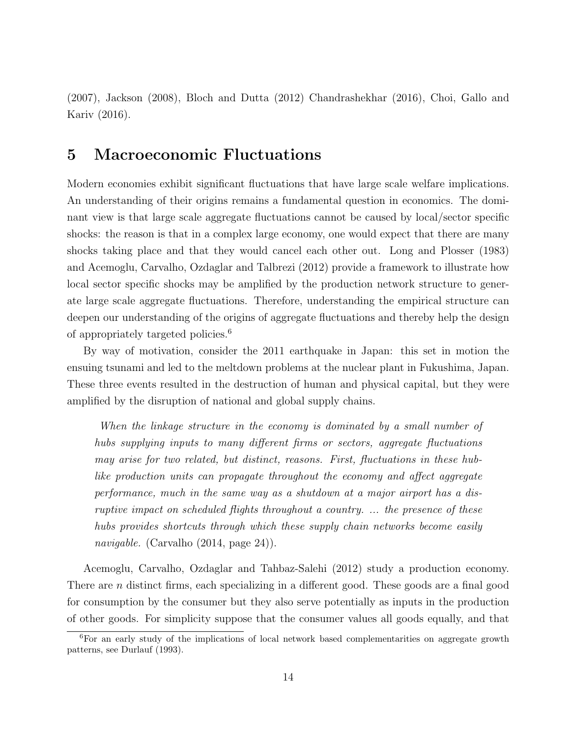(2007), Jackson (2008), Bloch and Dutta (2012) Chandrashekhar (2016), Choi, Gallo and Kariv (2016).

## 5 Macroeconomic Fluctuations

Modern economies exhibit significant fluctuations that have large scale welfare implications. An understanding of their origins remains a fundamental question in economics. The dominant view is that large scale aggregate fluctuations cannot be caused by local/sector specific shocks: the reason is that in a complex large economy, one would expect that there are many shocks taking place and that they would cancel each other out. Long and Plosser (1983) and Acemoglu, Carvalho, Ozdaglar and Talbrezi (2012) provide a framework to illustrate how local sector specific shocks may be amplified by the production network structure to generate large scale aggregate fluctuations. Therefore, understanding the empirical structure can deepen our understanding of the origins of aggregate fluctuations and thereby help the design of appropriately targeted policies.[6]

By way of motivation, consider the 2011 earthquake in Japan: this set in motion the ensuing tsunami and led to the meltdown problems at the nuclear plant in Fukushima, Japan. These three events resulted in the destruction of human and physical capital, but they were amplified by the disruption of national and global supply chains.

> *When the linkage structure in the economy is dominated by a small number of hubs supplying inputs to many different firms or sectors, aggregate fluctuations may arise for two related, but distinct, reasons. First, fluctuations in these hub-like production units can propagate throughout the economy and affect aggregate performance, much in the same way as a shutdown at a major airport has a disruptive impact on scheduled flights throughout a country. ... the presence of these hubs provides shortcuts through which these supply chain networks become easily navigable.* (Carvalho (2014, page 24)).

Acemoglu, Carvalho, Ozdaglar and Tahbaz-Salehi (2012) study a production economy. There are $n$ distinct firms, each specializing in a different good. These goods are a final good for consumption by the consumer but they also serve potentially as inputs in the production of other goods. For simplicity suppose that the consumer values all goods equally, and that

[6] For an early study of the implications of local network based complementarities on aggregate growth patterns, see Durlauf (1993).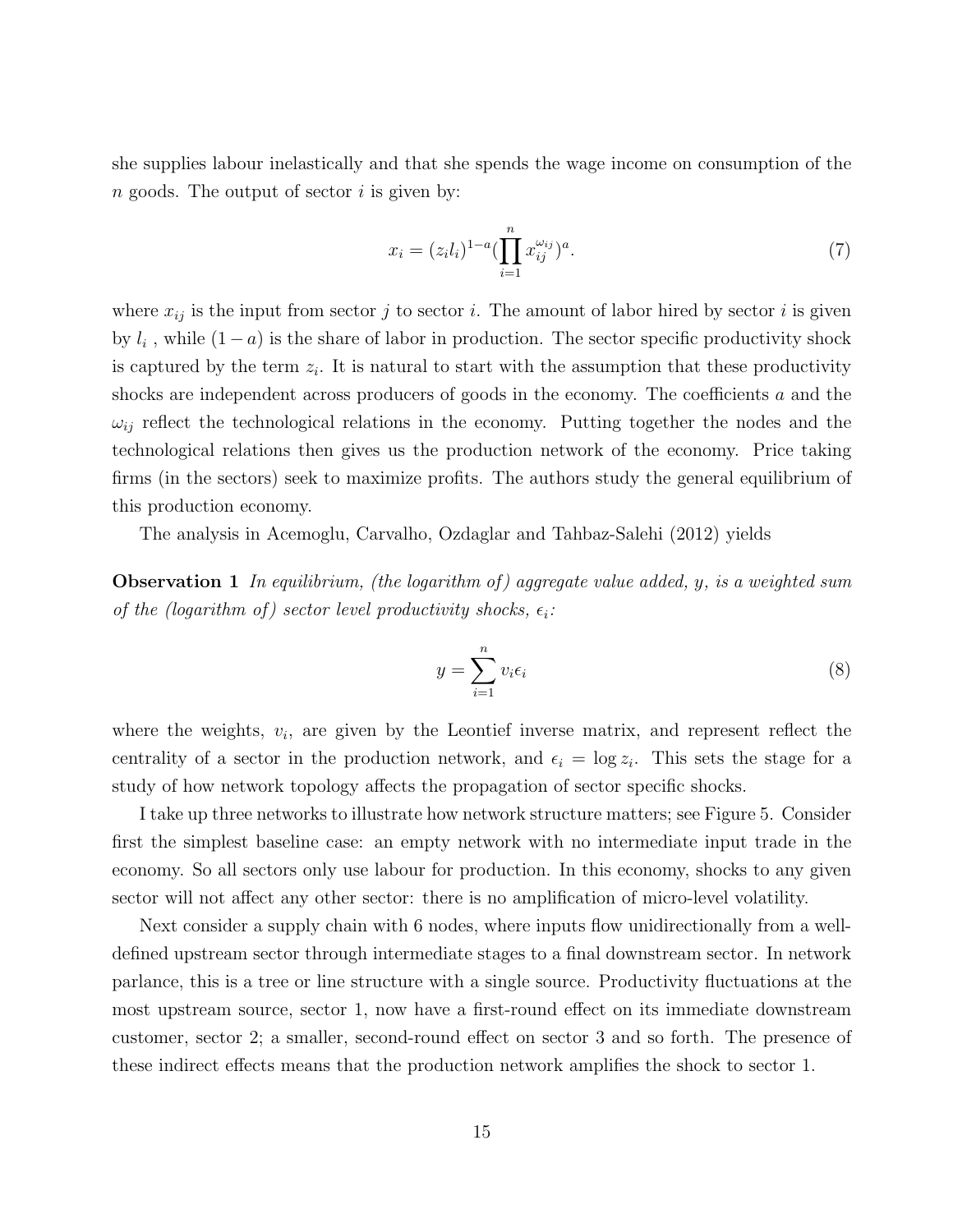she supplies labour inelastically and that she spends the wage income on consumption of the $n$ goods. The output of sector $i$ is given by:

$$x_i = (z_i l_i)^{1-a} (\prod_{i=1}^{n} x_{ij}^{\omega_{ij}})^a. \tag{7}$$

where $x_{ij}$ is the input from sector $j$ to sector $i$. The amount of labor hired by sector $i$ is given by $l_i$ , while $(1 - a)$ is the share of labor in production. The sector specific productivity shock is captured by the term $z_i$. It is natural to start with the assumption that these productivity shocks are independent across producers of goods in the economy. The coefficients $a$ and the $\omega_{ij}$ reflect the technological relations in the economy. Putting together the nodes and the technological relations then gives us the production network of the economy. Price taking firms (in the sectors) seek to maximize profits. The authors study the general equilibrium of this production economy.

The analysis in Acemoglu, Carvalho, Ozdaglar and Tahbaz-Salehi (2012) yields

**Observation 1** *In equilibrium, (the logarithm of) aggregate value added, $y$, is a weighted sum of the (logarithm of) sector level productivity shocks, $\epsilon_i$:*

$$y = \sum_{i=1}^{n} v_i \epsilon_i \tag{8}$$

where the weights, $v_i$, are given by the Leontief inverse matrix, and represent reflect the centrality of a sector in the production network, and $\epsilon_i = \log z_i$. This sets the stage for a study of how network topology affects the propagation of sector specific shocks.

I take up three networks to illustrate how network structure matters; see Figure 5. Consider first the simplest baseline case: an empty network with no intermediate input trade in the economy. So all sectors only use labour for production. In this economy, shocks to any given sector will not affect any other sector: there is no amplification of micro-level volatility.

Next consider a supply chain with 6 nodes, where inputs flow unidirectionally from a well-defined upstream sector through intermediate stages to a final downstream sector. In network parlance, this is a tree or line structure with a single source. Productivity fluctuations at the most upstream source, sector 1, now have a first-round effect on its immediate downstream customer, sector 2; a smaller, second-round effect on sector 3 and so forth. The presence of these indirect effects means that the production network amplifies the shock to sector 1.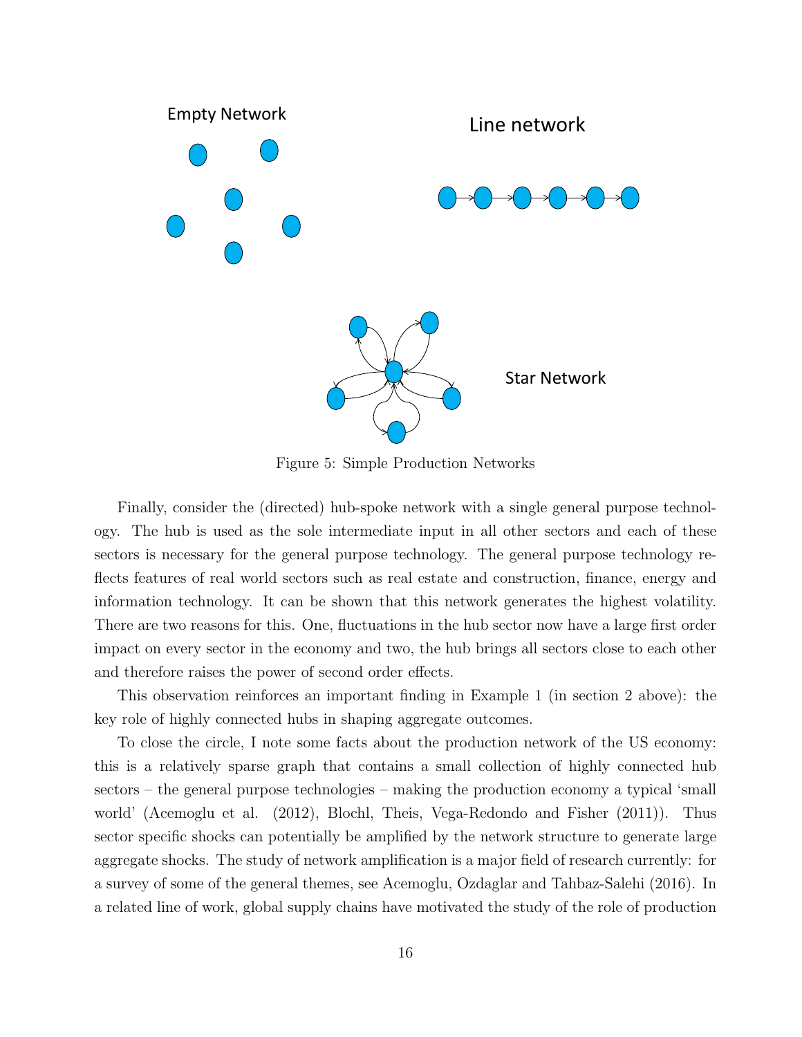Empty Network

Line network

Star Network

Figure 5: Simple Production Networks

Finally, consider the (directed) hub-spoke network with a single general purpose technology. The hub is used as the sole intermediate input in all other sectors and each of these sectors is necessary for the general purpose technology. The general purpose technology reflects features of real world sectors such as real estate and construction, finance, energy and information technology. It can be shown that this network generates the highest volatility. There are two reasons for this. One, fluctuations in the hub sector now have a large first order impact on every sector in the economy and two, the hub brings all sectors close to each other and therefore raises the power of second order effects.

This observation reinforces an important finding in Example 1 (in section 2 above): the key role of highly connected hubs in shaping aggregate outcomes.

To close the circle, I note some facts about the production network of the US economy: this is a relatively sparse graph that contains a small collection of highly connected hub sectors – the general purpose technologies – making the production economy a typical 'small world' (Acemoglu et al. (2012), Blochl, Theis, Vega-Redondo and Fisher (2011)). Thus sector specific shocks can potentially be amplified by the network structure to generate large aggregate shocks. The study of network amplification is a major field of research currently: for a survey of some of the general themes, see Acemoglu, Ozdaglar and Tahbaz-Salehi (2016). In a related line of work, global supply chains have motivated the study of the role of production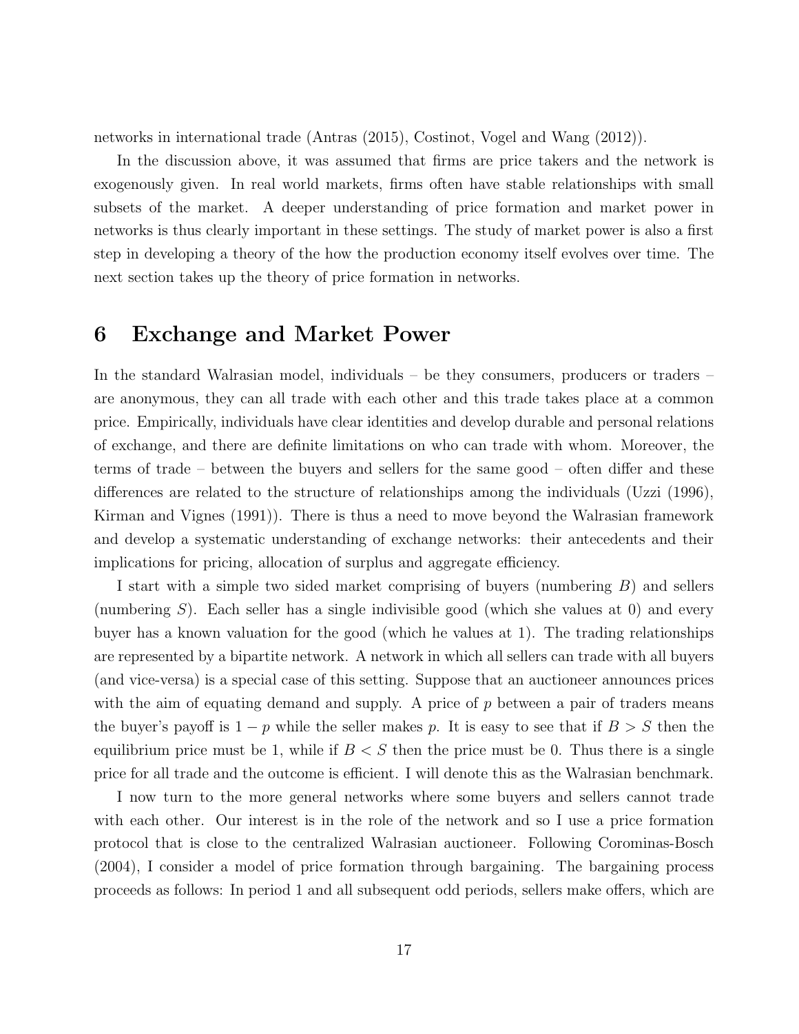networks in international trade (Antras (2015), Costinot, Vogel and Wang (2012)).

In the discussion above, it was assumed that firms are price takers and the network is exogenously given. In real world markets, firms often have stable relationships with small subsets of the market. A deeper understanding of price formation and market power in networks is thus clearly important in these settings. The study of market power is also a first step in developing a theory of the how the production economy itself evolves over time. The next section takes up the theory of price formation in networks.

# 6 Exchange and Market Power

In the standard Walrasian model, individuals – be they consumers, producers or traders – are anonymous, they can all trade with each other and this trade takes place at a common price. Empirically, individuals have clear identities and develop durable and personal relations of exchange, and there are definite limitations on who can trade with whom. Moreover, the terms of trade – between the buyers and sellers for the same good – often differ and these differences are related to the structure of relationships among the individuals (Uzzi (1996), Kirman and Vignes (1991)). There is thus a need to move beyond the Walrasian framework and develop a systematic understanding of exchange networks: their antecedents and their implications for pricing, allocation of surplus and aggregate efficiency.

I start with a simple two sided market comprising of buyers (numbering $B$) and sellers (numbering $S$). Each seller has a single indivisible good (which she values at 0) and every buyer has a known valuation for the good (which he values at 1). The trading relationships are represented by a bipartite network. A network in which all sellers can trade with all buyers (and vice-versa) is a special case of this setting. Suppose that an auctioneer announces prices with the aim of equating demand and supply. A price of $p$ between a pair of traders means the buyer's payoff is $1 - p$ while the seller makes $p$. It is easy to see that if $B > S$ then the equilibrium price must be 1, while if $B < S$ then the price must be 0. Thus there is a single price for all trade and the outcome is efficient. I will denote this as the Walrasian benchmark.

I now turn to the more general networks where some buyers and sellers cannot trade with each other. Our interest is in the role of the network and so I use a price formation protocol that is close to the centralized Walrasian auctioneer. Following Corominas-Bosch (2004), I consider a model of price formation through bargaining. The bargaining process proceeds as follows: In period 1 and all subsequent odd periods, sellers make offers, which are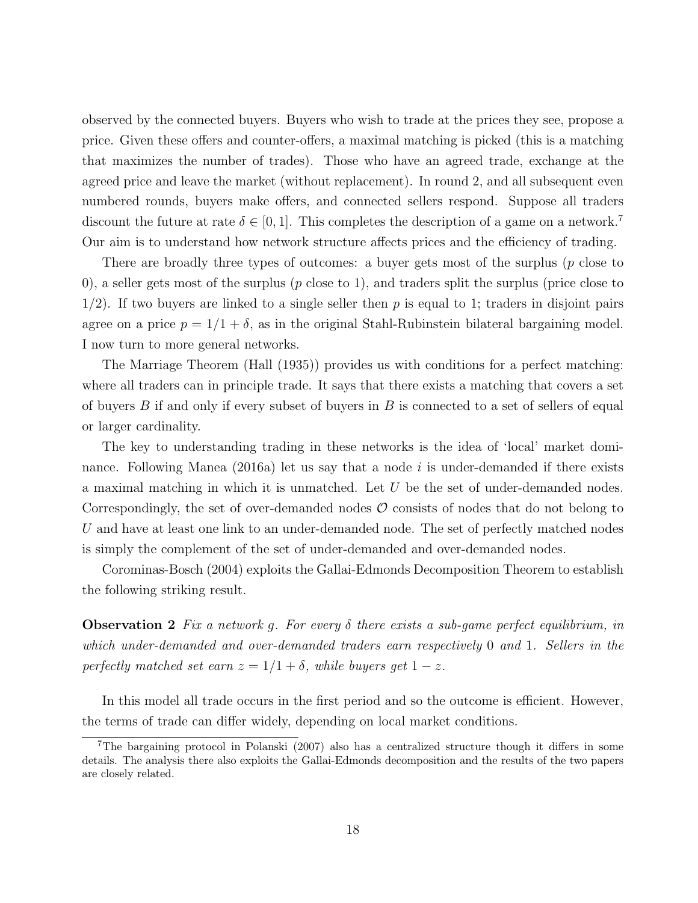observed by the connected buyers. Buyers who wish to trade at the prices they see, propose a price. Given these offers and counter-offers, a maximal matching is picked (this is a matching that maximizes the number of trades). Those who have an agreed trade, exchange at the agreed price and leave the market (without replacement). In round 2, and all subsequent even numbered rounds, buyers make offers, and connected sellers respond. Suppose all traders discount the future at rate $\delta \in [0, 1]$. This completes the description of a game on a network.[7] Our aim is to understand how network structure affects prices and the efficiency of trading.

There are broadly three types of outcomes: a buyer gets most of the surplus ($p$ close to 0), a seller gets most of the surplus ($p$ close to 1), and traders split the surplus (price close to $1/2$). If two buyers are linked to a single seller then $p$ is equal to 1; traders in disjoint pairs agree on a price $p = 1/1 + \delta$, as in the original Stahl-Rubinstein bilateral bargaining model. I now turn to more general networks.

The Marriage Theorem (Hall (1935)) provides us with conditions for a perfect matching: where all traders can in principle trade. It says that there exists a matching that covers a set of buyers $B$ if and only if every subset of buyers in $B$ is connected to a set of sellers of equal or larger cardinality.

The key to understanding trading in these networks is the idea of 'local' market dominance. Following Manea (2016a) let us say that a node $i$ is under-demanded if there exists a maximal matching in which it is unmatched. Let $U$ be the set of under-demanded nodes. Correspondingly, the set of over-demanded nodes $\mathcal{O}$ consists of nodes that do not belong to $U$ and have at least one link to an under-demanded node. The set of perfectly matched nodes is simply the complement of the set of under-demanded and over-demanded nodes.

Corominas-Bosch (2004) exploits the Gallai-Edmonds Decomposition Theorem to establish the following striking result.

**Observation 2** *Fix a network $g$. For every $\delta$ there exists a sub-game perfect equilibrium, in which under-demanded and over-demanded traders earn respectively* 0 *and* 1*. Sellers in the perfectly matched set earn $z = 1/1 + \delta$, while buyers get $1 - z$.*

In this model all trade occurs in the first period and so the outcome is efficient. However, the terms of trade can differ widely, depending on local market conditions.

[7] The bargaining protocol in Polanski (2007) also has a centralized structure though it differs in some details. The analysis there also exploits the Gallai-Edmonds decomposition and the results of the two papers are closely related.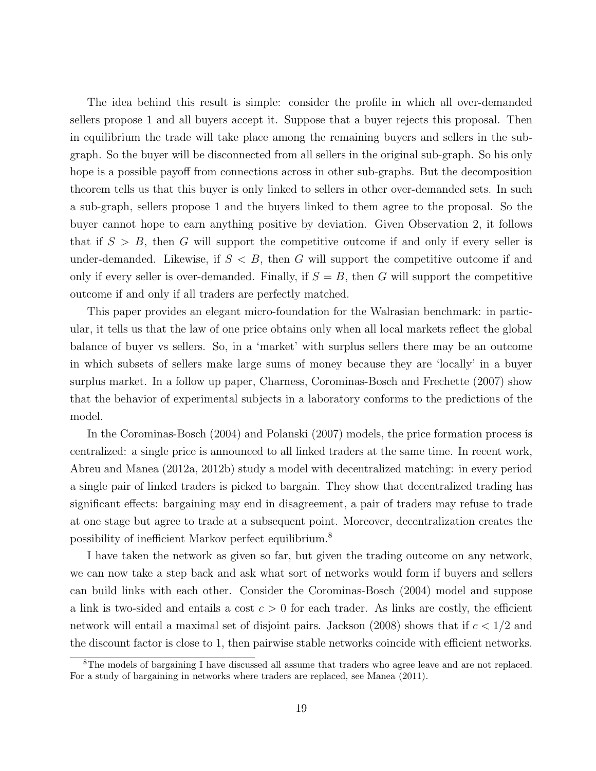The idea behind this result is simple: consider the profile in which all over-demanded sellers propose 1 and all buyers accept it. Suppose that a buyer rejects this proposal. Then in equilibrium the trade will take place among the remaining buyers and sellers in the sub-graph. So the buyer will be disconnected from all sellers in the original sub-graph. So his only hope is a possible payoff from connections across in other sub-graphs. But the decomposition theorem tells us that this buyer is only linked to sellers in other over-demanded sets. In such a sub-graph, sellers propose 1 and the buyers linked to them agree to the proposal. So the buyer cannot hope to earn anything positive by deviation. Given Observation 2, it follows that if $S > B$, then $G$ will support the competitive outcome if and only if every seller is under-demanded. Likewise, if $S < B$, then $G$ will support the competitive outcome if and only if every seller is over-demanded. Finally, if $S = B$, then $G$ will support the competitive outcome if and only if all traders are perfectly matched.

This paper provides an elegant micro-foundation for the Walrasian benchmark: in particular, it tells us that the law of one price obtains only when all local markets reflect the global balance of buyer vs sellers. So, in a 'market' with surplus sellers there may be an outcome in which subsets of sellers make large sums of money because they are 'locally' in a buyer surplus market. In a follow up paper, Charness, Corominas-Bosch and Frechette (2007) show that the behavior of experimental subjects in a laboratory conforms to the predictions of the model.

In the Corominas-Bosch (2004) and Polanski (2007) models, the price formation process is centralized: a single price is announced to all linked traders at the same time. In recent work, Abreu and Manea (2012a, 2012b) study a model with decentralized matching: in every period a single pair of linked traders is picked to bargain. They show that decentralized trading has significant effects: bargaining may end in disagreement, a pair of traders may refuse to trade at one stage but agree to trade at a subsequent point. Moreover, decentralization creates the possibility of inefficient Markov perfect equilibrium.[8]

I have taken the network as given so far, but given the trading outcome on any network, we can now take a step back and ask what sort of networks would form if buyers and sellers can build links with each other. Consider the Corominas-Bosch (2004) model and suppose a link is two-sided and entails a cost $c > 0$ for each trader. As links are costly, the efficient network will entail a maximal set of disjoint pairs. Jackson (2008) shows that if $c < 1/2$ and the discount factor is close to 1, then pairwise stable networks coincide with efficient networks.

[8]The models of bargaining I have discussed all assume that traders who agree leave and are not replaced. For a study of bargaining in networks where traders are replaced, see Manea (2011).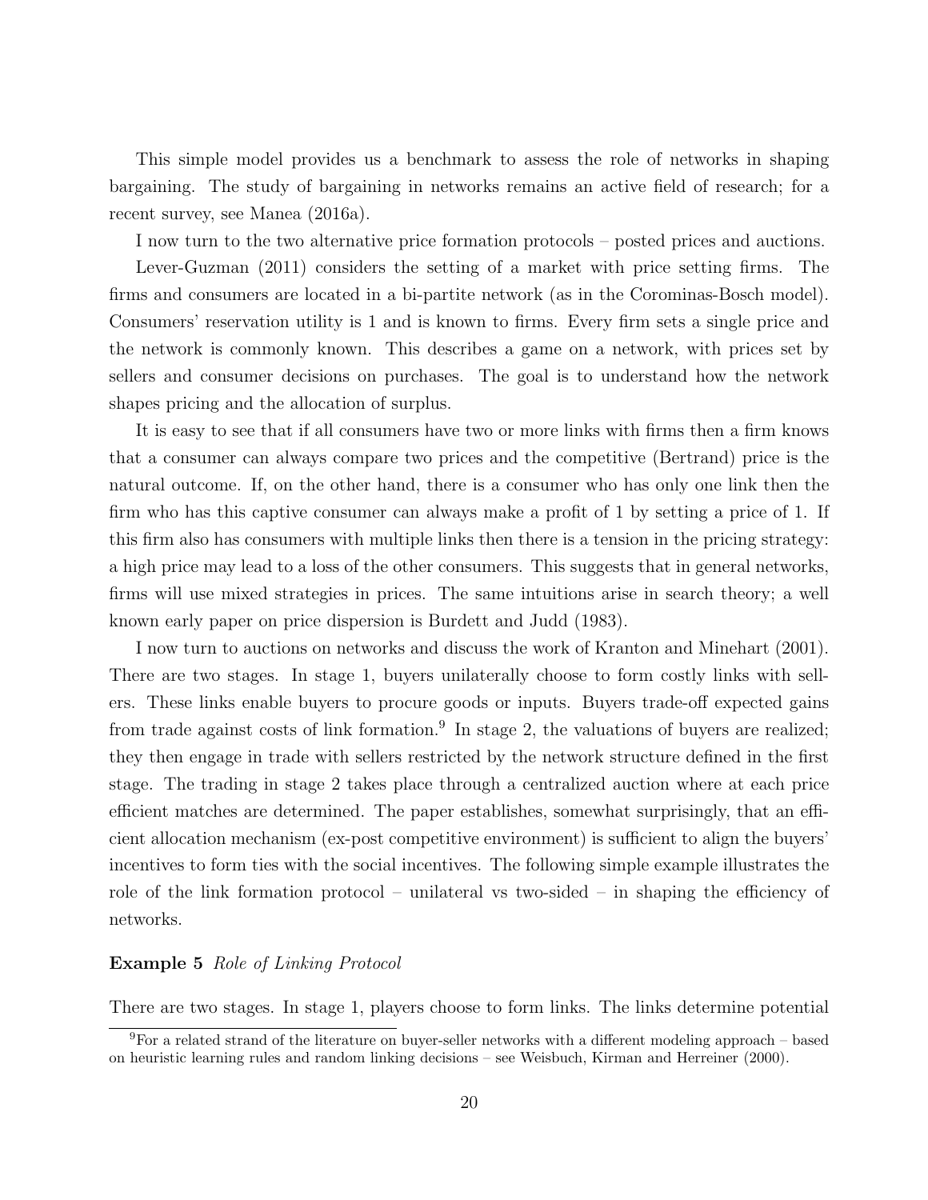This simple model provides us a benchmark to assess the role of networks in shaping bargaining. The study of bargaining in networks remains an active field of research; for a recent survey, see Manea (2016a).

I now turn to the two alternative price formation protocols – posted prices and auctions.

Lever-Guzman (2011) considers the setting of a market with price setting firms. The firms and consumers are located in a bi-partite network (as in the Corominas-Bosch model). Consumers' reservation utility is 1 and is known to firms. Every firm sets a single price and the network is commonly known. This describes a game on a network, with prices set by sellers and consumer decisions on purchases. The goal is to understand how the network shapes pricing and the allocation of surplus.

It is easy to see that if all consumers have two or more links with firms then a firm knows that a consumer can always compare two prices and the competitive (Bertrand) price is the natural outcome. If, on the other hand, there is a consumer who has only one link then the firm who has this captive consumer can always make a profit of 1 by setting a price of 1. If this firm also has consumers with multiple links then there is a tension in the pricing strategy: a high price may lead to a loss of the other consumers. This suggests that in general networks, firms will use mixed strategies in prices. The same intuitions arise in search theory; a well known early paper on price dispersion is Burdett and Judd (1983).

I now turn to auctions on networks and discuss the work of Kranton and Minehart (2001). There are two stages. In stage 1, buyers unilaterally choose to form costly links with sellers. These links enable buyers to procure goods or inputs. Buyers trade-off expected gains from trade against costs of link formation.[9] In stage 2, the valuations of buyers are realized; they then engage in trade with sellers restricted by the network structure defined in the first stage. The trading in stage 2 takes place through a centralized auction where at each price efficient matches are determined. The paper establishes, somewhat surprisingly, that an efficient allocation mechanism (ex-post competitive environment) is sufficient to align the buyers' incentives to form ties with the social incentives. The following simple example illustrates the role of the link formation protocol – unilateral vs two-sided – in shaping the efficiency of networks.

**Example 5** *Role of Linking Protocol*

There are two stages. In stage 1, players choose to form links. The links determine potential

[9] For a related strand of the literature on buyer-seller networks with a different modeling approach – based on heuristic learning rules and random linking decisions – see Weisbuch, Kirman and Herreiner (2000).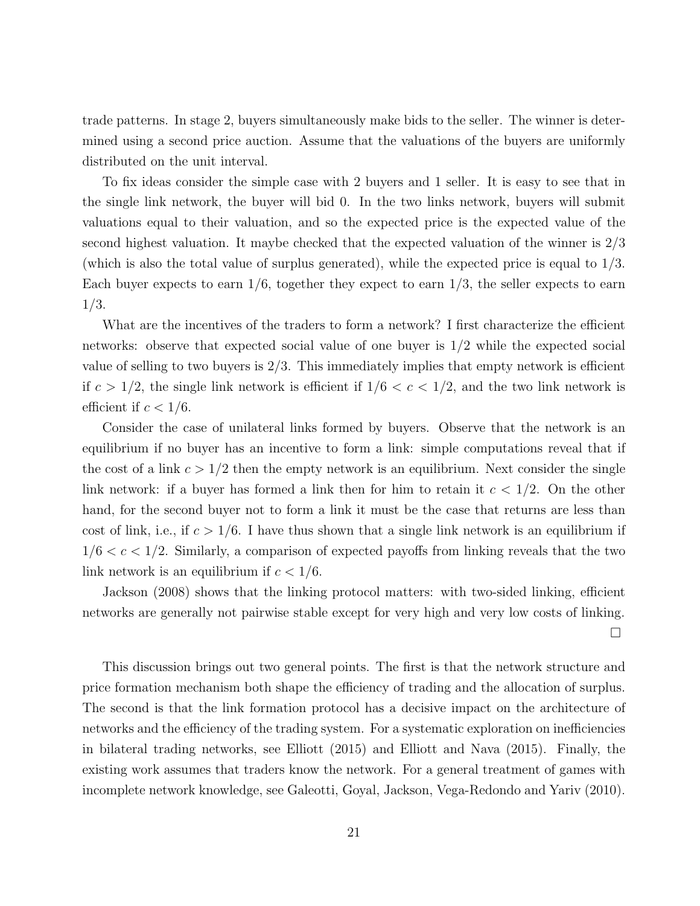trade patterns. In stage 2, buyers simultaneously make bids to the seller. The winner is determined using a second price auction. Assume that the valuations of the buyers are uniformly distributed on the unit interval.

To fix ideas consider the simple case with 2 buyers and 1 seller. It is easy to see that in the single link network, the buyer will bid 0. In the two links network, buyers will submit valuations equal to their valuation, and so the expected price is the expected value of the second highest valuation. It maybe checked that the expected valuation of the winner is $2/3$ (which is also the total value of surplus generated), while the expected price is equal to $1/3$. Each buyer expects to earn $1/6$, together they expect to earn $1/3$, the seller expects to earn $1/3$.

What are the incentives of the traders to form a network? I first characterize the efficient networks: observe that expected social value of one buyer is $1/2$ while the expected social value of selling to two buyers is $2/3$. This immediately implies that empty network is efficient if $c > 1/2$, the single link network is efficient if $1/6 < c < 1/2$, and the two link network is efficient if $c < 1/6$.

Consider the case of unilateral links formed by buyers. Observe that the network is an equilibrium if no buyer has an incentive to form a link: simple computations reveal that if the cost of a link $c > 1/2$ then the empty network is an equilibrium. Next consider the single link network: if a buyer has formed a link then for him to retain it $c < 1/2$. On the other hand, for the second buyer not to form a link it must be the case that returns are less than cost of link, i.e., if $c > 1/6$. I have thus shown that a single link network is an equilibrium if $1/6 < c < 1/2$. Similarly, a comparison of expected payoffs from linking reveals that the two link network is an equilibrium if $c < 1/6$.

Jackson (2008) shows that the linking protocol matters: with two-sided linking, efficient networks are generally not pairwise stable except for very high and very low costs of linking. □

This discussion brings out two general points. The first is that the network structure and price formation mechanism both shape the efficiency of trading and the allocation of surplus. The second is that the link formation protocol has a decisive impact on the architecture of networks and the efficiency of the trading system. For a systematic exploration on inefficiencies in bilateral trading networks, see Elliott (2015) and Elliott and Nava (2015). Finally, the existing work assumes that traders know the network. For a general treatment of games with incomplete network knowledge, see Galeotti, Goyal, Jackson, Vega-Redondo and Yariv (2010).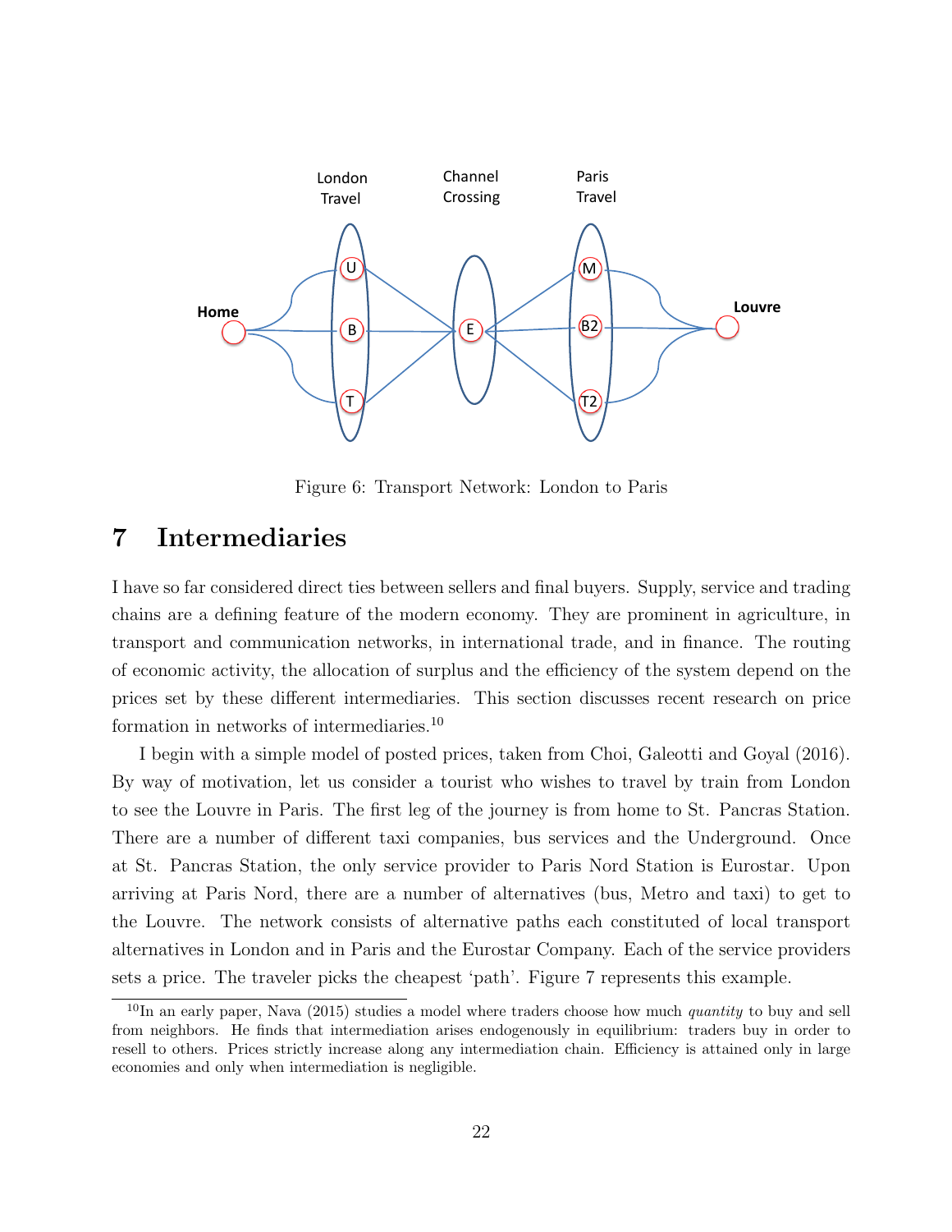Figure 6: Transport Network: London to Paris

## 7 Intermediaries

I have so far considered direct ties between sellers and final buyers. Supply, service and trading chains are a defining feature of the modern economy. They are prominent in agriculture, in transport and communication networks, in international trade, and in finance. The routing of economic activity, the allocation of surplus and the efficiency of the system depend on the prices set by these different intermediaries. This section discusses recent research on price formation in networks of intermediaries.[10]

I begin with a simple model of posted prices, taken from Choi, Galeotti and Goyal (2016). By way of motivation, let us consider a tourist who wishes to travel by train from London to see the Louvre in Paris. The first leg of the journey is from home to St. Pancras Station. There are a number of different taxi companies, bus services and the Underground. Once at St. Pancras Station, the only service provider to Paris Nord Station is Eurostar. Upon arriving at Paris Nord, there are a number of alternatives (bus, Metro and taxi) to get to the Louvre. The network consists of alternative paths each constituted of local transport alternatives in London and in Paris and the Eurostar Company. Each of the service providers sets a price. The traveler picks the cheapest 'path'. Figure 7 represents this example.

[10] In an early paper, Nava (2015) studies a model where traders choose how much *quantity* to buy and sell from neighbors. He finds that intermediation arises endogenously in equilibrium: traders buy in order to resell to others. Prices strictly increase along any intermediation chain. Efficiency is attained only in large economies and only when intermediation is negligible.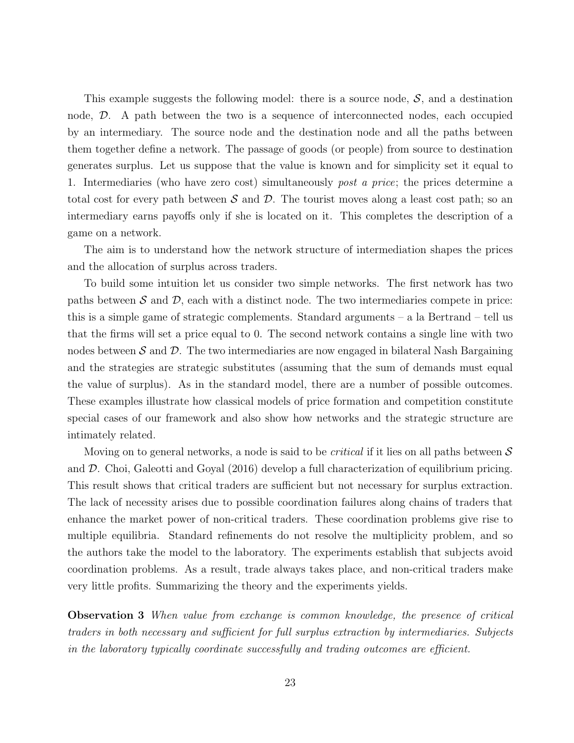This example suggests the following model: there is a source node, $\mathcal{S}$, and a destination node, $\mathcal{D}$. A path between the two is a sequence of interconnected nodes, each occupied by an intermediary. The source node and the destination node and all the paths between them together define a network. The passage of goods (or people) from source to destination generates surplus. Let us suppose that the value is known and for simplicity set it equal to 1. Intermediaries (who have zero cost) simultaneously *post a price*; the prices determine a total cost for every path between $\mathcal{S}$ and $\mathcal{D}$. The tourist moves along a least cost path; so an intermediary earns payoffs only if she is located on it. This completes the description of a game on a network.

The aim is to understand how the network structure of intermediation shapes the prices and the allocation of surplus across traders.

To build some intuition let us consider two simple networks. The first network has two paths between $\mathcal{S}$ and $\mathcal{D}$, each with a distinct node. The two intermediaries compete in price: this is a simple game of strategic complements. Standard arguments – a la Bertrand – tell us that the firms will set a price equal to 0. The second network contains a single line with two nodes between $\mathcal{S}$ and $\mathcal{D}$. The two intermediaries are now engaged in bilateral Nash Bargaining and the strategies are strategic substitutes (assuming that the sum of demands must equal the value of surplus). As in the standard model, there are a number of possible outcomes. These examples illustrate how classical models of price formation and competition constitute special cases of our framework and also show how networks and the strategic structure are intimately related.

Moving on to general networks, a node is said to be *critical* if it lies on all paths between $\mathcal{S}$ and $\mathcal{D}$. Choi, Galeotti and Goyal (2016) develop a full characterization of equilibrium pricing. This result shows that critical traders are sufficient but not necessary for surplus extraction. The lack of necessity arises due to possible coordination failures along chains of traders that enhance the market power of non-critical traders. These coordination problems give rise to multiple equilibria. Standard refinements do not resolve the multiplicity problem, and so the authors take the model to the laboratory. The experiments establish that subjects avoid coordination problems. As a result, trade always takes place, and non-critical traders make very little profits. Summarizing the theory and the experiments yields.

**Observation 3** *When value from exchange is common knowledge, the presence of critical traders in both necessary and sufficient for full surplus extraction by intermediaries. Subjects in the laboratory typically coordinate successfully and trading outcomes are efficient.*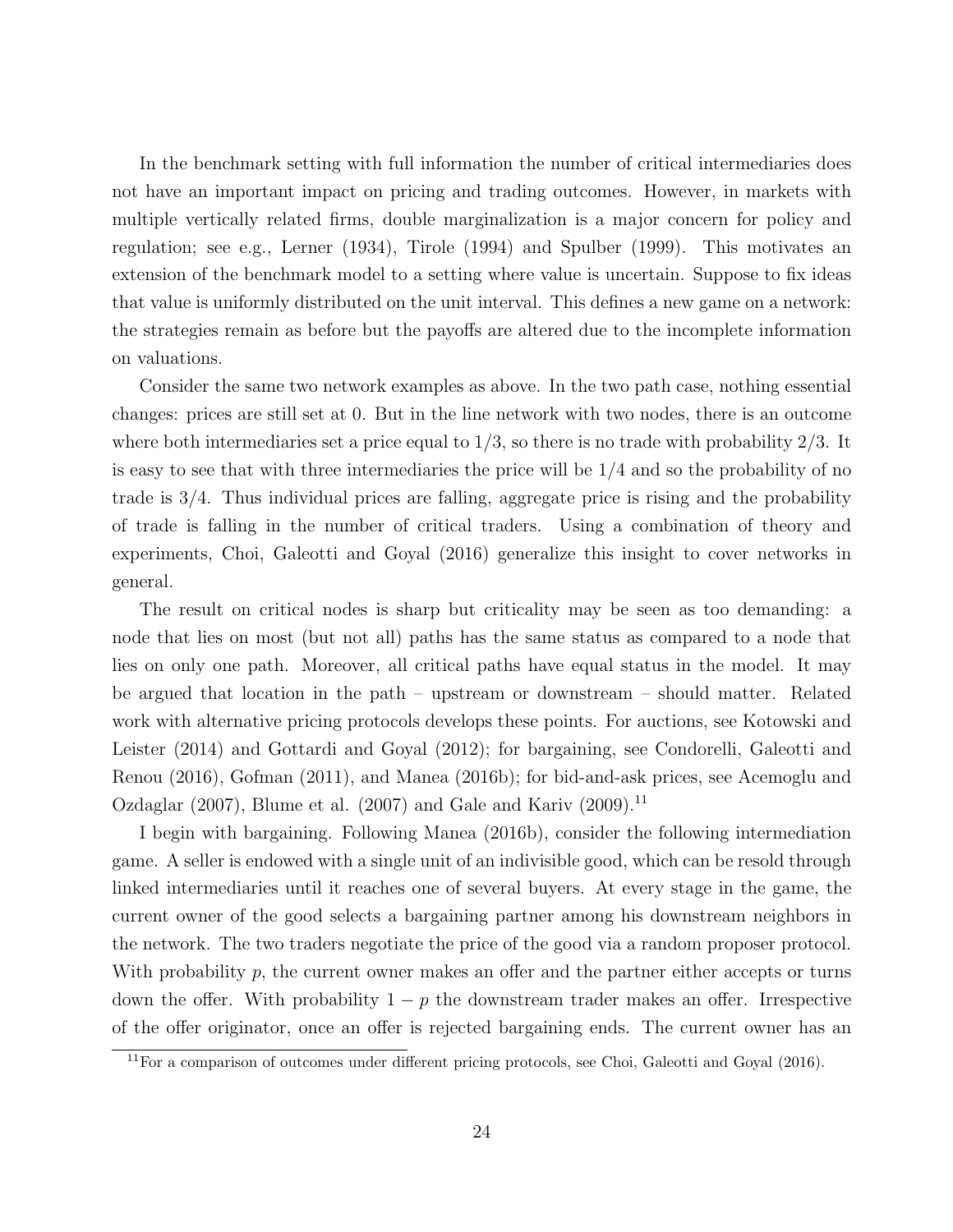In the benchmark setting with full information the number of critical intermediaries does not have an important impact on pricing and trading outcomes. However, in markets with multiple vertically related firms, double marginalization is a major concern for policy and regulation; see e.g., Lerner (1934), Tirole (1994) and Spulber (1999). This motivates an extension of the benchmark model to a setting where value is uncertain. Suppose to fix ideas that value is uniformly distributed on the unit interval. This defines a new game on a network: the strategies remain as before but the payoffs are altered due to the incomplete information on valuations.

Consider the same two network examples as above. In the two path case, nothing essential changes: prices are still set at 0. But in the line network with two nodes, there is an outcome where both intermediaries set a price equal to $1/3$, so there is no trade with probability $2/3$. It is easy to see that with three intermediaries the price will be $1/4$ and so the probability of no trade is $3/4$. Thus individual prices are falling, aggregate price is rising and the probability of trade is falling in the number of critical traders. Using a combination of theory and experiments, Choi, Galeotti and Goyal (2016) generalize this insight to cover networks in general.

The result on critical nodes is sharp but criticality may be seen as too demanding: a node that lies on most (but not all) paths has the same status as compared to a node that lies on only one path. Moreover, all critical paths have equal status in the model. It may be argued that location in the path – upstream or downstream – should matter. Related work with alternative pricing protocols develops these points. For auctions, see Kotowski and Leister (2014) and Gottardi and Goyal (2012); for bargaining, see Condorelli, Galeotti and Renou (2016), Gofman (2011), and Manea (2016b); for bid-and-ask prices, see Acemoglu and Ozdaglar (2007), Blume et al. (2007) and Gale and Kariv (2009).[11]

I begin with bargaining. Following Manea (2016b), consider the following intermediation game. A seller is endowed with a single unit of an indivisible good, which can be resold through linked intermediaries until it reaches one of several buyers. At every stage in the game, the current owner of the good selects a bargaining partner among his downstream neighbors in the network. The two traders negotiate the price of the good via a random proposer protocol. With probability $p$, the current owner makes an offer and the partner either accepts or turns down the offer. With probability $1-p$ the downstream trader makes an offer. Irrespective of the offer originator, once an offer is rejected bargaining ends. The current owner has an

[11] For a comparison of outcomes under different pricing protocols, see Choi, Galeotti and Goyal (2016).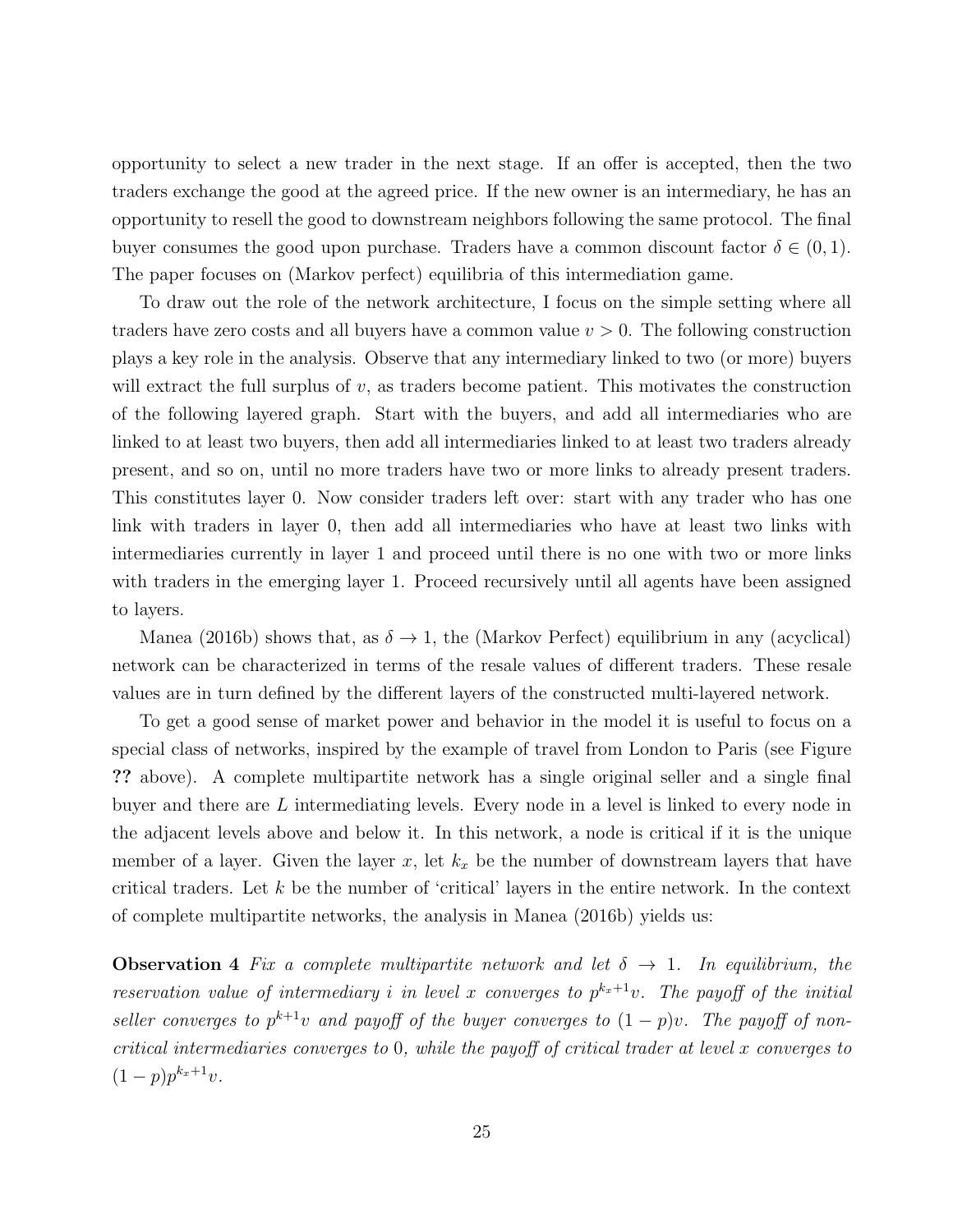opportunity to select a new trader in the next stage. If an offer is accepted, then the two traders exchange the good at the agreed price. If the new owner is an intermediary, he has an opportunity to resell the good to downstream neighbors following the same protocol. The final buyer consumes the good upon purchase. Traders have a common discount factor $\delta \in (0, 1)$. The paper focuses on (Markov perfect) equilibria of this intermediation game.

To draw out the role of the network architecture, I focus on the simple setting where all traders have zero costs and all buyers have a common value $v > 0$. The following construction plays a key role in the analysis. Observe that any intermediary linked to two (or more) buyers will extract the full surplus of $v$, as traders become patient. This motivates the construction of the following layered graph. Start with the buyers, and add all intermediaries who are linked to at least two buyers, then add all intermediaries linked to at least two traders already present, and so on, until no more traders have two or more links to already present traders. This constitutes layer 0. Now consider traders left over: start with any trader who has one link with traders in layer 0, then add all intermediaries who have at least two links with intermediaries currently in layer 1 and proceed until there is no one with two or more links with traders in the emerging layer 1. Proceed recursively until all agents have been assigned to layers.

Manea (2016b) shows that, as $\delta \to 1$, the (Markov Perfect) equilibrium in any (acyclical) network can be characterized in terms of the resale values of different traders. These resale values are in turn defined by the different layers of the constructed multi-layered network.

To get a good sense of market power and behavior in the model it is useful to focus on a special class of networks, inspired by the example of travel from London to Paris (see Figure **??** above). A complete multipartite network has a single original seller and a single final buyer and there are $L$ intermediating levels. Every node in a level is linked to every node in the adjacent levels above and below it. In this network, a node is critical if it is the unique member of a layer. Given the layer $x$, let $k_x$ be the number of downstream layers that have critical traders. Let $k$ be the number of 'critical' layers in the entire network. In the context of complete multipartite networks, the analysis in Manea (2016b) yields us:

**Observation 4** *Fix a complete multipartite network and let $\delta \to 1$. In equilibrium, the reservation value of intermediary $i$ in level $x$ converges to $p^{k_x+1}v$. The payoff of the initial seller converges to $p^{k+1}v$ and payoff of the buyer converges to $(1-p)v$. The payoff of non-critical intermediaries converges to $0$, while the payoff of critical trader at level $x$ converges to $(1-p)p^{k_x+1}v$.*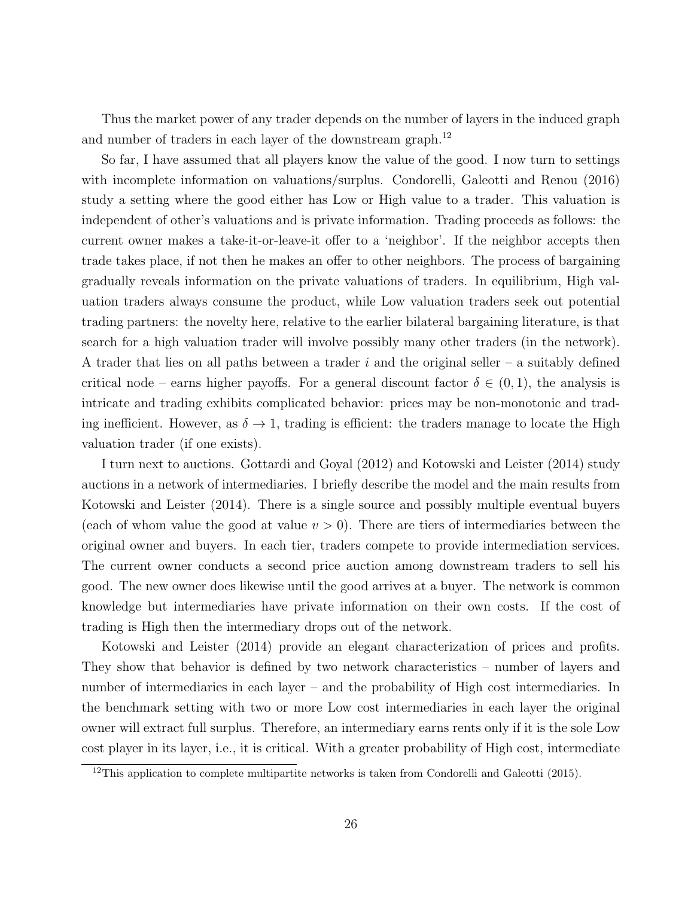Thus the market power of any trader depends on the number of layers in the induced graph and number of traders in each layer of the downstream graph.[12]

So far, I have assumed that all players know the value of the good. I now turn to settings with incomplete information on valuations/surplus. Condorelli, Galeotti and Renou (2016) study a setting where the good either has Low or High value to a trader. This valuation is independent of other's valuations and is private information. Trading proceeds as follows: the current owner makes a take-it-or-leave-it offer to a 'neighbor'. If the neighbor accepts then trade takes place, if not then he makes an offer to other neighbors. The process of bargaining gradually reveals information on the private valuations of traders. In equilibrium, High valuation traders always consume the product, while Low valuation traders seek out potential trading partners: the novelty here, relative to the earlier bilateral bargaining literature, is that search for a high valuation trader will involve possibly many other traders (in the network). A trader that lies on all paths between a trader $i$ and the original seller – a suitably defined critical node – earns higher payoffs. For a general discount factor $\delta \in (0, 1)$, the analysis is intricate and trading exhibits complicated behavior: prices may be non-monotonic and trading inefficient. However, as $\delta \to 1$, trading is efficient: the traders manage to locate the High valuation trader (if one exists).

I turn next to auctions. Gottardi and Goyal (2012) and Kotowski and Leister (2014) study auctions in a network of intermediaries. I briefly describe the model and the main results from Kotowski and Leister (2014). There is a single source and possibly multiple eventual buyers (each of whom value the good at value $v > 0$). There are tiers of intermediaries between the original owner and buyers. In each tier, traders compete to provide intermediation services. The current owner conducts a second price auction among downstream traders to sell his good. The new owner does likewise until the good arrives at a buyer. The network is common knowledge but intermediaries have private information on their own costs. If the cost of trading is High then the intermediary drops out of the network.

Kotowski and Leister (2014) provide an elegant characterization of prices and profits. They show that behavior is defined by two network characteristics – number of layers and number of intermediaries in each layer – and the probability of High cost intermediaries. In the benchmark setting with two or more Low cost intermediaries in each layer the original owner will extract full surplus. Therefore, an intermediary earns rents only if it is the sole Low cost player in its layer, i.e., it is critical. With a greater probability of High cost, intermediate

[12] This application to complete multipartite networks is taken from Condorelli and Galeotti (2015).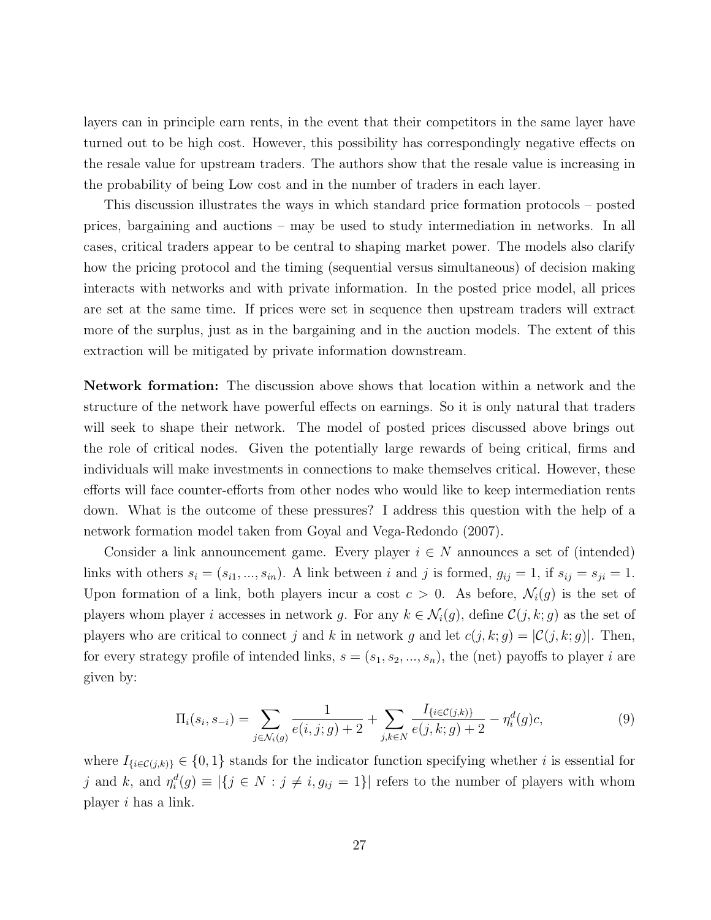layers can in principle earn rents, in the event that their competitors in the same layer have turned out to be high cost. However, this possibility has correspondingly negative effects on the resale value for upstream traders. The authors show that the resale value is increasing in the probability of being Low cost and in the number of traders in each layer.

This discussion illustrates the ways in which standard price formation protocols – posted prices, bargaining and auctions – may be used to study intermediation in networks. In all cases, critical traders appear to be central to shaping market power. The models also clarify how the pricing protocol and the timing (sequential versus simultaneous) of decision making interacts with networks and with private information. In the posted price model, all prices are set at the same time. If prices were set in sequence then upstream traders will extract more of the surplus, just as in the bargaining and in the auction models. The extent of this extraction will be mitigated by private information downstream.

**Network formation:** The discussion above shows that location within a network and the structure of the network have powerful effects on earnings. So it is only natural that traders will seek to shape their network. The model of posted prices discussed above brings out the role of critical nodes. Given the potentially large rewards of being critical, firms and individuals will make investments in connections to make themselves critical. However, these efforts will face counter-efforts from other nodes who would like to keep intermediation rents down. What is the outcome of these pressures? I address this question with the help of a network formation model taken from Goyal and Vega-Redondo (2007).

Consider a link announcement game. Every player $i \in N$ announces a set of (intended) links with others $s_i = (s_{i1}, ..., s_{in})$. A link between $i$ and $j$ is formed, $g_{ij} = 1$, if $s_{ij} = s_{ji} = 1$. Upon formation of a link, both players incur a cost $c > 0$. As before, $\mathcal{N}_i(g)$ is the set of players whom player $i$ accesses in network $g$. For any $k \in \mathcal{N}_i(g)$, define $\mathcal{C}(j, k; g)$ as the set of players who are critical to connect $j$ and $k$ in network $g$ and let $c(j, k; g) = |\mathcal{C}(j, k; g)|$. Then, for every strategy profile of intended links, $s = (s_1, s_2, ..., s_n)$, the (net) payoffs to player $i$ are given by:

$$\Pi_i(s_i, s_{-i}) = \sum_{j \in \mathcal{N}_i(g)} \frac{1}{e(i, j; g) + 2} + \sum_{j,k \in N} \frac{I_{\{i \in \mathcal{C}(j,k)\}}}{e(j, k; g) + 2} - \eta_i^d(g)c, \tag{9}$$

where $I_{\{i \in \mathcal{C}(j,k)\}} \in \{0, 1\}$ stands for the indicator function specifying whether $i$ is essential for $j$ and $k$, and $\eta_i^d(g) \equiv |\{j \in N : j \neq i, g_{ij} = 1\}|$ refers to the number of players with whom player $i$ has a link.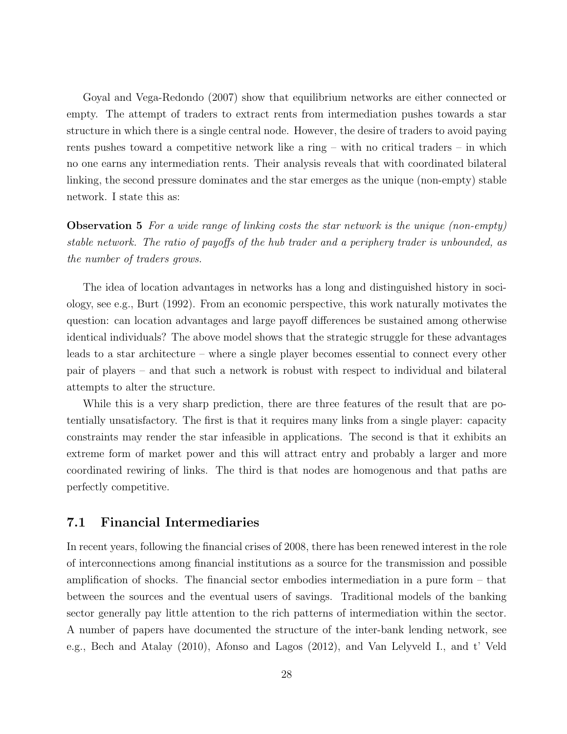Goyal and Vega-Redondo (2007) show that equilibrium networks are either connected or empty. The attempt of traders to extract rents from intermediation pushes towards a star structure in which there is a single central node. However, the desire of traders to avoid paying rents pushes toward a competitive network like a ring – with no critical traders – in which no one earns any intermediation rents. Their analysis reveals that with coordinated bilateral linking, the second pressure dominates and the star emerges as the unique (non-empty) stable network. I state this as:

**Observation 5** *For a wide range of linking costs the star network is the unique (non-empty) stable network. The ratio of payoffs of the hub trader and a periphery trader is unbounded, as the number of traders grows.*

The idea of location advantages in networks has a long and distinguished history in sociology, see e.g., Burt (1992). From an economic perspective, this work naturally motivates the question: can location advantages and large payoff differences be sustained among otherwise identical individuals? The above model shows that the strategic struggle for these advantages leads to a star architecture – where a single player becomes essential to connect every other pair of players – and that such a network is robust with respect to individual and bilateral attempts to alter the structure.

While this is a very sharp prediction, there are three features of the result that are potentially unsatisfactory. The first is that it requires many links from a single player: capacity constraints may render the star infeasible in applications. The second is that it exhibits an extreme form of market power and this will attract entry and probably a larger and more coordinated rewiring of links. The third is that nodes are homogenous and that paths are perfectly competitive.

## 7.1 Financial Intermediaries

In recent years, following the financial crises of 2008, there has been renewed interest in the role of interconnections among financial institutions as a source for the transmission and possible amplification of shocks. The financial sector embodies intermediation in a pure form – that between the sources and the eventual users of savings. Traditional models of the banking sector generally pay little attention to the rich patterns of intermediation within the sector. A number of papers have documented the structure of the inter-bank lending network, see e.g., Bech and Atalay (2010), Afonso and Lagos (2012), and Van Lelyveld I., and t' Veld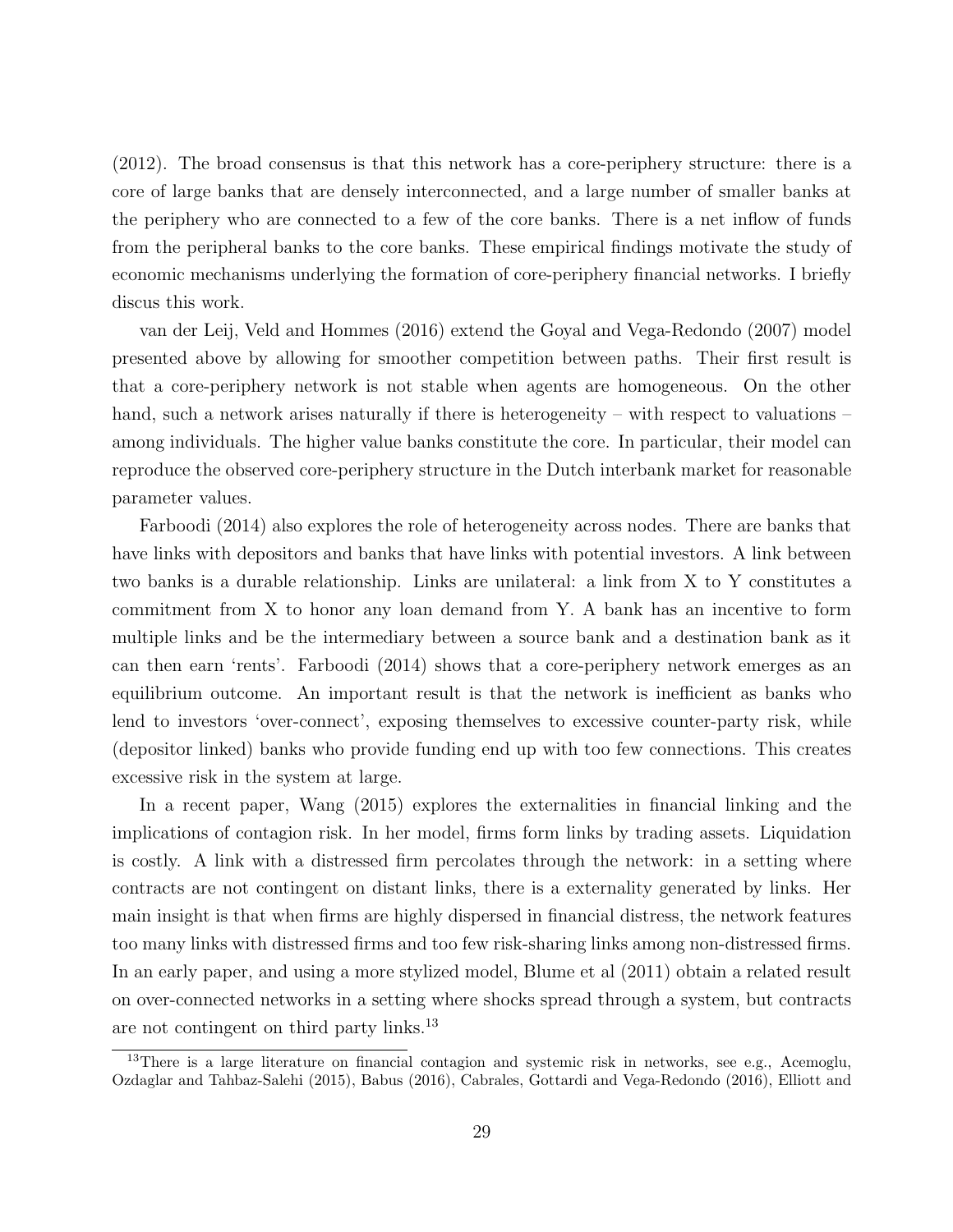(2012). The broad consensus is that this network has a core-periphery structure: there is a core of large banks that are densely interconnected, and a large number of smaller banks at the periphery who are connected to a few of the core banks. There is a net inflow of funds from the peripheral banks to the core banks. These empirical findings motivate the study of economic mechanisms underlying the formation of core-periphery financial networks. I briefly discus this work.

van der Leij, Veld and Hommes (2016) extend the Goyal and Vega-Redondo (2007) model presented above by allowing for smoother competition between paths. Their first result is that a core-periphery network is not stable when agents are homogeneous. On the other hand, such a network arises naturally if there is heterogeneity – with respect to valuations – among individuals. The higher value banks constitute the core. In particular, their model can reproduce the observed core-periphery structure in the Dutch interbank market for reasonable parameter values.

Farboodi (2014) also explores the role of heterogeneity across nodes. There are banks that have links with depositors and banks that have links with potential investors. A link between two banks is a durable relationship. Links are unilateral: a link from X to Y constitutes a commitment from X to honor any loan demand from Y. A bank has an incentive to form multiple links and be the intermediary between a source bank and a destination bank as it can then earn 'rents'. Farboodi (2014) shows that a core-periphery network emerges as an equilibrium outcome. An important result is that the network is inefficient as banks who lend to investors 'over-connect', exposing themselves to excessive counter-party risk, while (depositor linked) banks who provide funding end up with too few connections. This creates excessive risk in the system at large.

In a recent paper, Wang (2015) explores the externalities in financial linking and the implications of contagion risk. In her model, firms form links by trading assets. Liquidation is costly. A link with a distressed firm percolates through the network: in a setting where contracts are not contingent on distant links, there is a externality generated by links. Her main insight is that when firms are highly dispersed in financial distress, the network features too many links with distressed firms and too few risk-sharing links among non-distressed firms. In an early paper, and using a more stylized model, Blume et al (2011) obtain a related result on over-connected networks in a setting where shocks spread through a system, but contracts are not contingent on third party links.[13]

[13] There is a large literature on financial contagion and systemic risk in networks, see e.g., Acemoglu, Ozdaglar and Tahbaz-Salehi (2015), Babus (2016), Cabrales, Gottardi and Vega-Redondo (2016), Elliott and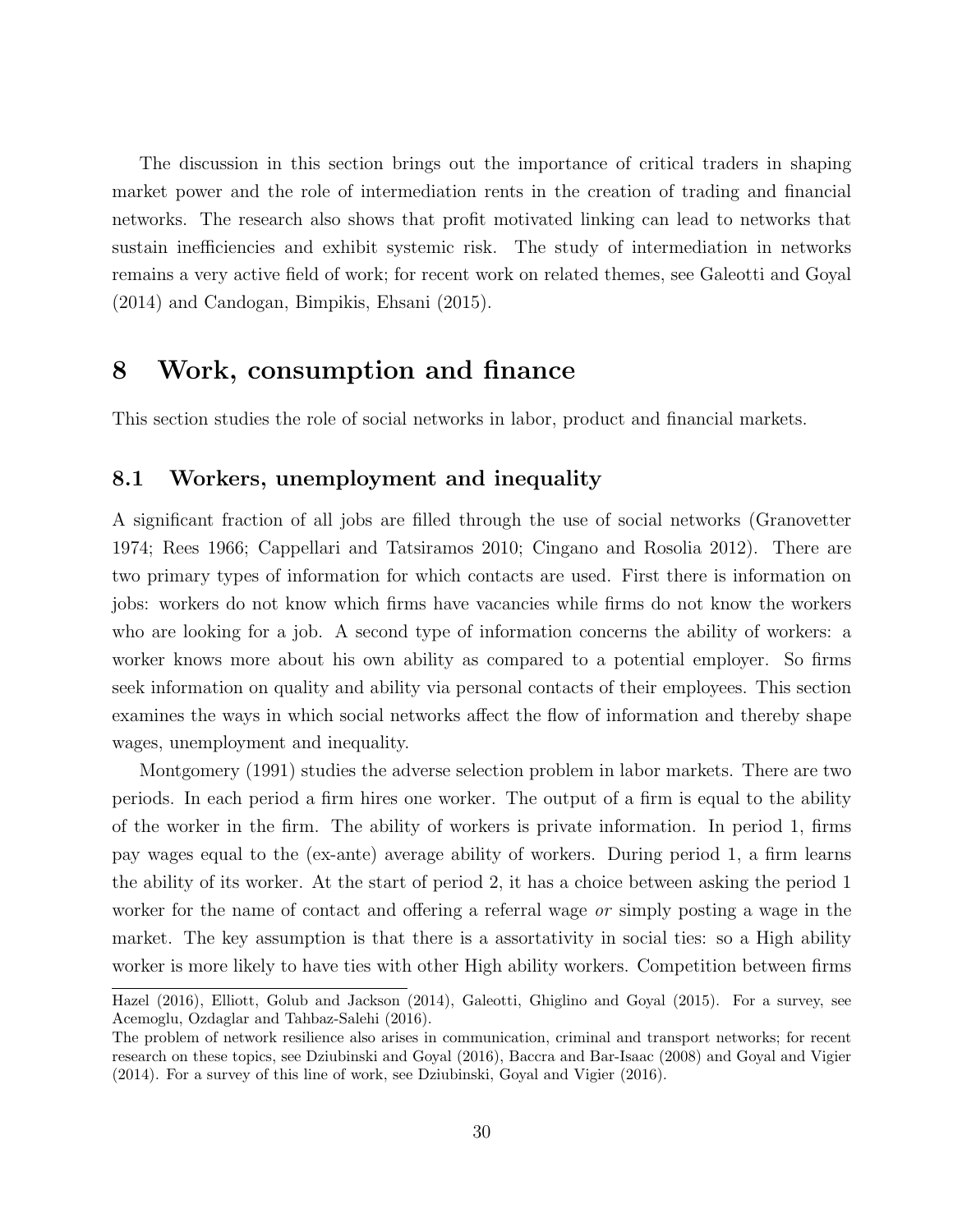The discussion in this section brings out the importance of critical traders in shaping market power and the role of intermediation rents in the creation of trading and financial networks. The research also shows that profit motivated linking can lead to networks that sustain inefficiencies and exhibit systemic risk. The study of intermediation in networks remains a very active field of work; for recent work on related themes, see Galeotti and Goyal (2014) and Candogan, Bimpikis, Ehsani (2015).

# 8 Work, consumption and finance

This section studies the role of social networks in labor, product and financial markets.

## 8.1 Workers, unemployment and inequality

A significant fraction of all jobs are filled through the use of social networks (Granovetter 1974; Rees 1966; Cappellari and Tatsiramos 2010; Cingano and Rosolia 2012). There are two primary types of information for which contacts are used. First there is information on jobs: workers do not know which firms have vacancies while firms do not know the workers who are looking for a job. A second type of information concerns the ability of workers: a worker knows more about his own ability as compared to a potential employer. So firms seek information on quality and ability via personal contacts of their employees. This section examines the ways in which social networks affect the flow of information and thereby shape wages, unemployment and inequality.

Montgomery (1991) studies the adverse selection problem in labor markets. There are two periods. In each period a firm hires one worker. The output of a firm is equal to the ability of the worker in the firm. The ability of workers is private information. In period 1, firms pay wages equal to the (ex-ante) average ability of workers. During period 1, a firm learns the ability of its worker. At the start of period 2, it has a choice between asking the period 1 worker for the name of contact and offering a referral wage *or* simply posting a wage in the market. The key assumption is that there is a assortativity in social ties: so a High ability worker is more likely to have ties with other High ability workers. Competition between firms

Hazel (2016), Elliott, Golub and Jackson (2014), Galeotti, Ghiglino and Goyal (2015). For a survey, see Acemoglu, Ozdaglar and Tahbaz-Salehi (2016).

The problem of network resilience also arises in communication, criminal and transport networks; for recent research on these topics, see Dziubinski and Goyal (2016), Baccra and Bar-Isaac (2008) and Goyal and Vigier (2014). For a survey of this line of work, see Dziubinski, Goyal and Vigier (2016).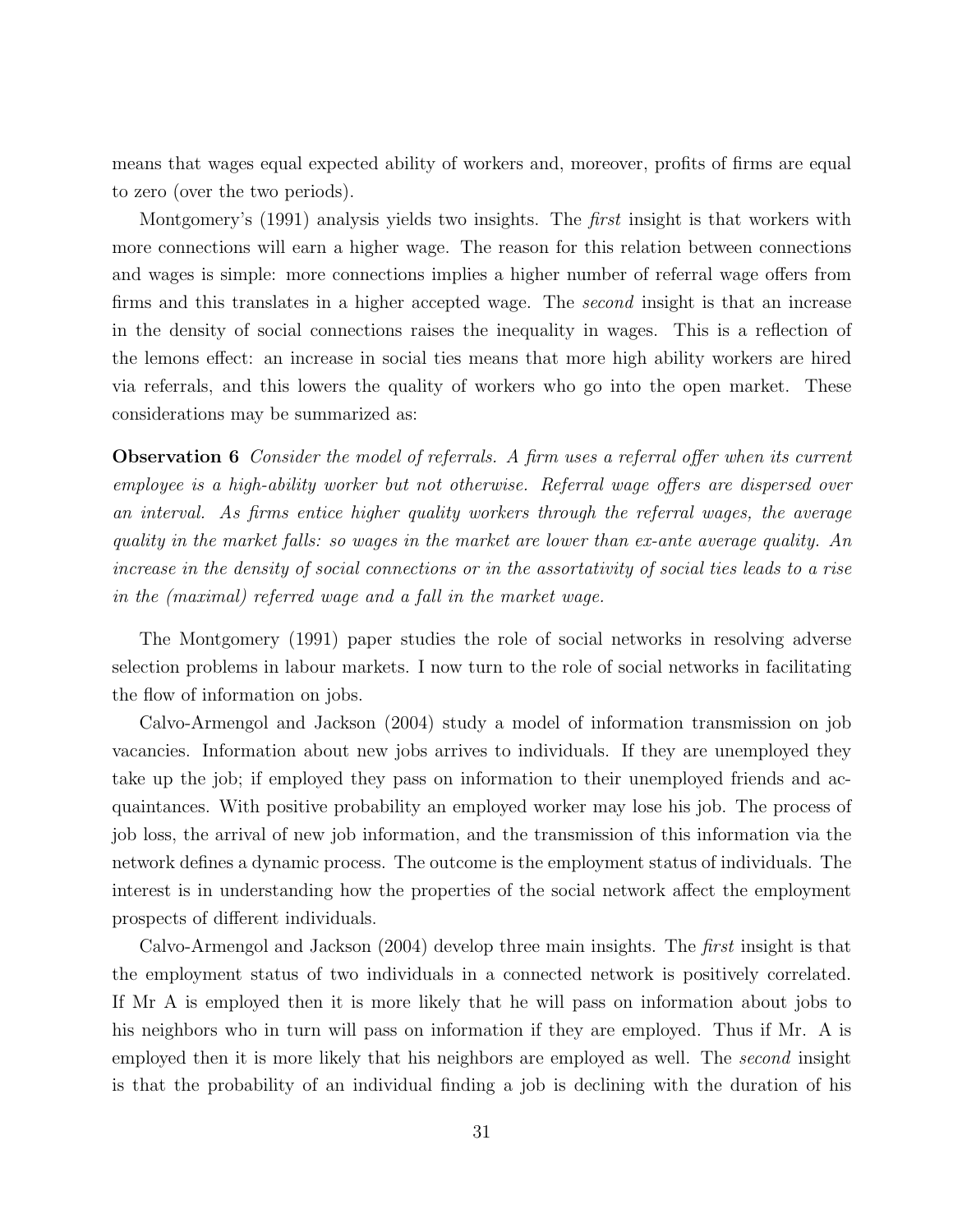means that wages equal expected ability of workers and, moreover, profits of firms are equal to zero (over the two periods).

Montgomery's (1991) analysis yields two insights. The *first* insight is that workers with more connections will earn a higher wage. The reason for this relation between connections and wages is simple: more connections implies a higher number of referral wage offers from firms and this translates in a higher accepted wage. The *second* insight is that an increase in the density of social connections raises the inequality in wages. This is a reflection of the lemons effect: an increase in social ties means that more high ability workers are hired via referrals, and this lowers the quality of workers who go into the open market. These considerations may be summarized as:

**Observation 6** *Consider the model of referrals. A firm uses a referral offer when its current employee is a high-ability worker but not otherwise. Referral wage offers are dispersed over an interval. As firms entice higher quality workers through the referral wages, the average quality in the market falls: so wages in the market are lower than ex-ante average quality. An increase in the density of social connections or in the assortativity of social ties leads to a rise in the (maximal) referred wage and a fall in the market wage.*

The Montgomery (1991) paper studies the role of social networks in resolving adverse selection problems in labour markets. I now turn to the role of social networks in facilitating the flow of information on jobs.

Calvo-Armengol and Jackson (2004) study a model of information transmission on job vacancies. Information about new jobs arrives to individuals. If they are unemployed they take up the job; if employed they pass on information to their unemployed friends and acquaintances. With positive probability an employed worker may lose his job. The process of job loss, the arrival of new job information, and the transmission of this information via the network defines a dynamic process. The outcome is the employment status of individuals. The interest is in understanding how the properties of the social network affect the employment prospects of different individuals.

Calvo-Armengol and Jackson (2004) develop three main insights. The *first* insight is that the employment status of two individuals in a connected network is positively correlated. If Mr A is employed then it is more likely that he will pass on information about jobs to his neighbors who in turn will pass on information if they are employed. Thus if Mr. A is employed then it is more likely that his neighbors are employed as well. The *second* insight is that the probability of an individual finding a job is declining with the duration of his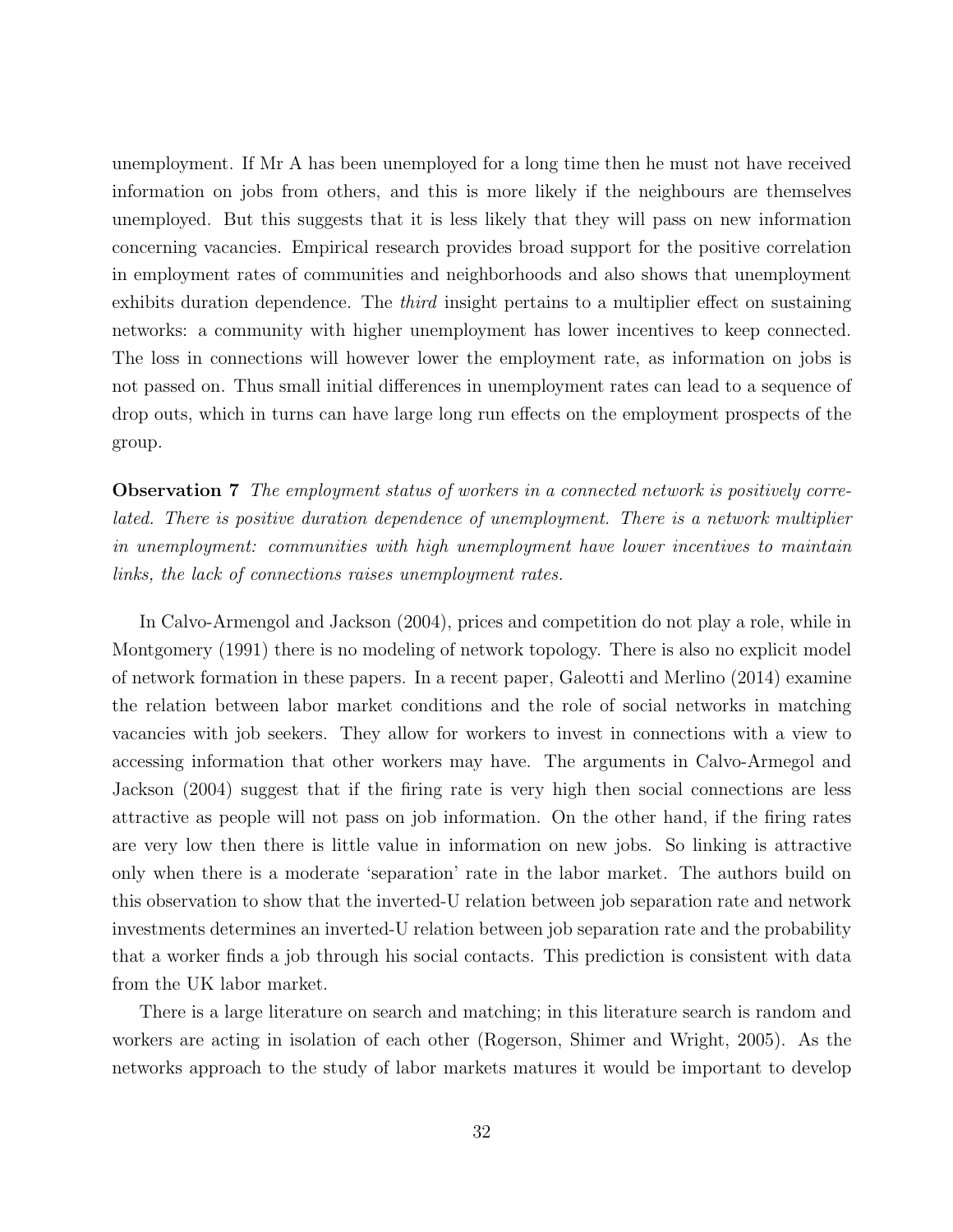unemployment. If Mr A has been unemployed for a long time then he must not have received information on jobs from others, and this is more likely if the neighbours are themselves unemployed. But this suggests that it is less likely that they will pass on new information concerning vacancies. Empirical research provides broad support for the positive correlation in employment rates of communities and neighborhoods and also shows that unemployment exhibits duration dependence. The *third* insight pertains to a multiplier effect on sustaining networks: a community with higher unemployment has lower incentives to keep connected. The loss in connections will however lower the employment rate, as information on jobs is not passed on. Thus small initial differences in unemployment rates can lead to a sequence of drop outs, which in turns can have large long run effects on the employment prospects of the group.

**Observation 7** *The employment status of workers in a connected network is positively correlated. There is positive duration dependence of unemployment. There is a network multiplier in unemployment: communities with high unemployment have lower incentives to maintain links, the lack of connections raises unemployment rates.*

In Calvo-Armengol and Jackson (2004), prices and competition do not play a role, while in Montgomery (1991) there is no modeling of network topology. There is also no explicit model of network formation in these papers. In a recent paper, Galeotti and Merlino (2014) examine the relation between labor market conditions and the role of social networks in matching vacancies with job seekers. They allow for workers to invest in connections with a view to accessing information that other workers may have. The arguments in Calvo-Armegol and Jackson (2004) suggest that if the firing rate is very high then social connections are less attractive as people will not pass on job information. On the other hand, if the firing rates are very low then there is little value in information on new jobs. So linking is attractive only when there is a moderate 'separation' rate in the labor market. The authors build on this observation to show that the inverted-U relation between job separation rate and network investments determines an inverted-U relation between job separation rate and the probability that a worker finds a job through his social contacts. This prediction is consistent with data from the UK labor market.

There is a large literature on search and matching; in this literature search is random and workers are acting in isolation of each other (Rogerson, Shimer and Wright, 2005). As the networks approach to the study of labor markets matures it would be important to develop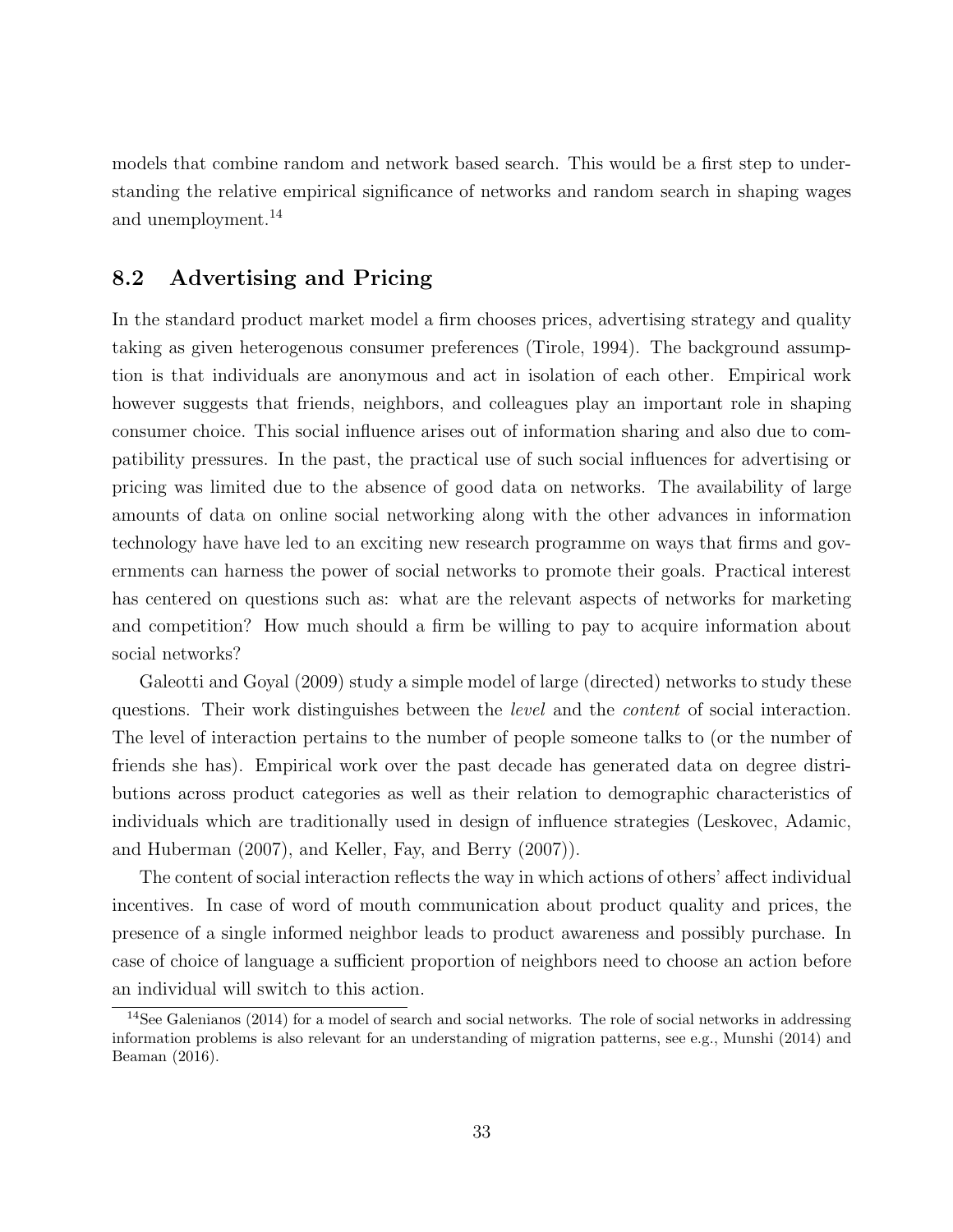models that combine random and network based search. This would be a first step to understanding the relative empirical significance of networks and random search in shaping wages and unemployment.[14]

## 8.2 Advertising and Pricing

In the standard product market model a firm chooses prices, advertising strategy and quality taking as given heterogenous consumer preferences (Tirole, 1994). The background assumption is that individuals are anonymous and act in isolation of each other. Empirical work however suggests that friends, neighbors, and colleagues play an important role in shaping consumer choice. This social influence arises out of information sharing and also due to compatibility pressures. In the past, the practical use of such social influences for advertising or pricing was limited due to the absence of good data on networks. The availability of large amounts of data on online social networking along with the other advances in information technology have have led to an exciting new research programme on ways that firms and governments can harness the power of social networks to promote their goals. Practical interest has centered on questions such as: what are the relevant aspects of networks for marketing and competition? How much should a firm be willing to pay to acquire information about social networks?

Galeotti and Goyal (2009) study a simple model of large (directed) networks to study these questions. Their work distinguishes between the *level* and the *content* of social interaction. The level of interaction pertains to the number of people someone talks to (or the number of friends she has). Empirical work over the past decade has generated data on degree distributions across product categories as well as their relation to demographic characteristics of individuals which are traditionally used in design of influence strategies (Leskovec, Adamic, and Huberman (2007), and Keller, Fay, and Berry (2007)).

The content of social interaction reflects the way in which actions of others' affect individual incentives. In case of word of mouth communication about product quality and prices, the presence of a single informed neighbor leads to product awareness and possibly purchase. In case of choice of language a sufficient proportion of neighbors need to choose an action before an individual will switch to this action.

[14] See Galenianos (2014) for a model of search and social networks. The role of social networks in addressing information problems is also relevant for an understanding of migration patterns, see e.g., Munshi (2014) and Beaman (2016).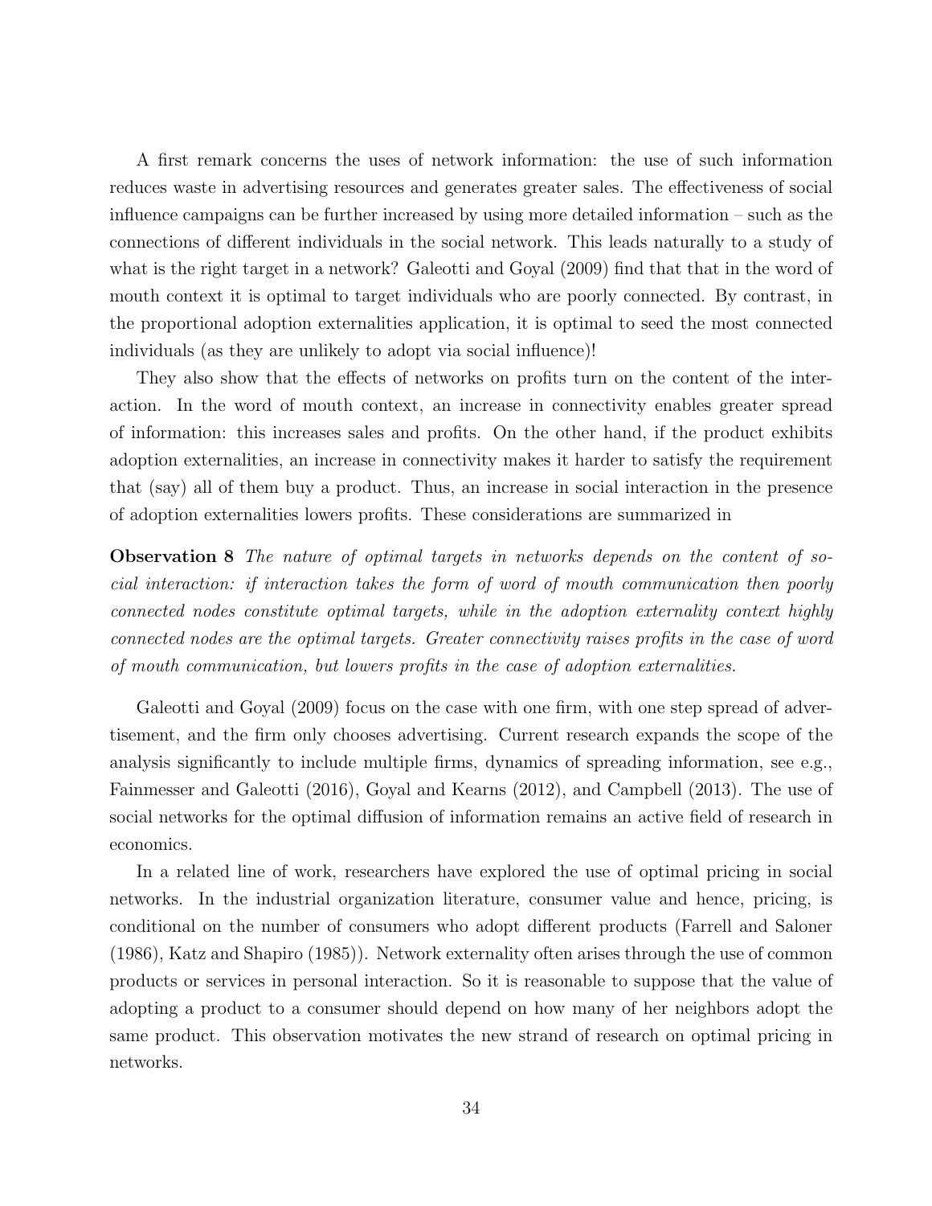A first remark concerns the uses of network information: the use of such information reduces waste in advertising resources and generates greater sales. The effectiveness of social influence campaigns can be further increased by using more detailed information – such as the connections of different individuals in the social network. This leads naturally to a study of what is the right target in a network? Galeotti and Goyal (2009) find that that in the word of mouth context it is optimal to target individuals who are poorly connected. By contrast, in the proportional adoption externalities application, it is optimal to seed the most connected individuals (as they are unlikely to adopt via social influence)!

They also show that the effects of networks on profits turn on the content of the interaction. In the word of mouth context, an increase in connectivity enables greater spread of information: this increases sales and profits. On the other hand, if the product exhibits adoption externalities, an increase in connectivity makes it harder to satisfy the requirement that (say) all of them buy a product. Thus, an increase in social interaction in the presence of adoption externalities lowers profits. These considerations are summarized in

**Observation 8** *The nature of optimal targets in networks depends on the content of social interaction: if interaction takes the form of word of mouth communication then poorly connected nodes constitute optimal targets, while in the adoption externality context highly connected nodes are the optimal targets. Greater connectivity raises profits in the case of word of mouth communication, but lowers profits in the case of adoption externalities.*

Galeotti and Goyal (2009) focus on the case with one firm, with one step spread of advertisement, and the firm only chooses advertising. Current research expands the scope of the analysis significantly to include multiple firms, dynamics of spreading information, see e.g., Fainmesser and Galeotti (2016), Goyal and Kearns (2012), and Campbell (2013). The use of social networks for the optimal diffusion of information remains an active field of research in economics.

In a related line of work, researchers have explored the use of optimal pricing in social networks. In the industrial organization literature, consumer value and hence, pricing, is conditional on the number of consumers who adopt different products (Farrell and Saloner (1986), Katz and Shapiro (1985)). Network externality often arises through the use of common products or services in personal interaction. So it is reasonable to suppose that the value of adopting a product to a consumer should depend on how many of her neighbors adopt the same product. This observation motivates the new strand of research on optimal pricing in networks.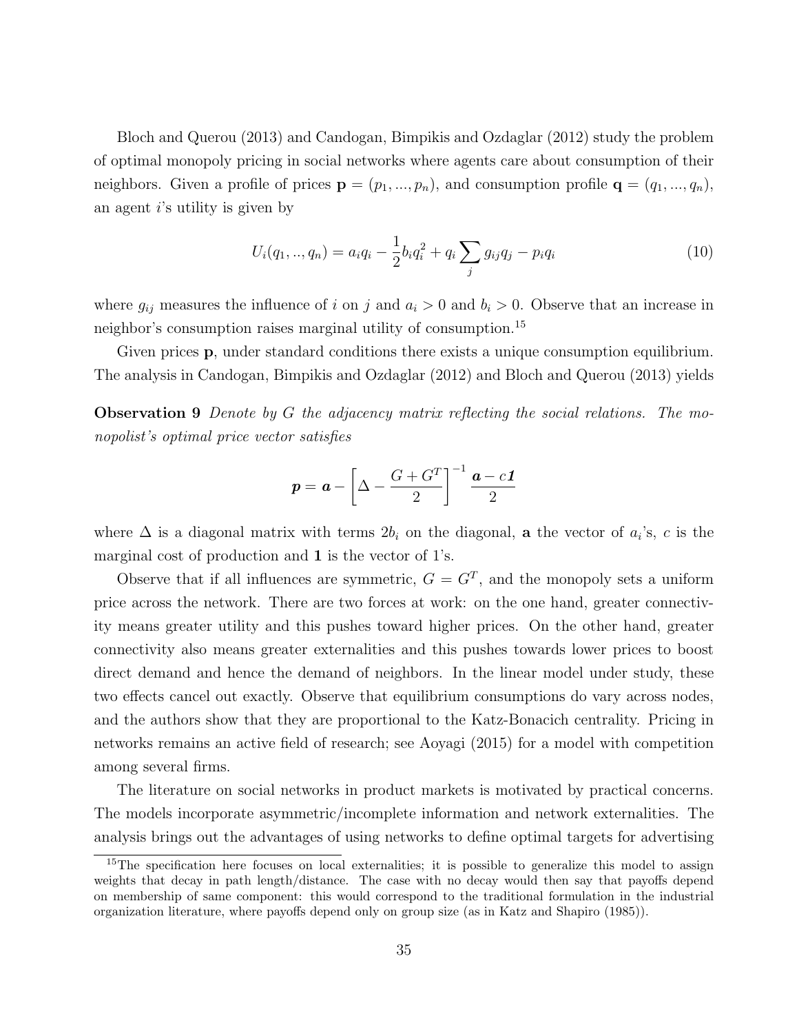Bloch and Querou (2013) and Candogan, Bimpikis and Ozdaglar (2012) study the problem of optimal monopoly pricing in social networks where agents care about consumption of their neighbors. Given a profile of prices $\mathbf{p} = (p_1, ..., p_n)$, and consumption profile $\mathbf{q} = (q_1, ..., q_n)$, an agent $i$'s utility is given by

$$U_i(q_1, .., q_n) = a_i q_i - \frac{1}{2} b_i q_i^2 + q_i \sum_j g_{ij} q_j - p_i q_i \tag{10}$$

where $g_{ij}$ measures the influence of $i$ on $j$ and $a_i > 0$ and $b_i > 0$. Observe that an increase in neighbor's consumption raises marginal utility of consumption.[15]

Given prices $\mathbf{p}$, under standard conditions there exists a unique consumption equilibrium. The analysis in Candogan, Bimpikis and Ozdaglar (2012) and Bloch and Querou (2013) yields

**Observation 9** *Denote by $G$ the adjacency matrix reflecting the social relations. The monopolist's optimal price vector satisfies*

$$\boldsymbol{p} = \boldsymbol{a} - \left[\Delta - \frac{G + G^T}{2}\right]^{-1} \frac{\boldsymbol{a} - c\boldsymbol{1}}{2}$$

where $\Delta$ is a diagonal matrix with terms $2b_i$ on the diagonal, $\mathbf{a}$ the vector of $a_i$'s, $c$ is the marginal cost of production and $\mathbf{1}$ is the vector of 1's.

Observe that if all influences are symmetric, $G = G^T$, and the monopoly sets a uniform price across the network. There are two forces at work: on the one hand, greater connectivity means greater utility and this pushes toward higher prices. On the other hand, greater connectivity also means greater externalities and this pushes towards lower prices to boost direct demand and hence the demand of neighbors. In the linear model under study, these two effects cancel out exactly. Observe that equilibrium consumptions do vary across nodes, and the authors show that they are proportional to the Katz-Bonacich centrality. Pricing in networks remains an active field of research; see Aoyagi (2015) for a model with competition among several firms.

The literature on social networks in product markets is motivated by practical concerns. The models incorporate asymmetric/incomplete information and network externalities. The analysis brings out the advantages of using networks to define optimal targets for advertising

[15] The specification here focuses on local externalities; it is possible to generalize this model to assign weights that decay in path length/distance. The case with no decay would then say that payoffs depend on membership of same component: this would correspond to the traditional formulation in the industrial organization literature, where payoffs depend only on group size (as in Katz and Shapiro (1985)).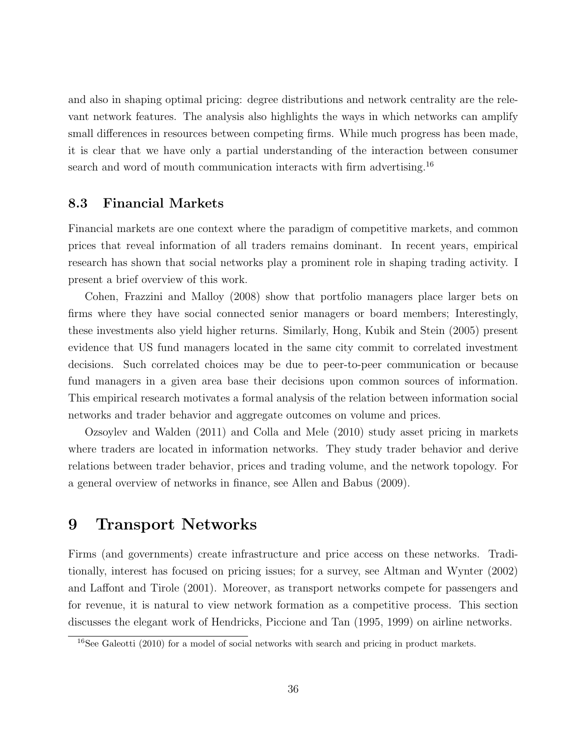and also in shaping optimal pricing: degree distributions and network centrality are the relevant network features. The analysis also highlights the ways in which networks can amplify small differences in resources between competing firms. While much progress has been made, it is clear that we have only a partial understanding of the interaction between consumer search and word of mouth communication interacts with firm advertising.[16]

### 8.3 Financial Markets

Financial markets are one context where the paradigm of competitive markets, and common prices that reveal information of all traders remains dominant. In recent years, empirical research has shown that social networks play a prominent role in shaping trading activity. I present a brief overview of this work.

Cohen, Frazzini and Malloy (2008) show that portfolio managers place larger bets on firms where they have social connected senior managers or board members; Interestingly, these investments also yield higher returns. Similarly, Hong, Kubik and Stein (2005) present evidence that US fund managers located in the same city commit to correlated investment decisions. Such correlated choices may be due to peer-to-peer communication or because fund managers in a given area base their decisions upon common sources of information. This empirical research motivates a formal analysis of the relation between information social networks and trader behavior and aggregate outcomes on volume and prices.

Ozsoylev and Walden (2011) and Colla and Mele (2010) study asset pricing in markets where traders are located in information networks. They study trader behavior and derive relations between trader behavior, prices and trading volume, and the network topology. For a general overview of networks in finance, see Allen and Babus (2009).

## 9 Transport Networks

Firms (and governments) create infrastructure and price access on these networks. Traditionally, interest has focused on pricing issues; for a survey, see Altman and Wynter (2002) and Laffont and Tirole (2001). Moreover, as transport networks compete for passengers and for revenue, it is natural to view network formation as a competitive process. This section discusses the elegant work of Hendricks, Piccione and Tan (1995, 1999) on airline networks.

[16]See Galeotti (2010) for a model of social networks with search and pricing in product markets.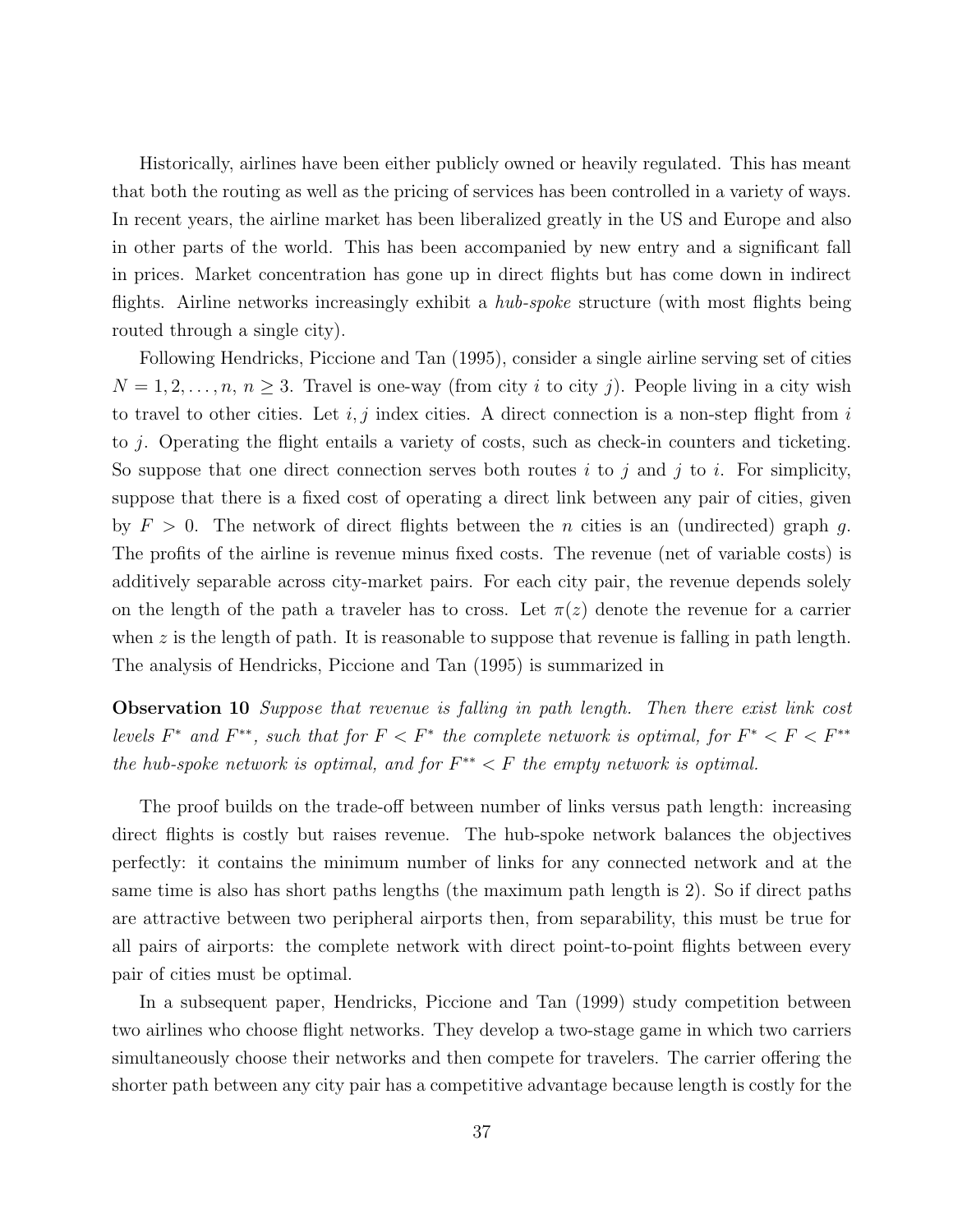Historically, airlines have been either publicly owned or heavily regulated. This has meant that both the routing as well as the pricing of services has been controlled in a variety of ways. In recent years, the airline market has been liberalized greatly in the US and Europe and also in other parts of the world. This has been accompanied by new entry and a significant fall in prices. Market concentration has gone up in direct flights but has come down in indirect flights. Airline networks increasingly exhibit a *hub-spoke* structure (with most flights being routed through a single city).

Following Hendricks, Piccione and Tan (1995), consider a single airline serving set of cities $N = 1, 2, \ldots, n$, $n \geq 3$. Travel is one-way (from city $i$ to city $j$). People living in a city wish to travel to other cities. Let $i, j$ index cities. A direct connection is a non-step flight from $i$ to $j$. Operating the flight entails a variety of costs, such as check-in counters and ticketing. So suppose that one direct connection serves both routes $i$ to $j$ and $j$ to $i$. For simplicity, suppose that there is a fixed cost of operating a direct link between any pair of cities, given by $F > 0$. The network of direct flights between the $n$ cities is an (undirected) graph $g$. The profits of the airline is revenue minus fixed costs. The revenue (net of variable costs) is additively separable across city-market pairs. For each city pair, the revenue depends solely on the length of the path a traveler has to cross. Let $\pi(z)$ denote the revenue for a carrier when $z$ is the length of path. It is reasonable to suppose that revenue is falling in path length. The analysis of Hendricks, Piccione and Tan (1995) is summarized in

**Observation 10** *Suppose that revenue is falling in path length. Then there exist link cost levels $F^*$ and $F^{**}$, such that for $F < F^*$ the complete network is optimal, for $F^* < F < F^{**}$ the hub-spoke network is optimal, and for $F^{**} < F$ the empty network is optimal.*

The proof builds on the trade-off between number of links versus path length: increasing direct flights is costly but raises revenue. The hub-spoke network balances the objectives perfectly: it contains the minimum number of links for any connected network and at the same time is also has short paths lengths (the maximum path length is 2). So if direct paths are attractive between two peripheral airports then, from separability, this must be true for all pairs of airports: the complete network with direct point-to-point flights between every pair of cities must be optimal.

In a subsequent paper, Hendricks, Piccione and Tan (1999) study competition between two airlines who choose flight networks. They develop a two-stage game in which two carriers simultaneously choose their networks and then compete for travelers. The carrier offering the shorter path between any city pair has a competitive advantage because length is costly for the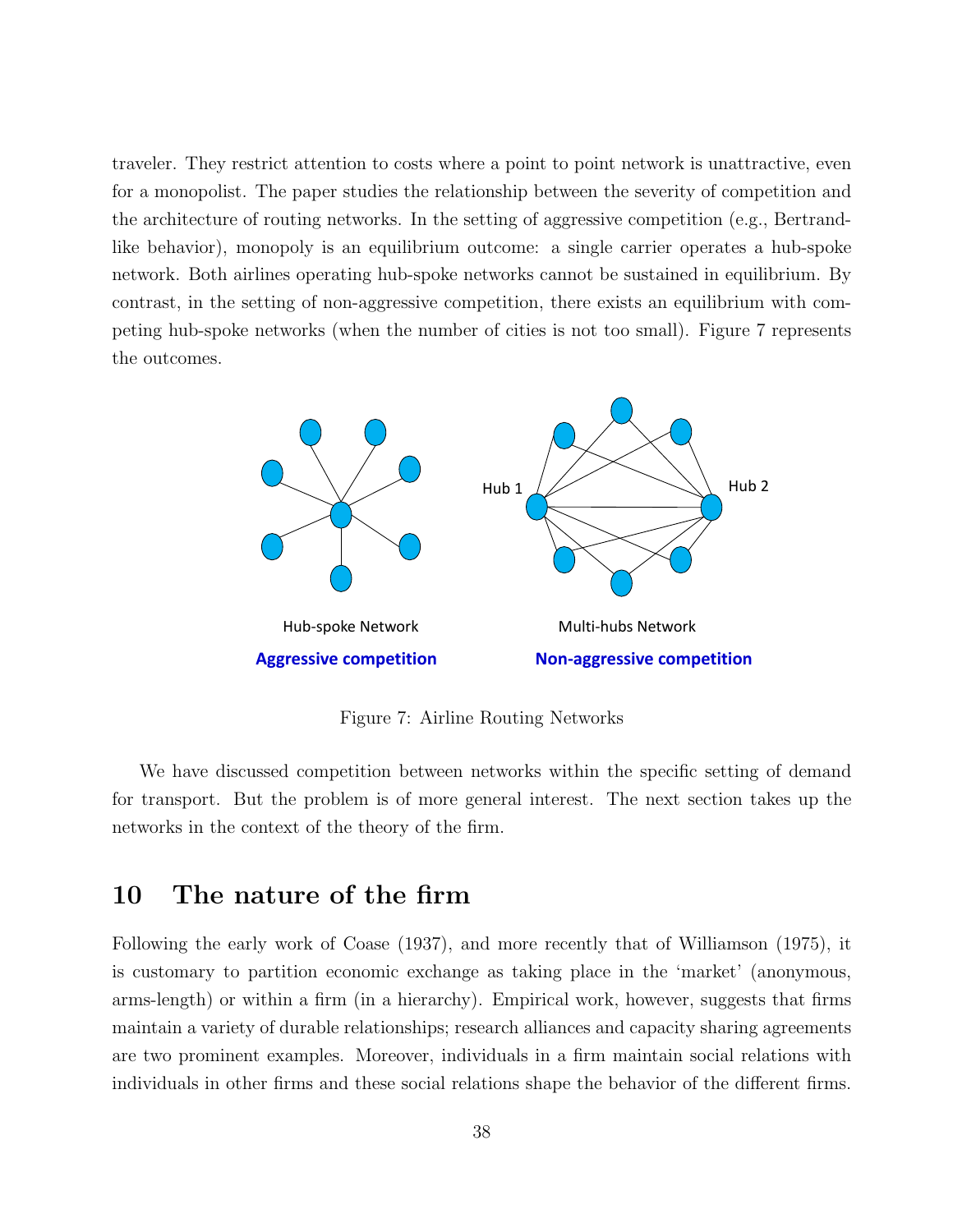traveler. They restrict attention to costs where a point to point network is unattractive, even for a monopolist. The paper studies the relationship between the severity of competition and the architecture of routing networks. In the setting of aggressive competition (e.g., Bertrand-like behavior), monopoly is an equilibrium outcome: a single carrier operates a hub-spoke network. Both airlines operating hub-spoke networks cannot be sustained in equilibrium. By contrast, in the setting of non-aggressive competition, there exists an equilibrium with competing hub-spoke networks (when the number of cities is not too small). Figure 7 represents the outcomes.

Figure 7: Airline Routing Networks

We have discussed competition between networks within the specific setting of demand for transport. But the problem is of more general interest. The next section takes up the networks in the context of the theory of the firm.

## 10 The nature of the firm

Following the early work of Coase (1937), and more recently that of Williamson (1975), it is customary to partition economic exchange as taking place in the 'market' (anonymous, arms-length) or within a firm (in a hierarchy). Empirical work, however, suggests that firms maintain a variety of durable relationships; research alliances and capacity sharing agreements are two prominent examples. Moreover, individuals in a firm maintain social relations with individuals in other firms and these social relations shape the behavior of the different firms.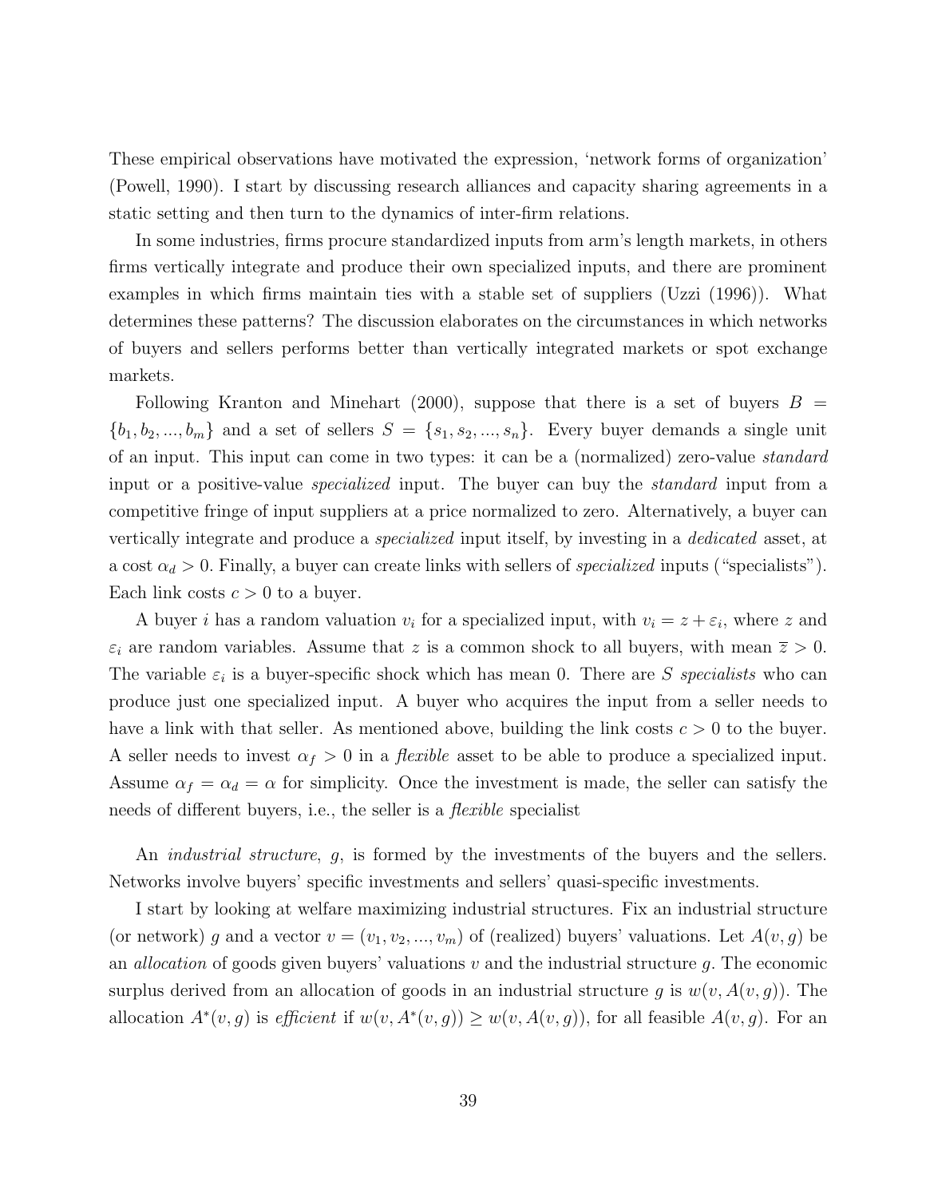These empirical observations have motivated the expression, 'network forms of organization' (Powell, 1990). I start by discussing research alliances and capacity sharing agreements in a static setting and then turn to the dynamics of inter-firm relations.

In some industries, firms procure standardized inputs from arm's length markets, in others firms vertically integrate and produce their own specialized inputs, and there are prominent examples in which firms maintain ties with a stable set of suppliers (Uzzi (1996)). What determines these patterns? The discussion elaborates on the circumstances in which networks of buyers and sellers performs better than vertically integrated markets or spot exchange markets.

Following Kranton and Minehart (2000), suppose that there is a set of buyers $B = \{b_1, b_2, ..., b_m\}$ and a set of sellers $S = \{s_1, s_2, ..., s_n\}$. Every buyer demands a single unit of an input. This input can come in two types: it can be a (normalized) zero-value *standard* input or a positive-value *specialized* input. The buyer can buy the *standard* input from a competitive fringe of input suppliers at a price normalized to zero. Alternatively, a buyer can vertically integrate and produce a *specialized* input itself, by investing in a *dedicated* asset, at a cost $\alpha_d > 0$. Finally, a buyer can create links with sellers of *specialized* inputs ("specialists"). Each link costs $c > 0$ to a buyer.

A buyer $i$ has a random valuation $v_i$ for a specialized input, with $v_i = z + \varepsilon_i$, where $z$ and $\varepsilon_i$ are random variables. Assume that $z$ is a common shock to all buyers, with mean $\overline{z} > 0$. The variable $\varepsilon_i$ is a buyer-specific shock which has mean 0. There are $S$ *specialists* who can produce just one specialized input. A buyer who acquires the input from a seller needs to have a link with that seller. As mentioned above, building the link costs $c > 0$ to the buyer. A seller needs to invest $\alpha_f > 0$ in a *flexible* asset to be able to produce a specialized input. Assume $\alpha_f = \alpha_d = \alpha$ for simplicity. Once the investment is made, the seller can satisfy the needs of different buyers, i.e., the seller is a *flexible* specialist

An *industrial structure*, $g$, is formed by the investments of the buyers and the sellers. Networks involve buyers' specific investments and sellers' quasi-specific investments.

I start by looking at welfare maximizing industrial structures. Fix an industrial structure (or network) $g$ and a vector $v = (v_1, v_2, ..., v_m)$ of (realized) buyers' valuations. Let $A(v, g)$ be an *allocation* of goods given buyers' valuations $v$ and the industrial structure $g$. The economic surplus derived from an allocation of goods in an industrial structure $g$ is $w(v, A(v, g))$. The allocation $A^*(v, g)$ is *efficient* if $w(v, A^*(v, g)) \geq w(v, A(v, g))$, for all feasible $A(v, g)$. For an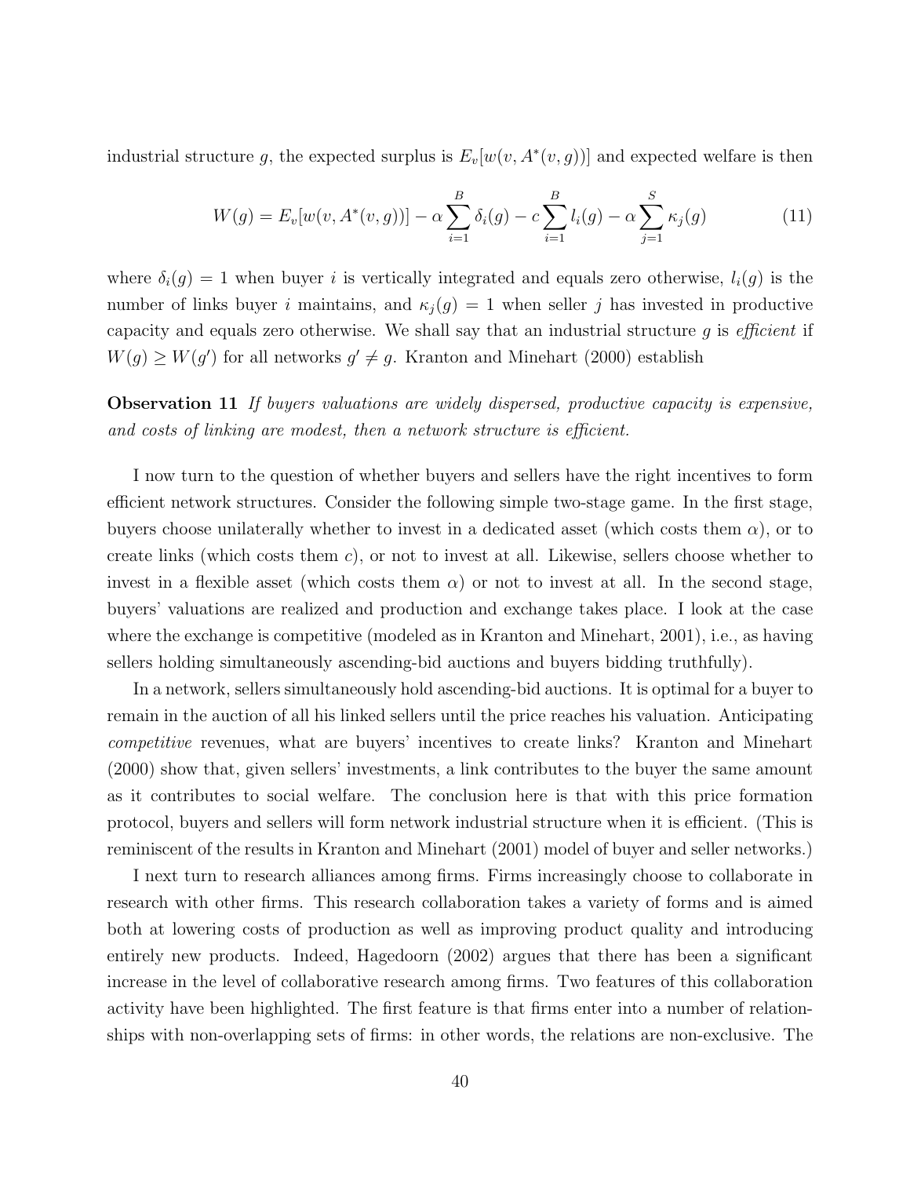industrial structure $g$, the expected surplus is $E_v[w(v, A^*(v, g))]$ and expected welfare is then

$$W(g) = E_v[w(v, A^*(v, g))] - \alpha \sum_{i=1}^{B} \delta_i(g) - c \sum_{i=1}^{B} l_i(g) - \alpha \sum_{j=1}^{S} \kappa_j(g) \tag{11}$$

where $\delta_i(g) = 1$ when buyer $i$ is vertically integrated and equals zero otherwise, $l_i(g)$ is the number of links buyer $i$ maintains, and $\kappa_j(g) = 1$ when seller $j$ has invested in productive capacity and equals zero otherwise. We shall say that an industrial structure $g$ is *efficient* if $W(g) \geq W(g')$ for all networks $g' \neq g$. Kranton and Minehart (2000) establish

**Observation 11** *If buyers valuations are widely dispersed, productive capacity is expensive, and costs of linking are modest, then a network structure is efficient.*

I now turn to the question of whether buyers and sellers have the right incentives to form efficient network structures. Consider the following simple two-stage game. In the first stage, buyers choose unilaterally whether to invest in a dedicated asset (which costs them $\alpha$), or to create links (which costs them $c$), or not to invest at all. Likewise, sellers choose whether to invest in a flexible asset (which costs them $\alpha$) or not to invest at all. In the second stage, buyers' valuations are realized and production and exchange takes place. I look at the case where the exchange is competitive (modeled as in Kranton and Minehart, 2001), i.e., as having sellers holding simultaneously ascending-bid auctions and buyers bidding truthfully).

In a network, sellers simultaneously hold ascending-bid auctions. It is optimal for a buyer to remain in the auction of all his linked sellers until the price reaches his valuation. Anticipating *competitive* revenues, what are buyers' incentives to create links? Kranton and Minehart (2000) show that, given sellers' investments, a link contributes to the buyer the same amount as it contributes to social welfare. The conclusion here is that with this price formation protocol, buyers and sellers will form network industrial structure when it is efficient. (This is reminiscent of the results in Kranton and Minehart (2001) model of buyer and seller networks.)

I next turn to research alliances among firms. Firms increasingly choose to collaborate in research with other firms. This research collaboration takes a variety of forms and is aimed both at lowering costs of production as well as improving product quality and introducing entirely new products. Indeed, Hagedoorn (2002) argues that there has been a significant increase in the level of collaborative research among firms. Two features of this collaboration activity have been highlighted. The first feature is that firms enter into a number of relationships with non-overlapping sets of firms: in other words, the relations are non-exclusive. The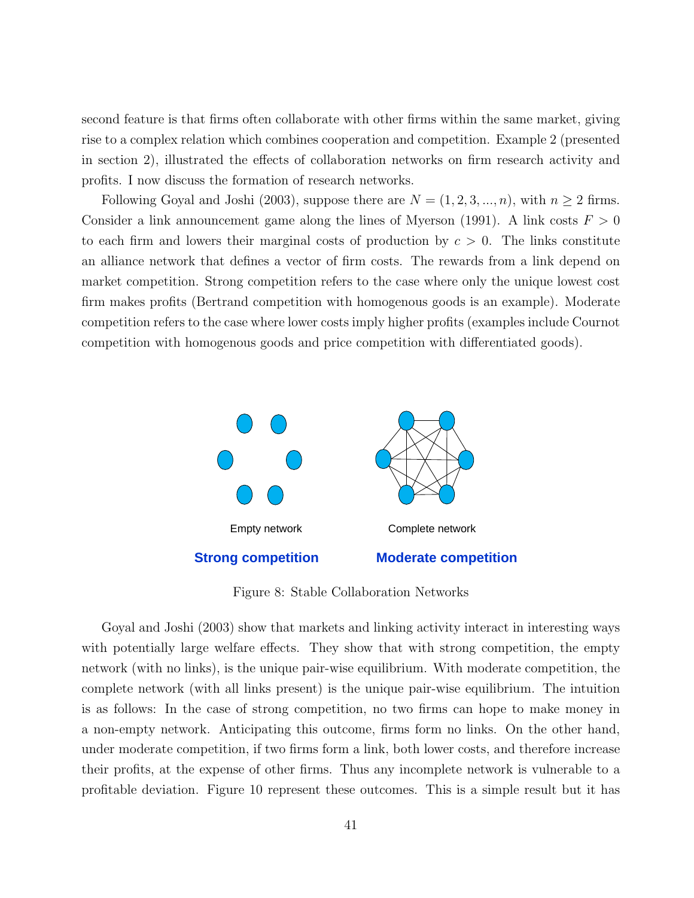second feature is that firms often collaborate with other firms within the same market, giving rise to a complex relation which combines cooperation and competition. Example 2 (presented in section 2), illustrated the effects of collaboration networks on firm research activity and profits. I now discuss the formation of research networks.

Following Goyal and Joshi (2003), suppose there are $N = (1, 2, 3, ..., n)$, with $n \geq 2$ firms. Consider a link announcement game along the lines of Myerson (1991). A link costs $F > 0$ to each firm and lowers their marginal costs of production by $c > 0$. The links constitute an alliance network that defines a vector of firm costs. The rewards from a link depend on market competition. Strong competition refers to the case where only the unique lowest cost firm makes profits (Bertrand competition with homogenous goods is an example). Moderate competition refers to the case where lower costs imply higher profits (examples include Cournot competition with homogenous goods and price competition with differentiated goods).

Empty network — **Strong competition**

Complete network — **Moderate competition**

Figure 8: Stable Collaboration Networks

Goyal and Joshi (2003) show that markets and linking activity interact in interesting ways with potentially large welfare effects. They show that with strong competition, the empty network (with no links), is the unique pair-wise equilibrium. With moderate competition, the complete network (with all links present) is the unique pair-wise equilibrium. The intuition is as follows: In the case of strong competition, no two firms can hope to make money in a non-empty network. Anticipating this outcome, firms form no links. On the other hand, under moderate competition, if two firms form a link, both lower costs, and therefore increase their profits, at the expense of other firms. Thus any incomplete network is vulnerable to a profitable deviation. Figure 10 represent these outcomes. This is a simple result but it has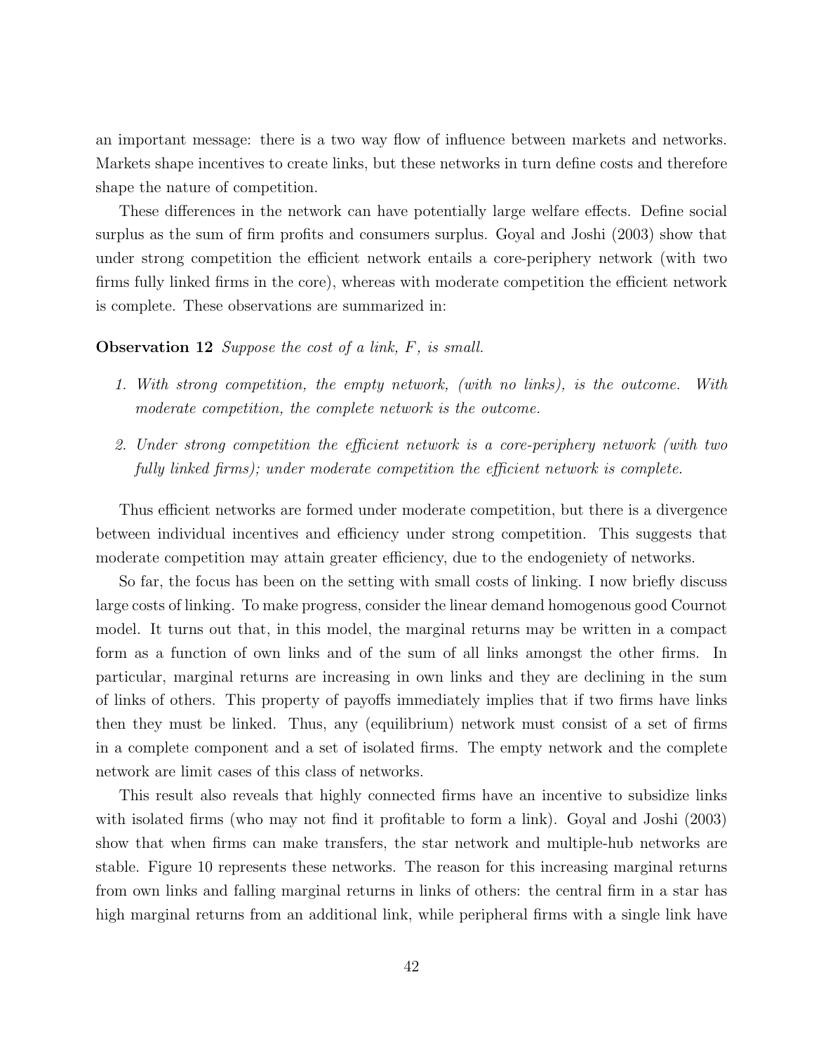an important message: there is a two way flow of influence between markets and networks. Markets shape incentives to create links, but these networks in turn define costs and therefore shape the nature of competition.

These differences in the network can have potentially large welfare effects. Define social surplus as the sum of firm profits and consumers surplus. Goyal and Joshi (2003) show that under strong competition the efficient network entails a core-periphery network (with two firms fully linked firms in the core), whereas with moderate competition the efficient network is complete. These observations are summarized in:

**Observation 12** *Suppose the cost of a link, $F$, is small.*

1. *With strong competition, the empty network, (with no links), is the outcome. With moderate competition, the complete network is the outcome.*
2. *Under strong competition the efficient network is a core-periphery network (with two fully linked firms); under moderate competition the efficient network is complete.*

Thus efficient networks are formed under moderate competition, but there is a divergence between individual incentives and efficiency under strong competition. This suggests that moderate competition may attain greater efficiency, due to the endogeniety of networks.

So far, the focus has been on the setting with small costs of linking. I now briefly discuss large costs of linking. To make progress, consider the linear demand homogenous good Cournot model. It turns out that, in this model, the marginal returns may be written in a compact form as a function of own links and of the sum of all links amongst the other firms. In particular, marginal returns are increasing in own links and they are declining in the sum of links of others. This property of payoffs immediately implies that if two firms have links then they must be linked. Thus, any (equilibrium) network must consist of a set of firms in a complete component and a set of isolated firms. The empty network and the complete network are limit cases of this class of networks.

This result also reveals that highly connected firms have an incentive to subsidize links with isolated firms (who may not find it profitable to form a link). Goyal and Joshi (2003) show that when firms can make transfers, the star network and multiple-hub networks are stable. Figure 10 represents these networks. The reason for this increasing marginal returns from own links and falling marginal returns in links of others: the central firm in a star has high marginal returns from an additional link, while peripheral firms with a single link have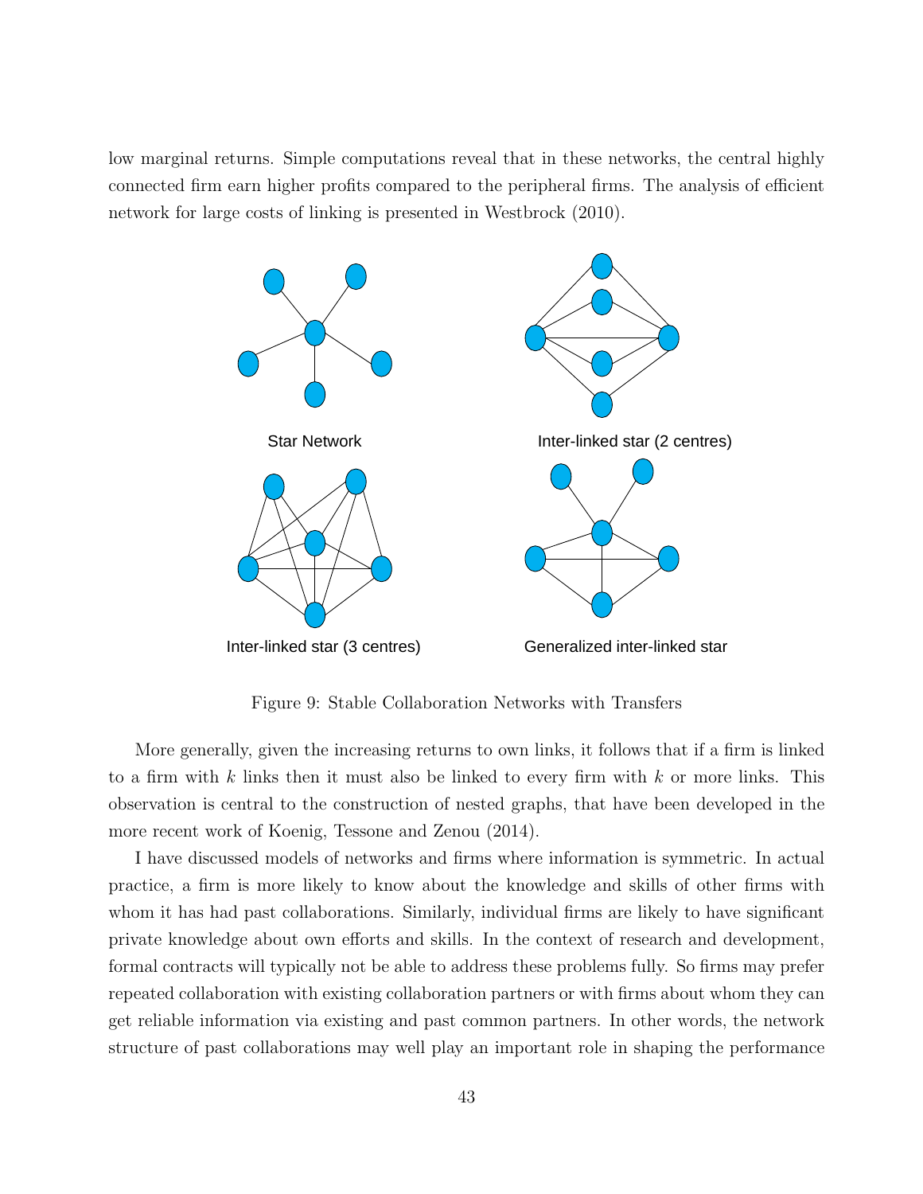low marginal returns. Simple computations reveal that in these networks, the central highly connected firm earn higher profits compared to the peripheral firms. The analysis of efficient network for large costs of linking is presented in Westbrock (2010).

Star Network

Inter-linked star (2 centres)

Inter-linked star (3 centres)

Generalized inter-linked star

Figure 9: Stable Collaboration Networks with Transfers

More generally, given the increasing returns to own links, it follows that if a firm is linked to a firm with $k$ links then it must also be linked to every firm with $k$ or more links. This observation is central to the construction of nested graphs, that have been developed in the more recent work of Koenig, Tessone and Zenou (2014).

I have discussed models of networks and firms where information is symmetric. In actual practice, a firm is more likely to know about the knowledge and skills of other firms with whom it has had past collaborations. Similarly, individual firms are likely to have significant private knowledge about own efforts and skills. In the context of research and development, formal contracts will typically not be able to address these problems fully. So firms may prefer repeated collaboration with existing collaboration partners or with firms about whom they can get reliable information via existing and past common partners. In other words, the network structure of past collaborations may well play an important role in shaping the performance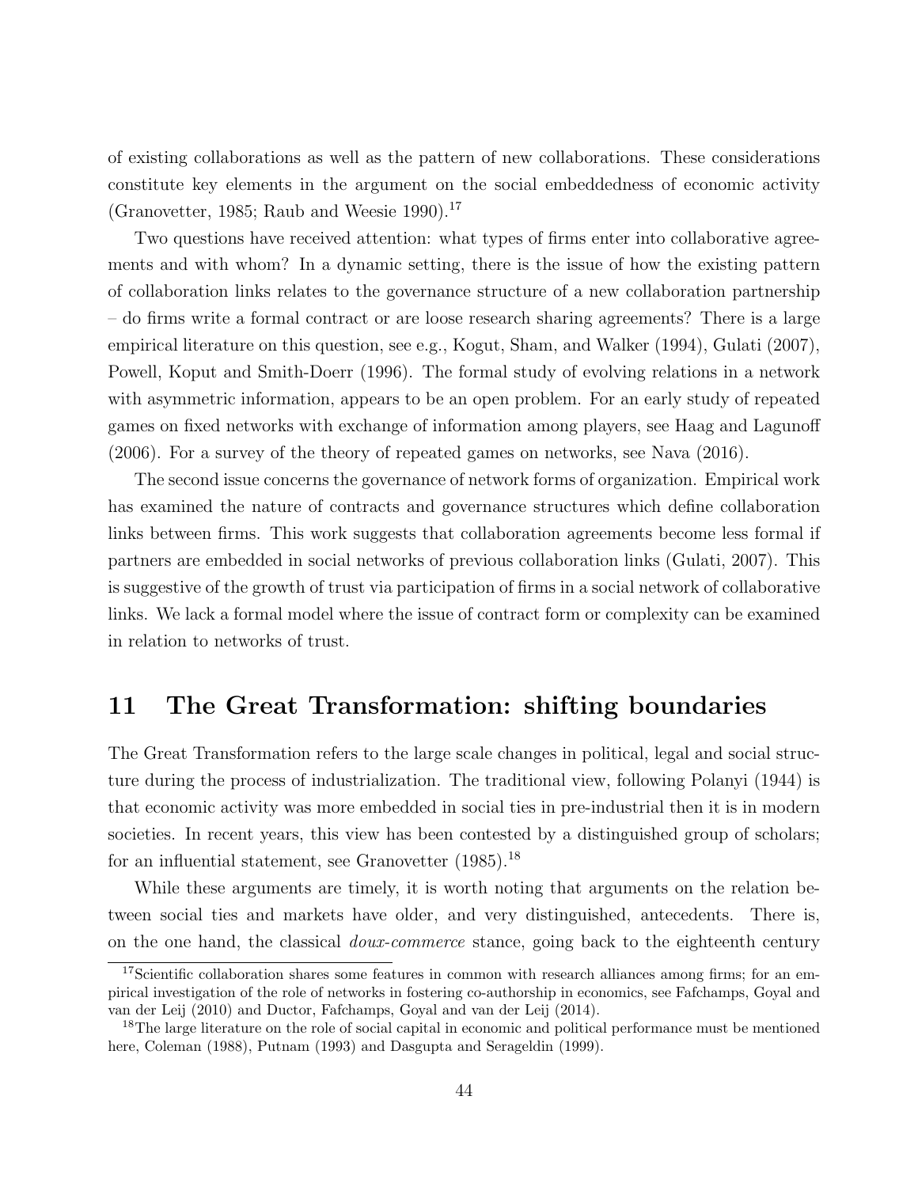of existing collaborations as well as the pattern of new collaborations. These considerations constitute key elements in the argument on the social embeddedness of economic activity (Granovetter, 1985; Raub and Weesie 1990).[17]

Two questions have received attention: what types of firms enter into collaborative agreements and with whom? In a dynamic setting, there is the issue of how the existing pattern of collaboration links relates to the governance structure of a new collaboration partnership – do firms write a formal contract or are loose research sharing agreements? There is a large empirical literature on this question, see e.g., Kogut, Sham, and Walker (1994), Gulati (2007), Powell, Koput and Smith-Doerr (1996). The formal study of evolving relations in a network with asymmetric information, appears to be an open problem. For an early study of repeated games on fixed networks with exchange of information among players, see Haag and Lagunoff (2006). For a survey of the theory of repeated games on networks, see Nava (2016).

The second issue concerns the governance of network forms of organization. Empirical work has examined the nature of contracts and governance structures which define collaboration links between firms. This work suggests that collaboration agreements become less formal if partners are embedded in social networks of previous collaboration links (Gulati, 2007). This is suggestive of the growth of trust via participation of firms in a social network of collaborative links. We lack a formal model where the issue of contract form or complexity can be examined in relation to networks of trust.

## 11 The Great Transformation: shifting boundaries

The Great Transformation refers to the large scale changes in political, legal and social structure during the process of industrialization. The traditional view, following Polanyi (1944) is that economic activity was more embedded in social ties in pre-industrial then it is in modern societies. In recent years, this view has been contested by a distinguished group of scholars; for an influential statement, see Granovetter (1985).[18]

While these arguments are timely, it is worth noting that arguments on the relation between social ties and markets have older, and very distinguished, antecedents. There is, on the one hand, the classical *doux-commerce* stance, going back to the eighteenth century

---

[17] Scientific collaboration shares some features in common with research alliances among firms; for an empirical investigation of the role of networks in fostering co-authorship in economics, see Fafchamps, Goyal and van der Leij (2010) and Ductor, Fafchamps, Goyal and van der Leij (2014).

[18] The large literature on the role of social capital in economic and political performance must be mentioned here, Coleman (1988), Putnam (1993) and Dasgupta and Serageldin (1999).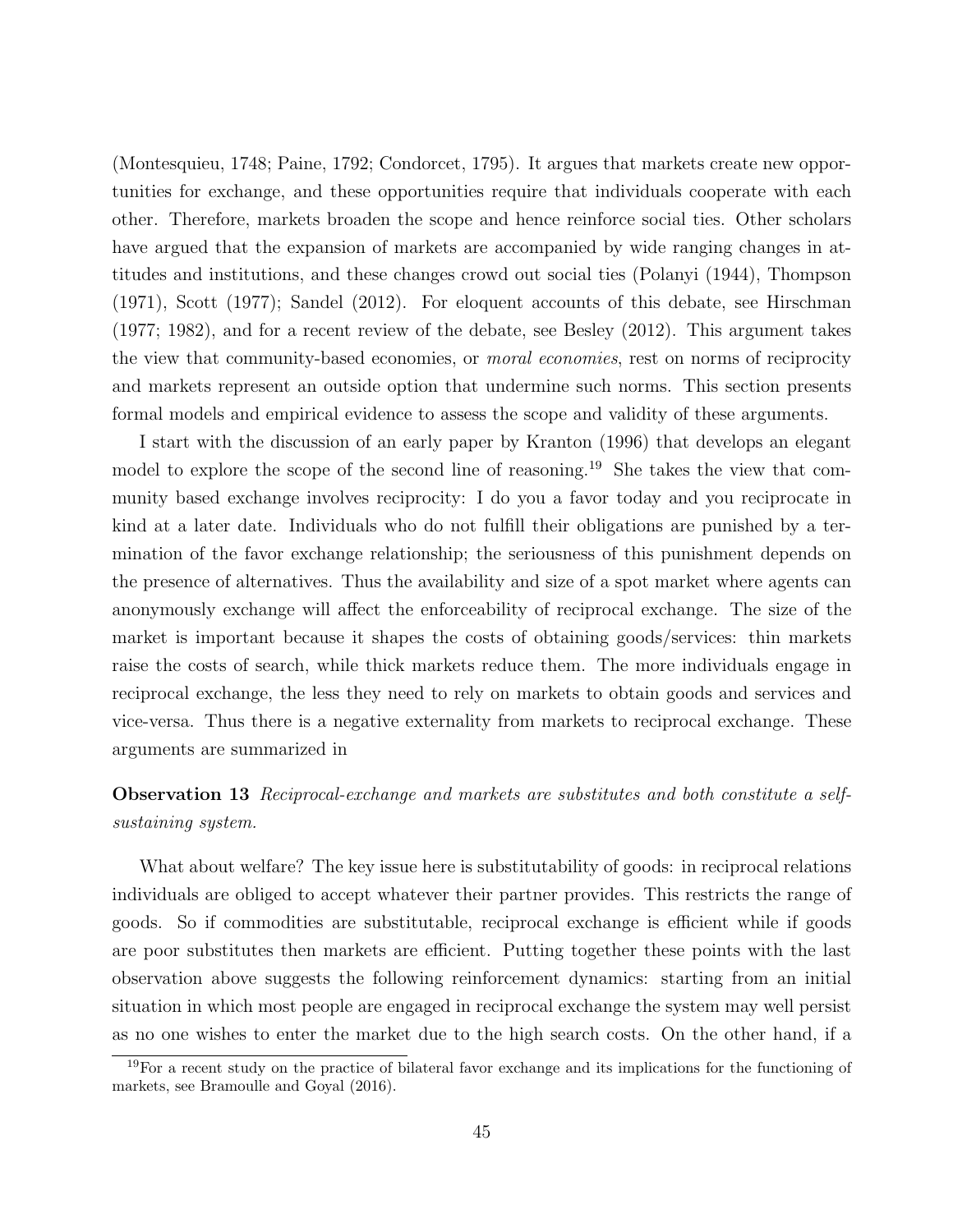(Montesquieu, 1748; Paine, 1792; Condorcet, 1795). It argues that markets create new opportunities for exchange, and these opportunities require that individuals cooperate with each other. Therefore, markets broaden the scope and hence reinforce social ties. Other scholars have argued that the expansion of markets are accompanied by wide ranging changes in attitudes and institutions, and these changes crowd out social ties (Polanyi (1944), Thompson (1971), Scott (1977); Sandel (2012). For eloquent accounts of this debate, see Hirschman (1977; 1982), and for a recent review of the debate, see Besley (2012). This argument takes the view that community-based economies, or *moral economies*, rest on norms of reciprocity and markets represent an outside option that undermine such norms. This section presents formal models and empirical evidence to assess the scope and validity of these arguments.

I start with the discussion of an early paper by Kranton (1996) that develops an elegant model to explore the scope of the second line of reasoning.[19] She takes the view that community based exchange involves reciprocity: I do you a favor today and you reciprocate in kind at a later date. Individuals who do not fulfill their obligations are punished by a termination of the favor exchange relationship; the seriousness of this punishment depends on the presence of alternatives. Thus the availability and size of a spot market where agents can anonymously exchange will affect the enforceability of reciprocal exchange. The size of the market is important because it shapes the costs of obtaining goods/services: thin markets raise the costs of search, while thick markets reduce them. The more individuals engage in reciprocal exchange, the less they need to rely on markets to obtain goods and services and vice-versa. Thus there is a negative externality from markets to reciprocal exchange. These arguments are summarized in

**Observation 13** *Reciprocal-exchange and markets are substitutes and both constitute a self-sustaining system.*

What about welfare? The key issue here is substitutability of goods: in reciprocal relations individuals are obliged to accept whatever their partner provides. This restricts the range of goods. So if commodities are substitutable, reciprocal exchange is efficient while if goods are poor substitutes then markets are efficient. Putting together these points with the last observation above suggests the following reinforcement dynamics: starting from an initial situation in which most people are engaged in reciprocal exchange the system may well persist as no one wishes to enter the market due to the high search costs. On the other hand, if a

[19] For a recent study on the practice of bilateral favor exchange and its implications for the functioning of markets, see Bramoulle and Goyal (2016).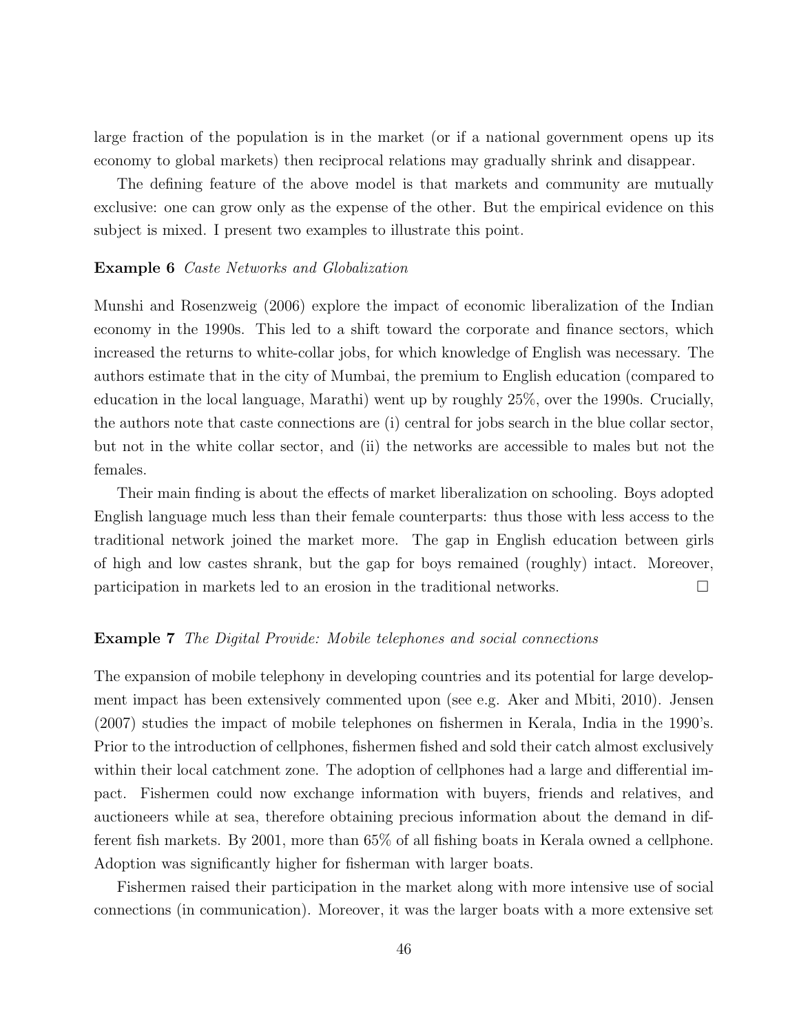large fraction of the population is in the market (or if a national government opens up its economy to global markets) then reciprocal relations may gradually shrink and disappear.

The defining feature of the above model is that markets and community are mutually exclusive: one can grow only as the expense of the other. But the empirical evidence on this subject is mixed. I present two examples to illustrate this point.

**Example 6** *Caste Networks and Globalization*

Munshi and Rosenzweig (2006) explore the impact of economic liberalization of the Indian economy in the 1990s. This led to a shift toward the corporate and finance sectors, which increased the returns to white-collar jobs, for which knowledge of English was necessary. The authors estimate that in the city of Mumbai, the premium to English education (compared to education in the local language, Marathi) went up by roughly 25%, over the 1990s. Crucially, the authors note that caste connections are (i) central for jobs search in the blue collar sector, but not in the white collar sector, and (ii) the networks are accessible to males but not the females.

Their main finding is about the effects of market liberalization on schooling. Boys adopted English language much less than their female counterparts: thus those with less access to the traditional network joined the market more. The gap in English education between girls of high and low castes shrank, but the gap for boys remained (roughly) intact. Moreover, participation in markets led to an erosion in the traditional networks. □

**Example 7** *The Digital Provide: Mobile telephones and social connections*

The expansion of mobile telephony in developing countries and its potential for large development impact has been extensively commented upon (see e.g. Aker and Mbiti, 2010). Jensen (2007) studies the impact of mobile telephones on fishermen in Kerala, India in the 1990's. Prior to the introduction of cellphones, fishermen fished and sold their catch almost exclusively within their local catchment zone. The adoption of cellphones had a large and differential impact. Fishermen could now exchange information with buyers, friends and relatives, and auctioneers while at sea, therefore obtaining precious information about the demand in different fish markets. By 2001, more than 65% of all fishing boats in Kerala owned a cellphone. Adoption was significantly higher for fisherman with larger boats.

Fishermen raised their participation in the market along with more intensive use of social connections (in communication). Moreover, it was the larger boats with a more extensive set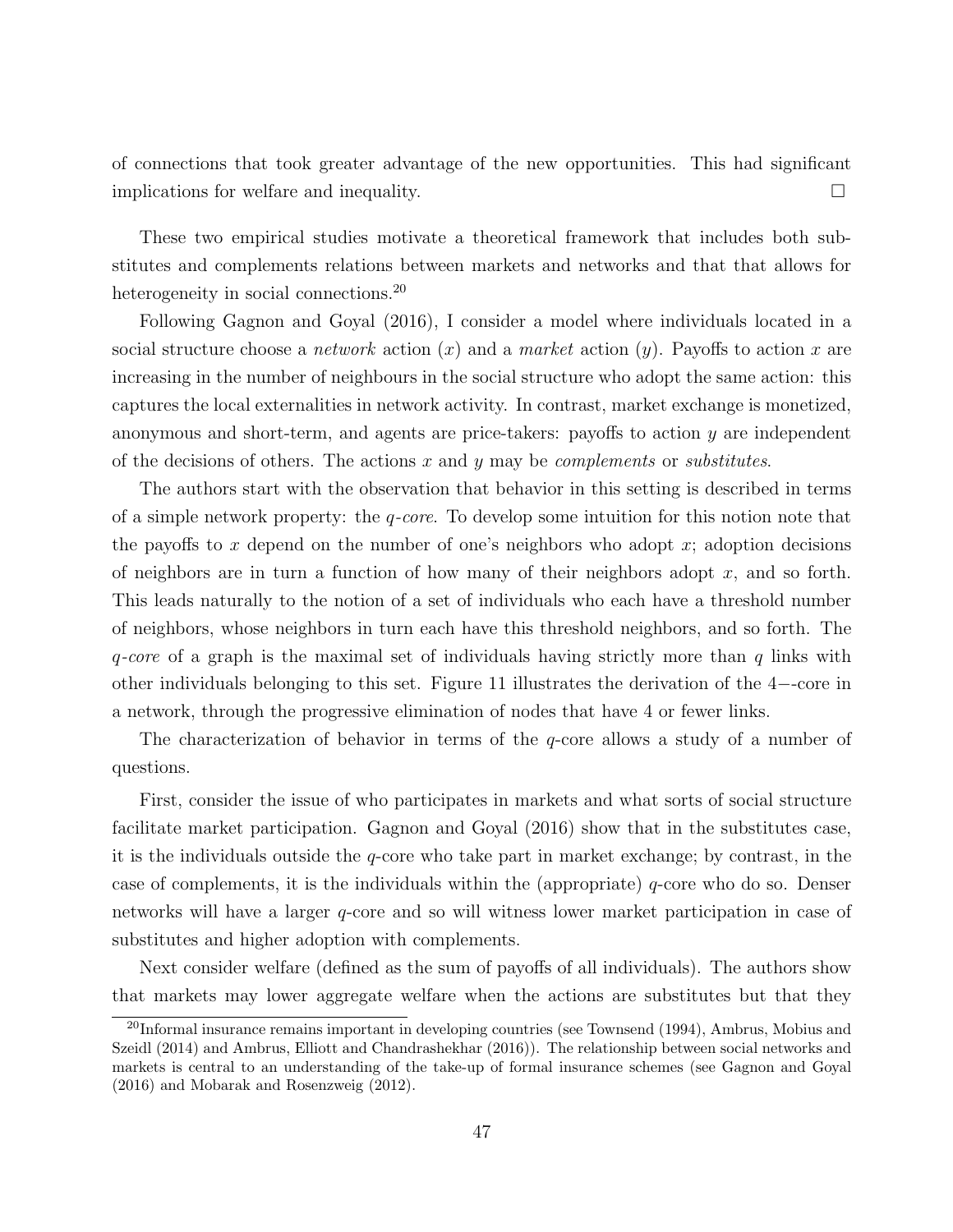of connections that took greater advantage of the new opportunities. This had significant implications for welfare and inequality. □

These two empirical studies motivate a theoretical framework that includes both substitutes and complements relations between markets and networks and that that allows for heterogeneity in social connections.[20]

Following Gagnon and Goyal (2016), I consider a model where individuals located in a social structure choose a *network* action ($x$) and a *market* action ($y$). Payoffs to action $x$ are increasing in the number of neighbours in the social structure who adopt the same action: this captures the local externalities in network activity. In contrast, market exchange is monetized, anonymous and short-term, and agents are price-takers: payoffs to action $y$ are independent of the decisions of others. The actions $x$ and $y$ may be *complements* or *substitutes*.

The authors start with the observation that behavior in this setting is described in terms of a simple network property: the *q-core*. To develop some intuition for this notion note that the payoffs to $x$ depend on the number of one's neighbors who adopt $x$; adoption decisions of neighbors are in turn a function of how many of their neighbors adopt $x$, and so forth. This leads naturally to the notion of a set of individuals who each have a threshold number of neighbors, whose neighbors in turn each have this threshold neighbors, and so forth. The *q-core* of a graph is the maximal set of individuals having strictly more than $q$ links with other individuals belonging to this set. Figure 11 illustrates the derivation of the 4−-core in a network, through the progressive elimination of nodes that have 4 or fewer links.

The characterization of behavior in terms of the $q$-core allows a study of a number of questions.

First, consider the issue of who participates in markets and what sorts of social structure facilitate market participation. Gagnon and Goyal (2016) show that in the substitutes case, it is the individuals outside the $q$-core who take part in market exchange; by contrast, in the case of complements, it is the individuals within the (appropriate) $q$-core who do so. Denser networks will have a larger $q$-core and so will witness lower market participation in case of substitutes and higher adoption with complements.

Next consider welfare (defined as the sum of payoffs of all individuals). The authors show that markets may lower aggregate welfare when the actions are substitutes but that they

[20] Informal insurance remains important in developing countries (see Townsend (1994), Ambrus, Mobius and Szeidl (2014) and Ambrus, Elliott and Chandrashekhar (2016)). The relationship between social networks and markets is central to an understanding of the take-up of formal insurance schemes (see Gagnon and Goyal (2016) and Mobarak and Rosenzweig (2012).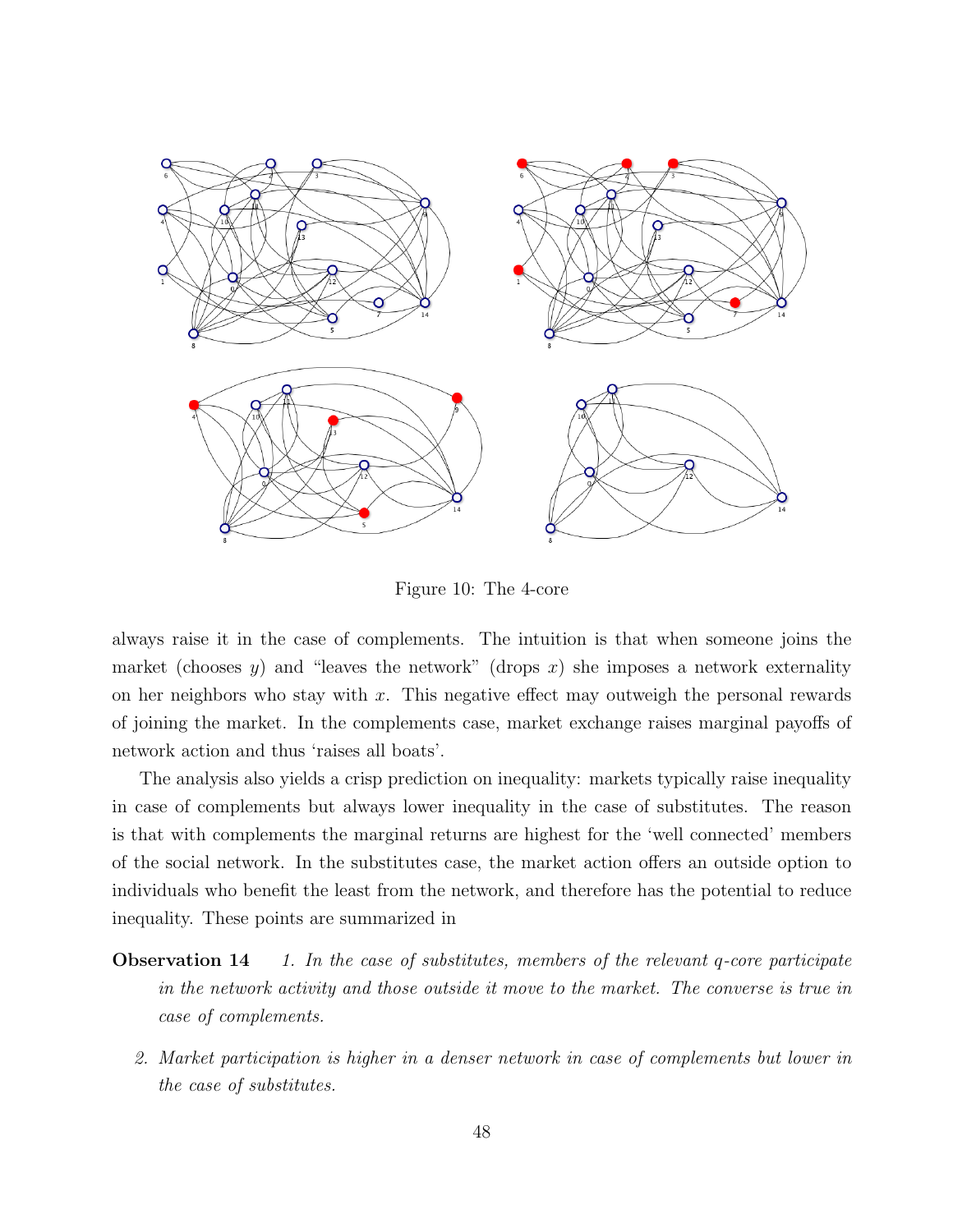Figure 10: The 4-core

always raise it in the case of complements. The intuition is that when someone joins the market (chooses $y$) and "leaves the network" (drops $x$) she imposes a network externality on her neighbors who stay with $x$. This negative effect may outweigh the personal rewards of joining the market. In the complements case, market exchange raises marginal payoffs of network action and thus 'raises all boats'.

The analysis also yields a crisp prediction on inequality: markets typically raise inequality in case of complements but always lower inequality in the case of substitutes. The reason is that with complements the marginal returns are highest for the 'well connected' members of the social network. In the substitutes case, the market action offers an outside option to individuals who benefit the least from the network, and therefore has the potential to reduce inequality. These points are summarized in

**Observation 14** *1. In the case of substitutes, members of the relevant q-core participate in the network activity and those outside it move to the market. The converse is true in case of complements.*

*2. Market participation is higher in a denser network in case of complements but lower in the case of substitutes.*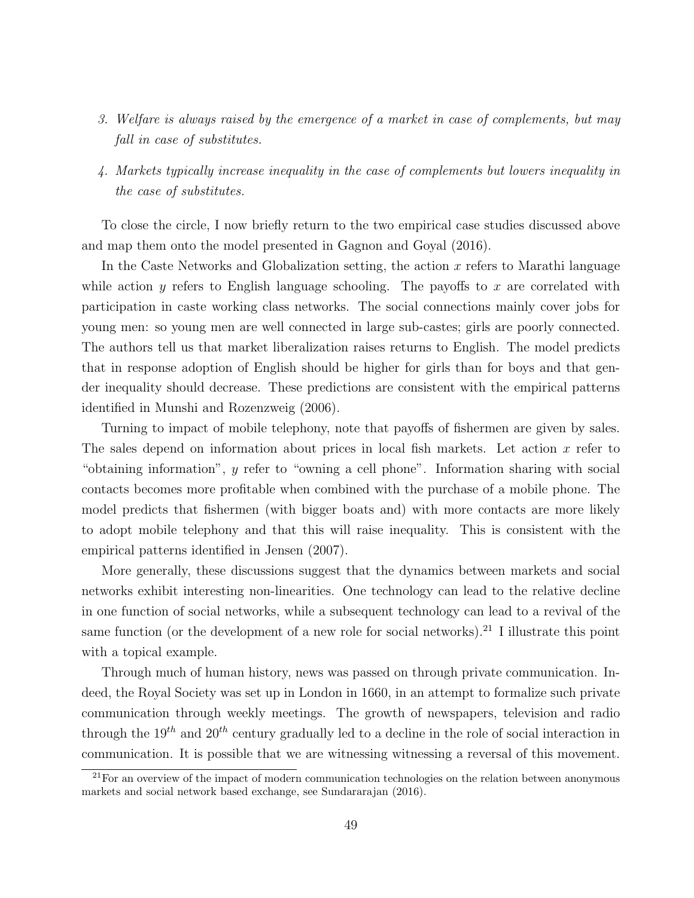3. *Welfare is always raised by the emergence of a market in case of complements, but may fall in case of substitutes.*

4. *Markets typically increase inequality in the case of complements but lowers inequality in the case of substitutes.*

To close the circle, I now briefly return to the two empirical case studies discussed above and map them onto the model presented in Gagnon and Goyal (2016).

In the Caste Networks and Globalization setting, the action $x$ refers to Marathi language while action $y$ refers to English language schooling. The payoffs to $x$ are correlated with participation in caste working class networks. The social connections mainly cover jobs for young men: so young men are well connected in large sub-castes; girls are poorly connected. The authors tell us that market liberalization raises returns to English. The model predicts that in response adoption of English should be higher for girls than for boys and that gender inequality should decrease. These predictions are consistent with the empirical patterns identified in Munshi and Rozenzweig (2006).

Turning to impact of mobile telephony, note that payoffs of fishermen are given by sales. The sales depend on information about prices in local fish markets. Let action $x$ refer to "obtaining information", $y$ refer to "owning a cell phone". Information sharing with social contacts becomes more profitable when combined with the purchase of a mobile phone. The model predicts that fishermen (with bigger boats and) with more contacts are more likely to adopt mobile telephony and that this will raise inequality. This is consistent with the empirical patterns identified in Jensen (2007).

More generally, these discussions suggest that the dynamics between markets and social networks exhibit interesting non-linearities. One technology can lead to the relative decline in one function of social networks, while a subsequent technology can lead to a revival of the same function (or the development of a new role for social networks).[21] I illustrate this point with a topical example.

Through much of human history, news was passed on through private communication. Indeed, the Royal Society was set up in London in 1660, in an attempt to formalize such private communication through weekly meetings. The growth of newspapers, television and radio through the $19^{th}$ and $20^{th}$ century gradually led to a decline in the role of social interaction in communication. It is possible that we are witnessing witnessing a reversal of this movement.

[21] For an overview of the impact of modern communication technologies on the relation between anonymous markets and social network based exchange, see Sundararajan (2016).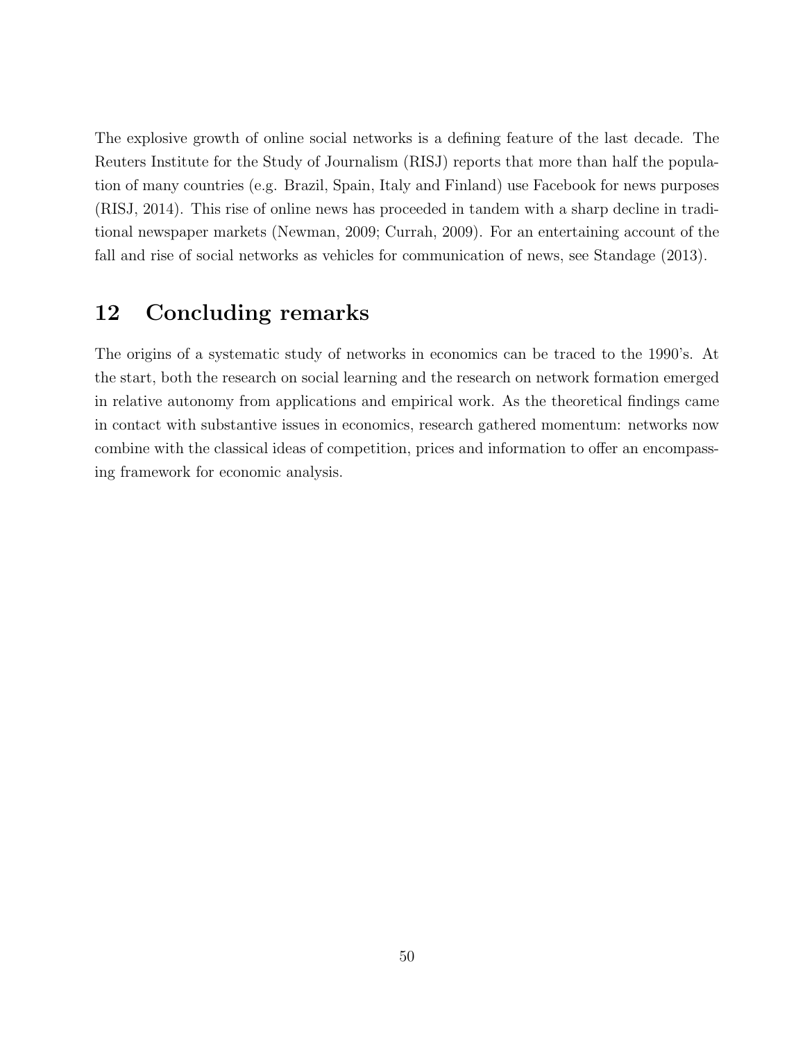The explosive growth of online social networks is a defining feature of the last decade. The Reuters Institute for the Study of Journalism (RISJ) reports that more than half the population of many countries (e.g. Brazil, Spain, Italy and Finland) use Facebook for news purposes (RISJ, 2014). This rise of online news has proceeded in tandem with a sharp decline in traditional newspaper markets (Newman, 2009; Currah, 2009). For an entertaining account of the fall and rise of social networks as vehicles for communication of news, see Standage (2013).

## 12 Concluding remarks

The origins of a systematic study of networks in economics can be traced to the 1990's. At the start, both the research on social learning and the research on network formation emerged in relative autonomy from applications and empirical work. As the theoretical findings came in contact with substantive issues in economics, research gathered momentum: networks now combine with the classical ideas of competition, prices and information to offer an encompassing framework for economic analysis.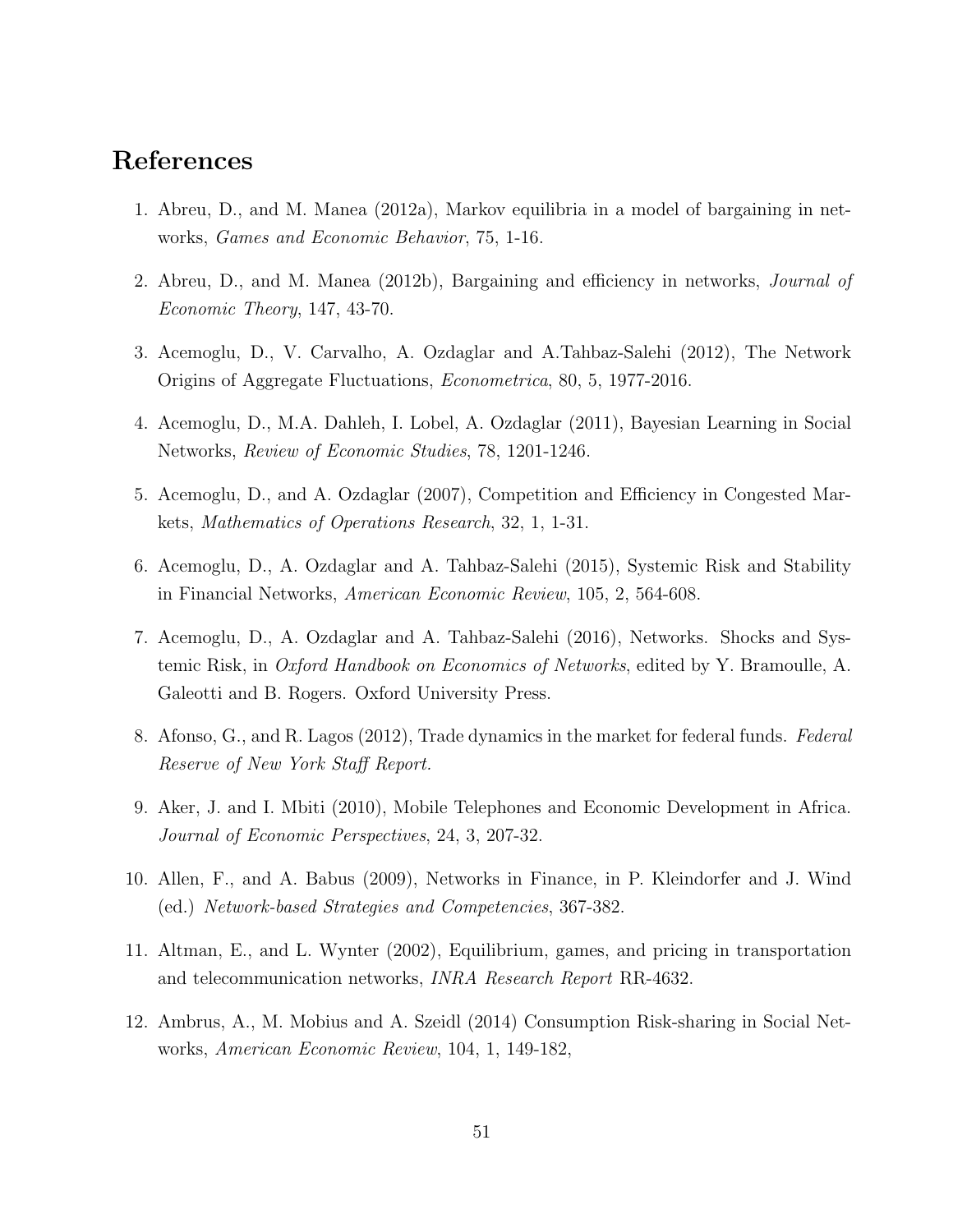# References

1. Abreu, D., and M. Manea (2012a), Markov equilibria in a model of bargaining in networks, *Games and Economic Behavior*, 75, 1-16.

2. Abreu, D., and M. Manea (2012b), Bargaining and efficiency in networks, *Journal of Economic Theory*, 147, 43-70.

3. Acemoglu, D., V. Carvalho, A. Ozdaglar and A.Tahbaz-Salehi (2012), The Network Origins of Aggregate Fluctuations, *Econometrica*, 80, 5, 1977-2016.

4. Acemoglu, D., M.A. Dahleh, I. Lobel, A. Ozdaglar (2011), Bayesian Learning in Social Networks, *Review of Economic Studies*, 78, 1201-1246.

5. Acemoglu, D., and A. Ozdaglar (2007), Competition and Efficiency in Congested Markets, *Mathematics of Operations Research*, 32, 1, 1-31.

6. Acemoglu, D., A. Ozdaglar and A. Tahbaz-Salehi (2015), Systemic Risk and Stability in Financial Networks, *American Economic Review*, 105, 2, 564-608.

7. Acemoglu, D., A. Ozdaglar and A. Tahbaz-Salehi (2016), Networks. Shocks and Systemic Risk, in *Oxford Handbook on Economics of Networks*, edited by Y. Bramoulle, A. Galeotti and B. Rogers. Oxford University Press.

8. Afonso, G., and R. Lagos (2012), Trade dynamics in the market for federal funds. *Federal Reserve of New York Staff Report.*

9. Aker, J. and I. Mbiti (2010), Mobile Telephones and Economic Development in Africa. *Journal of Economic Perspectives*, 24, 3, 207-32.

10. Allen, F., and A. Babus (2009), Networks in Finance, in P. Kleindorfer and J. Wind (ed.) *Network-based Strategies and Competencies*, 367-382.

11. Altman, E., and L. Wynter (2002), Equilibrium, games, and pricing in transportation and telecommunication networks, *INRA Research Report* RR-4632.

12. Ambrus, A., M. Mobius and A. Szeidl (2014) Consumption Risk-sharing in Social Networks, *American Economic Review*, 104, 1, 149-182,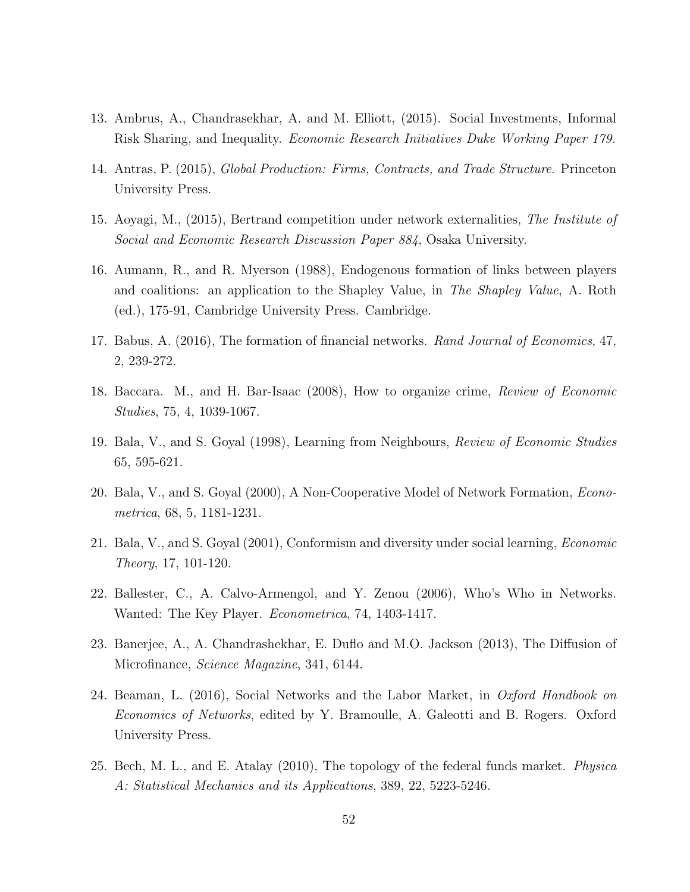13. Ambrus, A., Chandrasekhar, A. and M. Elliott, (2015). Social Investments, Informal Risk Sharing, and Inequality. *Economic Research Initiatives Duke Working Paper 179.*

14. Antras, P. (2015), *Global Production: Firms, Contracts, and Trade Structure*. Princeton University Press.

15. Aoyagi, M., (2015), Bertrand competition under network externalities, *The Institute of Social and Economic Research Discussion Paper 884*, Osaka University.

16. Aumann, R., and R. Myerson (1988), Endogenous formation of links between players and coalitions: an application to the Shapley Value, in *The Shapley Value*, A. Roth (ed.), 175-91, Cambridge University Press. Cambridge.

17. Babus, A. (2016), The formation of financial networks. *Rand Journal of Economics*, 47, 2, 239-272.

18. Baccara. M., and H. Bar-Isaac (2008), How to organize crime, *Review of Economic Studies*, 75, 4, 1039-1067.

19. Bala, V., and S. Goyal (1998), Learning from Neighbours, *Review of Economic Studies* 65, 595-621.

20. Bala, V., and S. Goyal (2000), A Non-Cooperative Model of Network Formation, *Econometrica*, 68, 5, 1181-1231.

21. Bala, V., and S. Goyal (2001), Conformism and diversity under social learning, *Economic Theory*, 17, 101-120.

22. Ballester, C., A. Calvo-Armengol, and Y. Zenou (2006), Who's Who in Networks. Wanted: The Key Player. *Econometrica*, 74, 1403-1417.

23. Banerjee, A., A. Chandrashekhar, E. Duflo and M.O. Jackson (2013), The Diffusion of Microfinance, *Science Magazine*, 341, 6144.

24. Beaman, L. (2016), Social Networks and the Labor Market, in *Oxford Handbook on Economics of Networks*, edited by Y. Bramoulle, A. Galeotti and B. Rogers. Oxford University Press.

25. Bech, M. L., and E. Atalay (2010), The topology of the federal funds market. *Physica A: Statistical Mechanics and its Applications*, 389, 22, 5223-5246.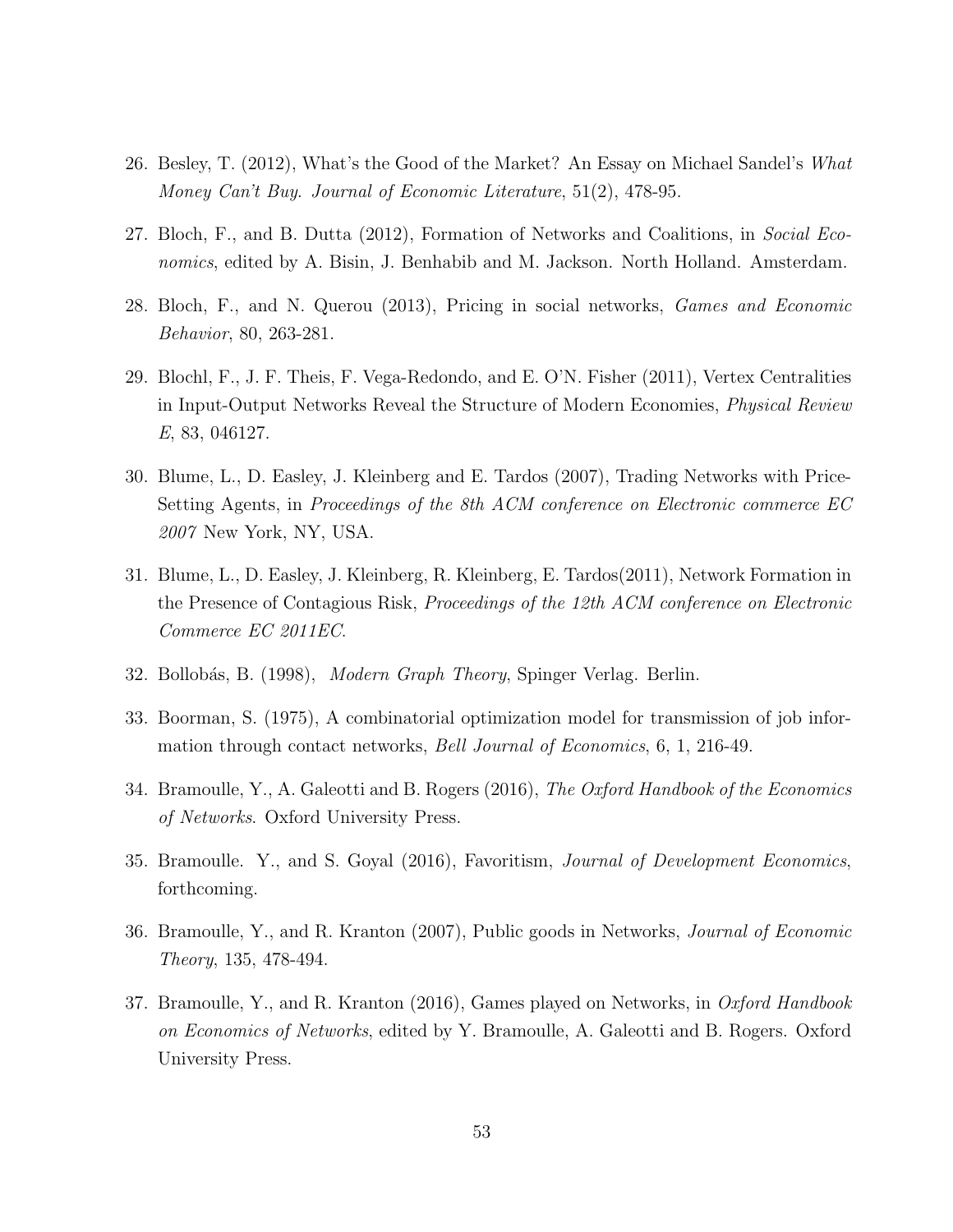26. Besley, T. (2012), What's the Good of the Market? An Essay on Michael Sandel's *What Money Can't Buy*. *Journal of Economic Literature*, 51(2), 478-95.

27. Bloch, F., and B. Dutta (2012), Formation of Networks and Coalitions, in *Social Economics*, edited by A. Bisin, J. Benhabib and M. Jackson. North Holland. Amsterdam.

28. Bloch, F., and N. Querou (2013), Pricing in social networks, *Games and Economic Behavior*, 80, 263-281.

29. Blochl, F., J. F. Theis, F. Vega-Redondo, and E. O'N. Fisher (2011), Vertex Centralities in Input-Output Networks Reveal the Structure of Modern Economies, *Physical Review E*, 83, 046127.

30. Blume, L., D. Easley, J. Kleinberg and E. Tardos (2007), Trading Networks with Price-Setting Agents, in *Proceedings of the 8th ACM conference on Electronic commerce EC 2007* New York, NY, USA.

31. Blume, L., D. Easley, J. Kleinberg, R. Kleinberg, E. Tardos(2011), Network Formation in the Presence of Contagious Risk, *Proceedings of the 12th ACM conference on Electronic Commerce EC 2011EC*.

32. Bollobás, B. (1998), *Modern Graph Theory*, Spinger Verlag. Berlin.

33. Boorman, S. (1975), A combinatorial optimization model for transmission of job information through contact networks, *Bell Journal of Economics*, 6, 1, 216-49.

34. Bramoulle, Y., A. Galeotti and B. Rogers (2016), *The Oxford Handbook of the Economics of Networks*. Oxford University Press.

35. Bramoulle. Y., and S. Goyal (2016), Favoritism, *Journal of Development Economics*, forthcoming.

36. Bramoulle, Y., and R. Kranton (2007), Public goods in Networks, *Journal of Economic Theory*, 135, 478-494.

37. Bramoulle, Y., and R. Kranton (2016), Games played on Networks, in *Oxford Handbook on Economics of Networks*, edited by Y. Bramoulle, A. Galeotti and B. Rogers. Oxford University Press.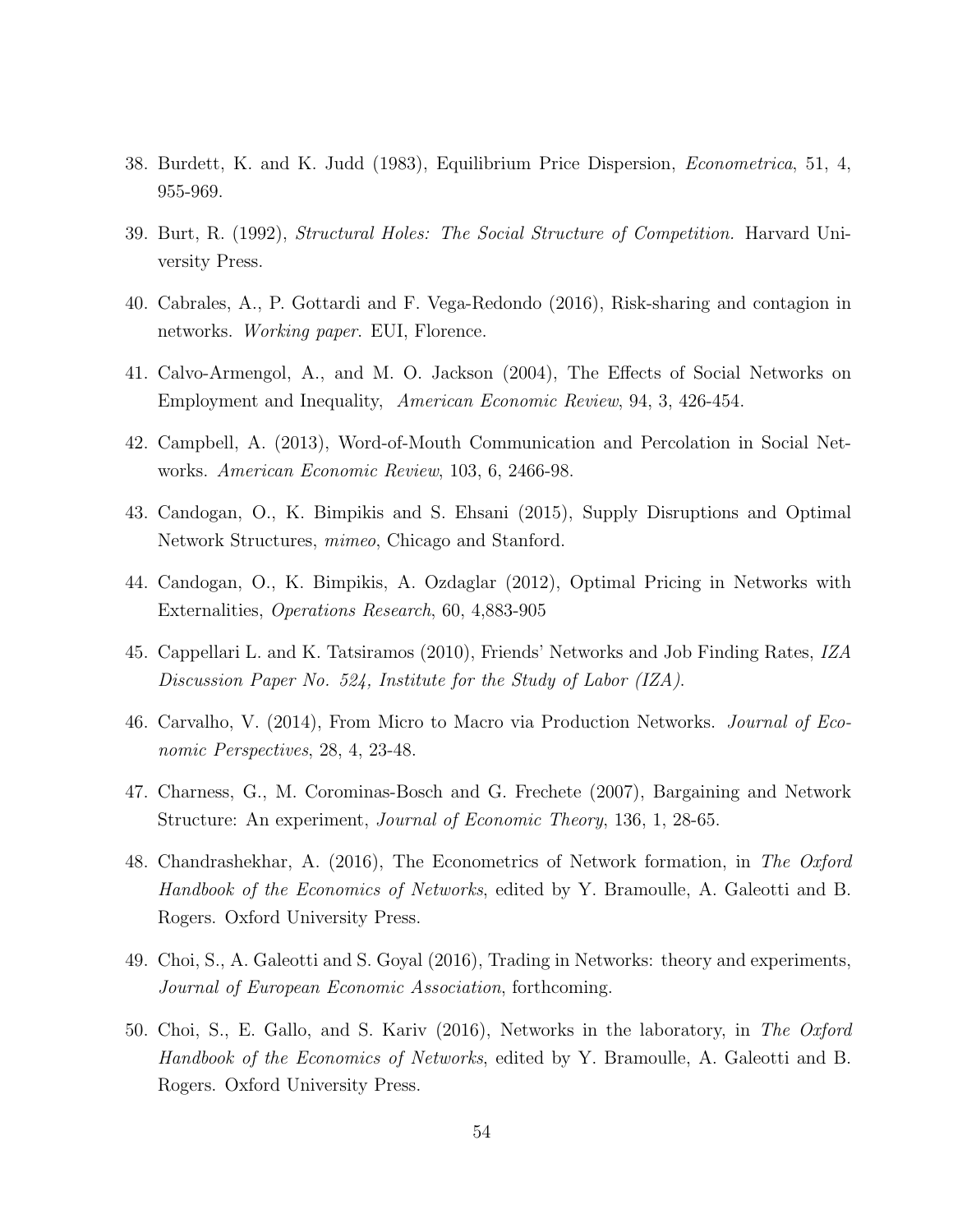38. Burdett, K. and K. Judd (1983), Equilibrium Price Dispersion, *Econometrica*, 51, 4, 955-969.

39. Burt, R. (1992), *Structural Holes: The Social Structure of Competition.* Harvard University Press.

40. Cabrales, A., P. Gottardi and F. Vega-Redondo (2016), Risk-sharing and contagion in networks. *Working paper.* EUI, Florence.

41. Calvo-Armengol, A., and M. O. Jackson (2004), The Effects of Social Networks on Employment and Inequality, *American Economic Review*, 94, 3, 426-454.

42. Campbell, A. (2013), Word-of-Mouth Communication and Percolation in Social Networks. *American Economic Review*, 103, 6, 2466-98.

43. Candogan, O., K. Bimpikis and S. Ehsani (2015), Supply Disruptions and Optimal Network Structures, *mimeo*, Chicago and Stanford.

44. Candogan, O., K. Bimpikis, A. Ozdaglar (2012), Optimal Pricing in Networks with Externalities, *Operations Research*, 60, 4,883-905

45. Cappellari L. and K. Tatsiramos (2010), Friends' Networks and Job Finding Rates, *IZA Discussion Paper No. 524, Institute for the Study of Labor (IZA).*

46. Carvalho, V. (2014), From Micro to Macro via Production Networks. *Journal of Economic Perspectives*, 28, 4, 23-48.

47. Charness, G., M. Corominas-Bosch and G. Frechete (2007), Bargaining and Network Structure: An experiment, *Journal of Economic Theory*, 136, 1, 28-65.

48. Chandrashekhar, A. (2016), The Econometrics of Network formation, in *The Oxford Handbook of the Economics of Networks*, edited by Y. Bramoulle, A. Galeotti and B. Rogers. Oxford University Press.

49. Choi, S., A. Galeotti and S. Goyal (2016), Trading in Networks: theory and experiments, *Journal of European Economic Association*, forthcoming.

50. Choi, S., E. Gallo, and S. Kariv (2016), Networks in the laboratory, in *The Oxford Handbook of the Economics of Networks*, edited by Y. Bramoulle, A. Galeotti and B. Rogers. Oxford University Press.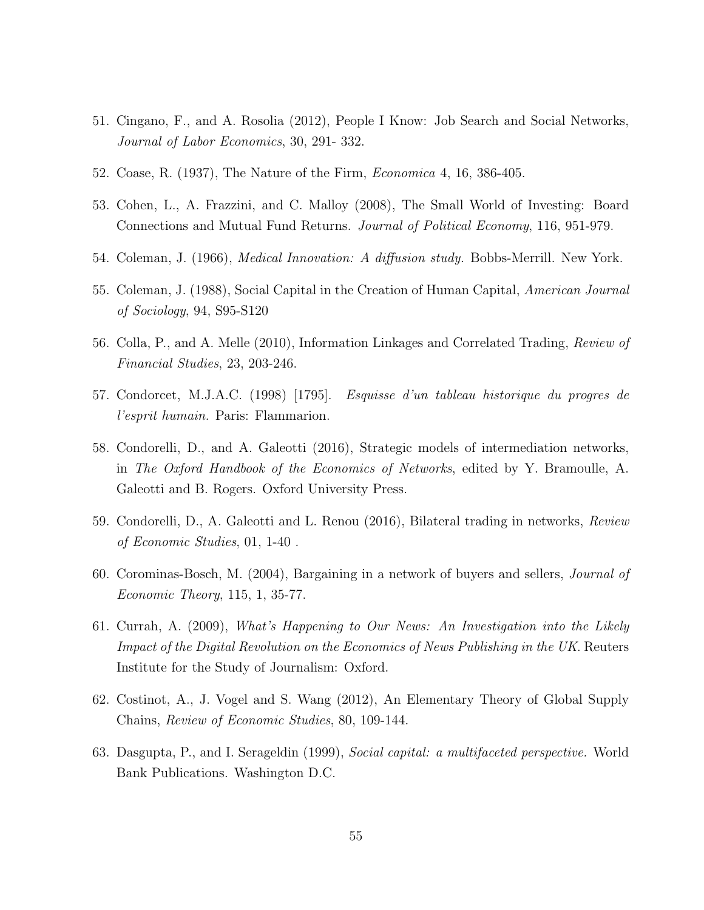51. Cingano, F., and A. Rosolia (2012), People I Know: Job Search and Social Networks, *Journal of Labor Economics*, 30, 291- 332.

52. Coase, R. (1937), The Nature of the Firm, *Economica* 4, 16, 386-405.

53. Cohen, L., A. Frazzini, and C. Malloy (2008), The Small World of Investing: Board Connections and Mutual Fund Returns. *Journal of Political Economy*, 116, 951-979.

54. Coleman, J. (1966), *Medical Innovation: A diffusion study.* Bobbs-Merrill. New York.

55. Coleman, J. (1988), Social Capital in the Creation of Human Capital, *American Journal of Sociology*, 94, S95-S120

56. Colla, P., and A. Melle (2010), Information Linkages and Correlated Trading, *Review of Financial Studies*, 23, 203-246.

57. Condorcet, M.J.A.C. (1998) [1795]. *Esquisse d'un tableau historique du progres de l'esprit humain.* Paris: Flammarion.

58. Condorelli, D., and A. Galeotti (2016), Strategic models of intermediation networks, in *The Oxford Handbook of the Economics of Networks*, edited by Y. Bramoulle, A. Galeotti and B. Rogers. Oxford University Press.

59. Condorelli, D., A. Galeotti and L. Renou (2016), Bilateral trading in networks, *Review of Economic Studies*, 01, 1-40 .

60. Corominas-Bosch, M. (2004), Bargaining in a network of buyers and sellers, *Journal of Economic Theory*, 115, 1, 35-77.

61. Currah, A. (2009), *What's Happening to Our News: An Investigation into the Likely Impact of the Digital Revolution on the Economics of News Publishing in the UK.* Reuters Institute for the Study of Journalism: Oxford.

62. Costinot, A., J. Vogel and S. Wang (2012), An Elementary Theory of Global Supply Chains, *Review of Economic Studies*, 80, 109-144.

63. Dasgupta, P., and I. Serageldin (1999), *Social capital: a multifaceted perspective.* World Bank Publications. Washington D.C.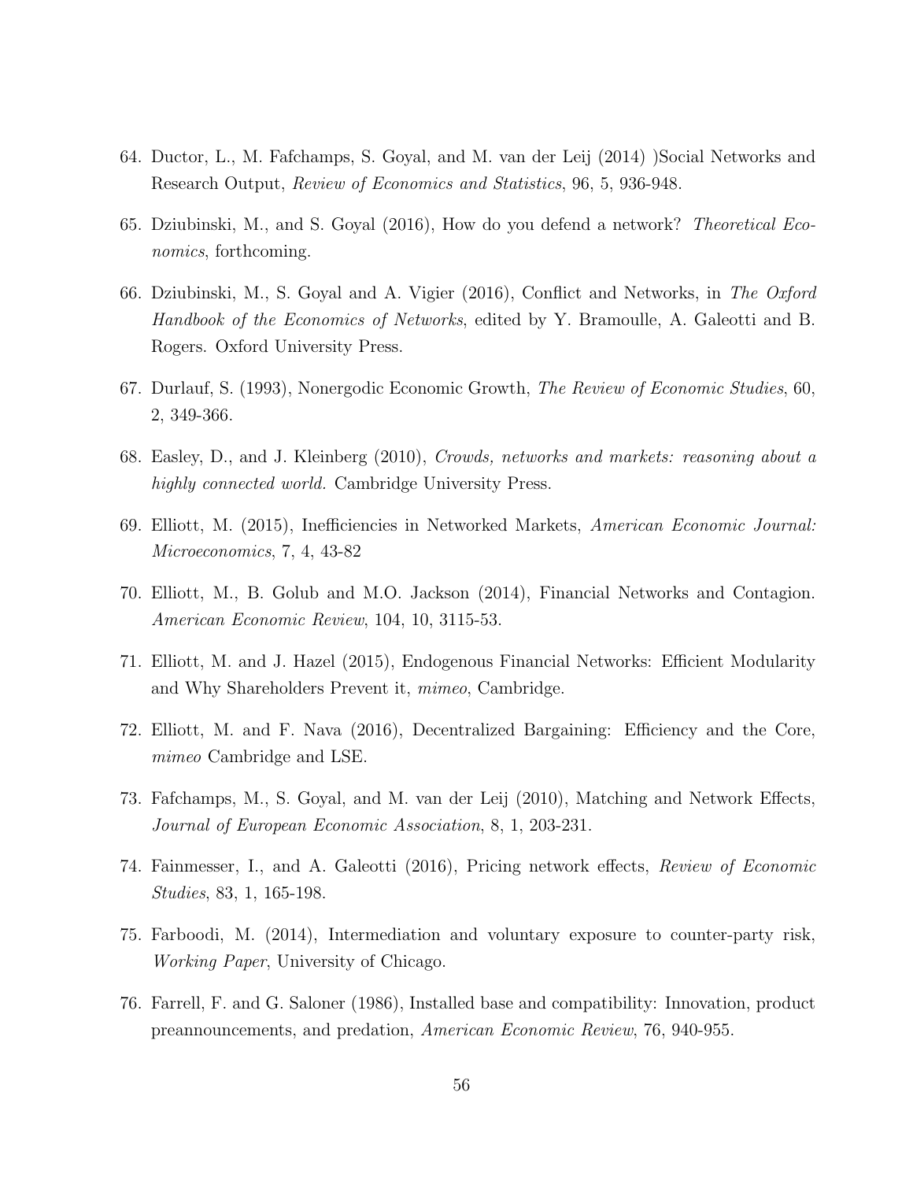64. Ductor, L., M. Fafchamps, S. Goyal, and M. van der Leij (2014) )Social Networks and Research Output, *Review of Economics and Statistics*, 96, 5, 936-948.

65. Dziubinski, M., and S. Goyal (2016), How do you defend a network? *Theoretical Economics*, forthcoming.

66. Dziubinski, M., S. Goyal and A. Vigier (2016), Conflict and Networks, in *The Oxford Handbook of the Economics of Networks*, edited by Y. Bramoulle, A. Galeotti and B. Rogers. Oxford University Press.

67. Durlauf, S. (1993), Nonergodic Economic Growth, *The Review of Economic Studies*, 60, 2, 349-366.

68. Easley, D., and J. Kleinberg (2010), *Crowds, networks and markets: reasoning about a highly connected world.* Cambridge University Press.

69. Elliott, M. (2015), Inefficiencies in Networked Markets, *American Economic Journal: Microeconomics*, 7, 4, 43-82

70. Elliott, M., B. Golub and M.O. Jackson (2014), Financial Networks and Contagion. *American Economic Review*, 104, 10, 3115-53.

71. Elliott, M. and J. Hazel (2015), Endogenous Financial Networks: Efficient Modularity and Why Shareholders Prevent it, *mimeo*, Cambridge.

72. Elliott, M. and F. Nava (2016), Decentralized Bargaining: Efficiency and the Core, *mimeo* Cambridge and LSE.

73. Fafchamps, M., S. Goyal, and M. van der Leij (2010), Matching and Network Effects, *Journal of European Economic Association*, 8, 1, 203-231.

74. Fainmesser, I., and A. Galeotti (2016), Pricing network effects, *Review of Economic Studies*, 83, 1, 165-198.

75. Farboodi, M. (2014), Intermediation and voluntary exposure to counter-party risk, *Working Paper*, University of Chicago.

76. Farrell, F. and G. Saloner (1986), Installed base and compatibility: Innovation, product preannouncements, and predation, *American Economic Review*, 76, 940-955.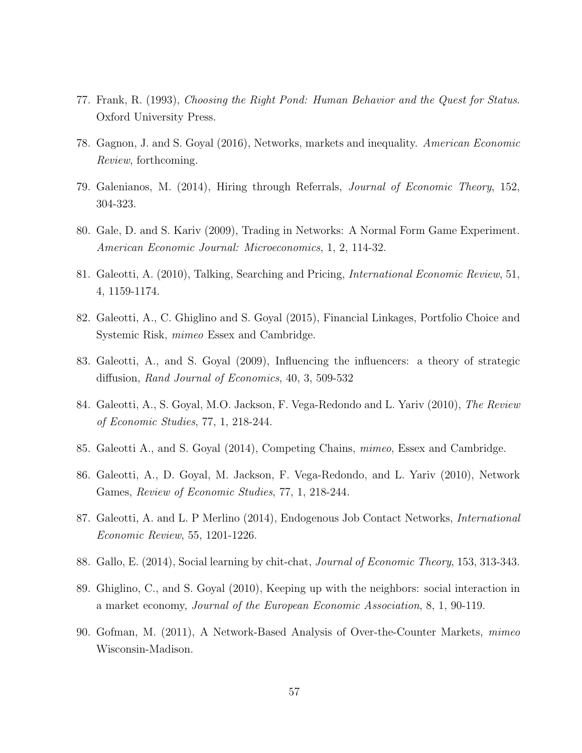77. Frank, R. (1993), *Choosing the Right Pond: Human Behavior and the Quest for Status*. Oxford University Press.

78. Gagnon, J. and S. Goyal (2016), Networks, markets and inequality. *American Economic Review*, forthcoming.

79. Galenianos, M. (2014), Hiring through Referrals, *Journal of Economic Theory*, 152, 304-323.

80. Gale, D. and S. Kariv (2009), Trading in Networks: A Normal Form Game Experiment. *American Economic Journal: Microeconomics*, 1, 2, 114-32.

81. Galeotti, A. (2010), Talking, Searching and Pricing, *International Economic Review*, 51, 4, 1159-1174.

82. Galeotti, A., C. Ghiglino and S. Goyal (2015), Financial Linkages, Portfolio Choice and Systemic Risk, *mimeo* Essex and Cambridge.

83. Galeotti, A., and S. Goyal (2009), Influencing the influencers: a theory of strategic diffusion, *Rand Journal of Economics*, 40, 3, 509-532

84. Galeotti, A., S. Goyal, M.O. Jackson, F. Vega-Redondo and L. Yariv (2010), *The Review of Economic Studies*, 77, 1, 218-244.

85. Galeotti A., and S. Goyal (2014), Competing Chains, *mimeo*, Essex and Cambridge.

86. Galeotti, A., D. Goyal, M. Jackson, F. Vega-Redondo, and L. Yariv (2010), Network Games, *Review of Economic Studies*, 77, 1, 218-244.

87. Galeotti, A. and L. P Merlino (2014), Endogenous Job Contact Networks, *International Economic Review*, 55, 1201-1226.

88. Gallo, E. (2014), Social learning by chit-chat, *Journal of Economic Theory*, 153, 313-343.

89. Ghiglino, C., and S. Goyal (2010), Keeping up with the neighbors: social interaction in a market economy, *Journal of the European Economic Association*, 8, 1, 90-119.

90. Gofman, M. (2011), A Network-Based Analysis of Over-the-Counter Markets, *mimeo* Wisconsin-Madison.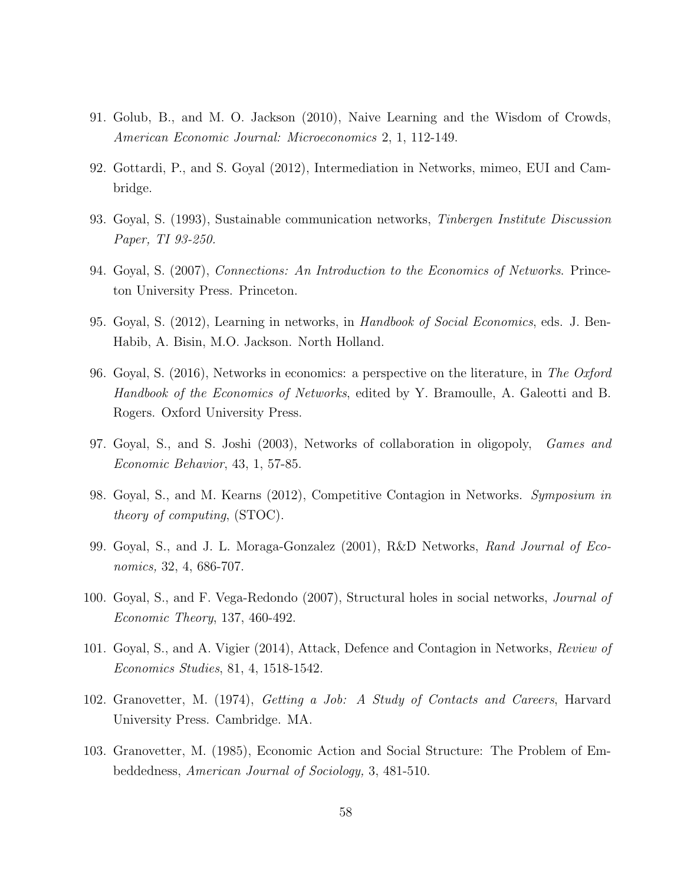91. Golub, B., and M. O. Jackson (2010), Naive Learning and the Wisdom of Crowds, *American Economic Journal: Microeconomics* 2, 1, 112-149.

92. Gottardi, P., and S. Goyal (2012), Intermediation in Networks, mimeo, EUI and Cambridge.

93. Goyal, S. (1993), Sustainable communication networks, *Tinbergen Institute Discussion Paper, TI 93-250.*

94. Goyal, S. (2007), *Connections: An Introduction to the Economics of Networks*. Princeton University Press. Princeton.

95. Goyal, S. (2012), Learning in networks, in *Handbook of Social Economics*, eds. J. Ben-Habib, A. Bisin, M.O. Jackson. North Holland.

96. Goyal, S. (2016), Networks in economics: a perspective on the literature, in *The Oxford Handbook of the Economics of Networks*, edited by Y. Bramoulle, A. Galeotti and B. Rogers. Oxford University Press.

97. Goyal, S., and S. Joshi (2003), Networks of collaboration in oligopoly, *Games and Economic Behavior*, 43, 1, 57-85.

98. Goyal, S., and M. Kearns (2012), Competitive Contagion in Networks. *Symposium in theory of computing*, (STOC).

99. Goyal, S., and J. L. Moraga-Gonzalez (2001), R&D Networks, *Rand Journal of Economics,* 32, 4, 686-707.

100. Goyal, S., and F. Vega-Redondo (2007), Structural holes in social networks, *Journal of Economic Theory*, 137, 460-492.

101. Goyal, S., and A. Vigier (2014), Attack, Defence and Contagion in Networks, *Review of Economics Studies*, 81, 4, 1518-1542.

102. Granovetter, M. (1974), *Getting a Job: A Study of Contacts and Careers*, Harvard University Press. Cambridge. MA.

103. Granovetter, M. (1985), Economic Action and Social Structure: The Problem of Embeddedness, *American Journal of Sociology,* 3, 481-510.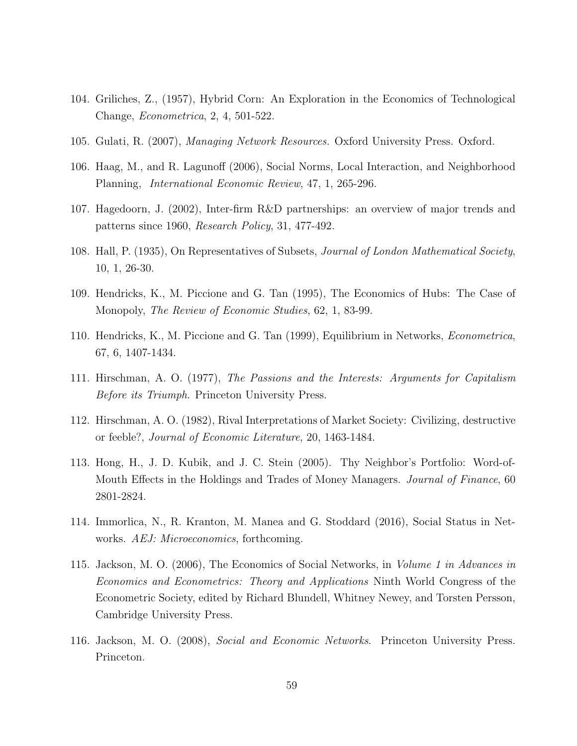104. Griliches, Z., (1957), Hybrid Corn: An Exploration in the Economics of Technological Change, *Econometrica*, 2, 4, 501-522.

105. Gulati, R. (2007), *Managing Network Resources.* Oxford University Press. Oxford.

106. Haag, M., and R. Lagunoff (2006), Social Norms, Local Interaction, and Neighborhood Planning, *International Economic Review*, 47, 1, 265-296.

107. Hagedoorn, J. (2002), Inter-firm R&D partnerships: an overview of major trends and patterns since 1960, *Research Policy*, 31, 477-492.

108. Hall, P. (1935), On Representatives of Subsets, *Journal of London Mathematical Society*, 10, 1, 26-30.

109. Hendricks, K., M. Piccione and G. Tan (1995), The Economics of Hubs: The Case of Monopoly, *The Review of Economic Studies*, 62, 1, 83-99.

110. Hendricks, K., M. Piccione and G. Tan (1999), Equilibrium in Networks, *Econometrica*, 67, 6, 1407-1434.

111. Hirschman, A. O. (1977), *The Passions and the Interests: Arguments for Capitalism Before its Triumph.* Princeton University Press.

112. Hirschman, A. O. (1982), Rival Interpretations of Market Society: Civilizing, destructive or feeble?, *Journal of Economic Literature*, 20, 1463-1484.

113. Hong, H., J. D. Kubik, and J. C. Stein (2005). Thy Neighbor's Portfolio: Word-of-Mouth Effects in the Holdings and Trades of Money Managers. *Journal of Finance*, 60 2801-2824.

114. Immorlica, N., R. Kranton, M. Manea and G. Stoddard (2016), Social Status in Networks. *AEJ: Microeconomics*, forthcoming.

115. Jackson, M. O. (2006), The Economics of Social Networks, in *Volume 1 in Advances in Economics and Econometrics: Theory and Applications* Ninth World Congress of the Econometric Society, edited by Richard Blundell, Whitney Newey, and Torsten Persson, Cambridge University Press.

116. Jackson, M. O. (2008), *Social and Economic Networks*. Princeton University Press. Princeton.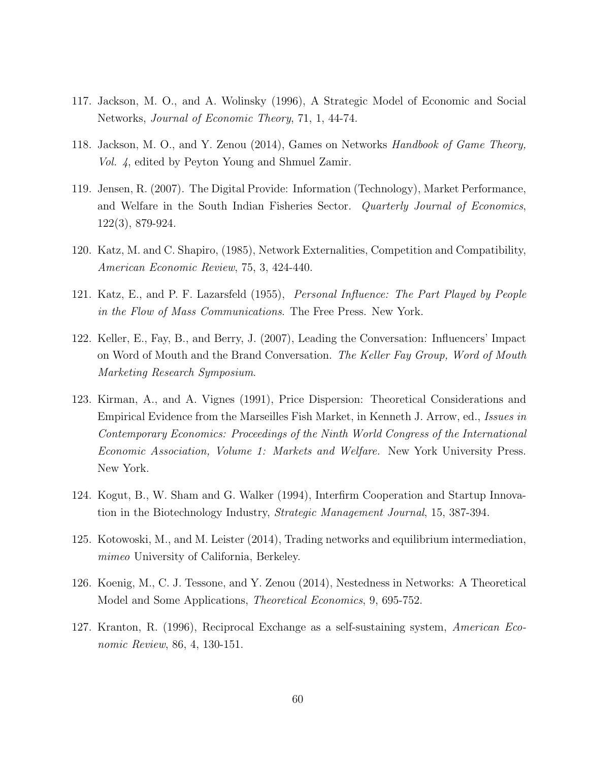117. Jackson, M. O., and A. Wolinsky (1996), A Strategic Model of Economic and Social Networks, *Journal of Economic Theory*, 71, 1, 44-74.

118. Jackson, M. O., and Y. Zenou (2014), Games on Networks *Handbook of Game Theory, Vol. 4*, edited by Peyton Young and Shmuel Zamir.

119. Jensen, R. (2007). The Digital Provide: Information (Technology), Market Performance, and Welfare in the South Indian Fisheries Sector. *Quarterly Journal of Economics*, 122(3), 879-924.

120. Katz, M. and C. Shapiro, (1985), Network Externalities, Competition and Compatibility, *American Economic Review*, 75, 3, 424-440.

121. Katz, E., and P. F. Lazarsfeld (1955), *Personal Influence: The Part Played by People in the Flow of Mass Communications*. The Free Press. New York.

122. Keller, E., Fay, B., and Berry, J. (2007), Leading the Conversation: Influencers' Impact on Word of Mouth and the Brand Conversation. *The Keller Fay Group, Word of Mouth Marketing Research Symposium*.

123. Kirman, A., and A. Vignes (1991), Price Dispersion: Theoretical Considerations and Empirical Evidence from the Marseilles Fish Market, in Kenneth J. Arrow, ed., *Issues in Contemporary Economics: Proceedings of the Ninth World Congress of the International Economic Association, Volume 1: Markets and Welfare.* New York University Press. New York.

124. Kogut, B., W. Sham and G. Walker (1994), Interfirm Cooperation and Startup Innovation in the Biotechnology Industry, *Strategic Management Journal*, 15, 387-394.

125. Kotowoski, M., and M. Leister (2014), Trading networks and equilibrium intermediation, *mimeo* University of California, Berkeley.

126. Koenig, M., C. J. Tessone, and Y. Zenou (2014), Nestedness in Networks: A Theoretical Model and Some Applications, *Theoretical Economics*, 9, 695-752.

127. Kranton, R. (1996), Reciprocal Exchange as a self-sustaining system, *American Economic Review*, 86, 4, 130-151.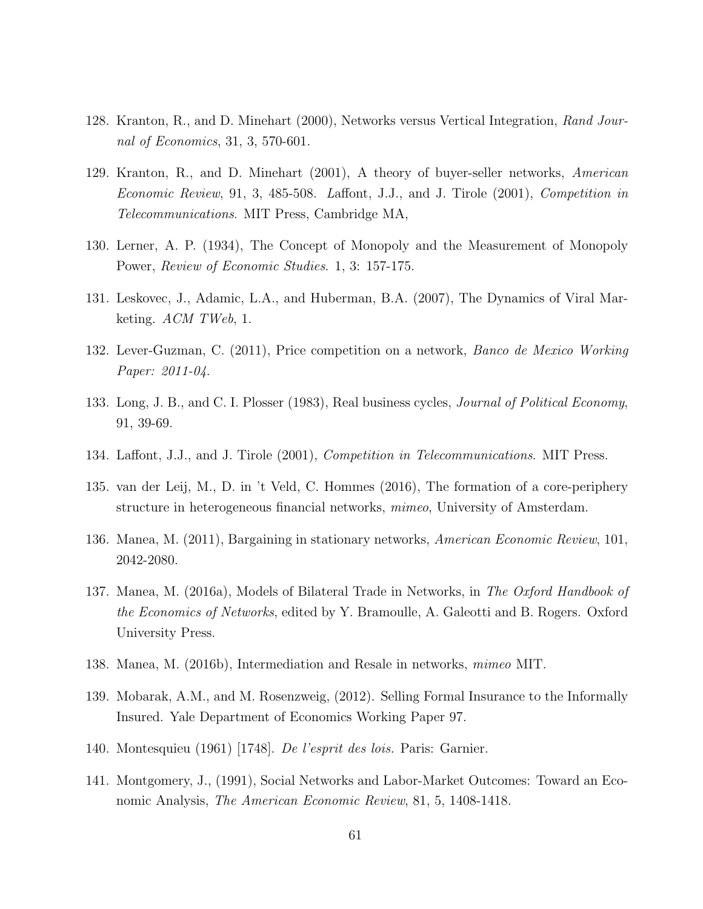128. Kranton, R., and D. Minehart (2000), Networks versus Vertical Integration, *Rand Journal of Economics*, 31, 3, 570-601.

129. Kranton, R., and D. Minehart (2001), A theory of buyer-seller networks, *American Economic Review*, 91, 3, 485-508. Laffont, J.J., and J. Tirole (2001), *Competition in Telecommunications*. MIT Press, Cambridge MA,

130. Lerner, A. P. (1934), The Concept of Monopoly and the Measurement of Monopoly Power, *Review of Economic Studies*. 1, 3: 157-175.

131. Leskovec, J., Adamic, L.A., and Huberman, B.A. (2007), The Dynamics of Viral Marketing. *ACM TWeb*, 1.

132. Lever-Guzman, C. (2011), Price competition on a network, *Banco de Mexico Working Paper: 2011-04*.

133. Long, J. B., and C. I. Plosser (1983), Real business cycles, *Journal of Political Economy*, 91, 39-69.

134. Laffont, J.J., and J. Tirole (2001), *Competition in Telecommunications*. MIT Press.

135. van der Leij, M., D. in 't Veld, C. Hommes (2016), The formation of a core-periphery structure in heterogeneous financial networks, *mimeo*, University of Amsterdam.

136. Manea, M. (2011), Bargaining in stationary networks, *American Economic Review*, 101, 2042-2080.

137. Manea, M. (2016a), Models of Bilateral Trade in Networks, in *The Oxford Handbook of the Economics of Networks*, edited by Y. Bramoulle, A. Galeotti and B. Rogers. Oxford University Press.

138. Manea, M. (2016b), Intermediation and Resale in networks, *mimeo* MIT.

139. Mobarak, A.M., and M. Rosenzweig, (2012). Selling Formal Insurance to the Informally Insured. Yale Department of Economics Working Paper 97.

140. Montesquieu (1961) [1748]. *De l'esprit des lois.* Paris: Garnier.

141. Montgomery, J., (1991), Social Networks and Labor-Market Outcomes: Toward an Economic Analysis, *The American Economic Review*, 81, 5, 1408-1418.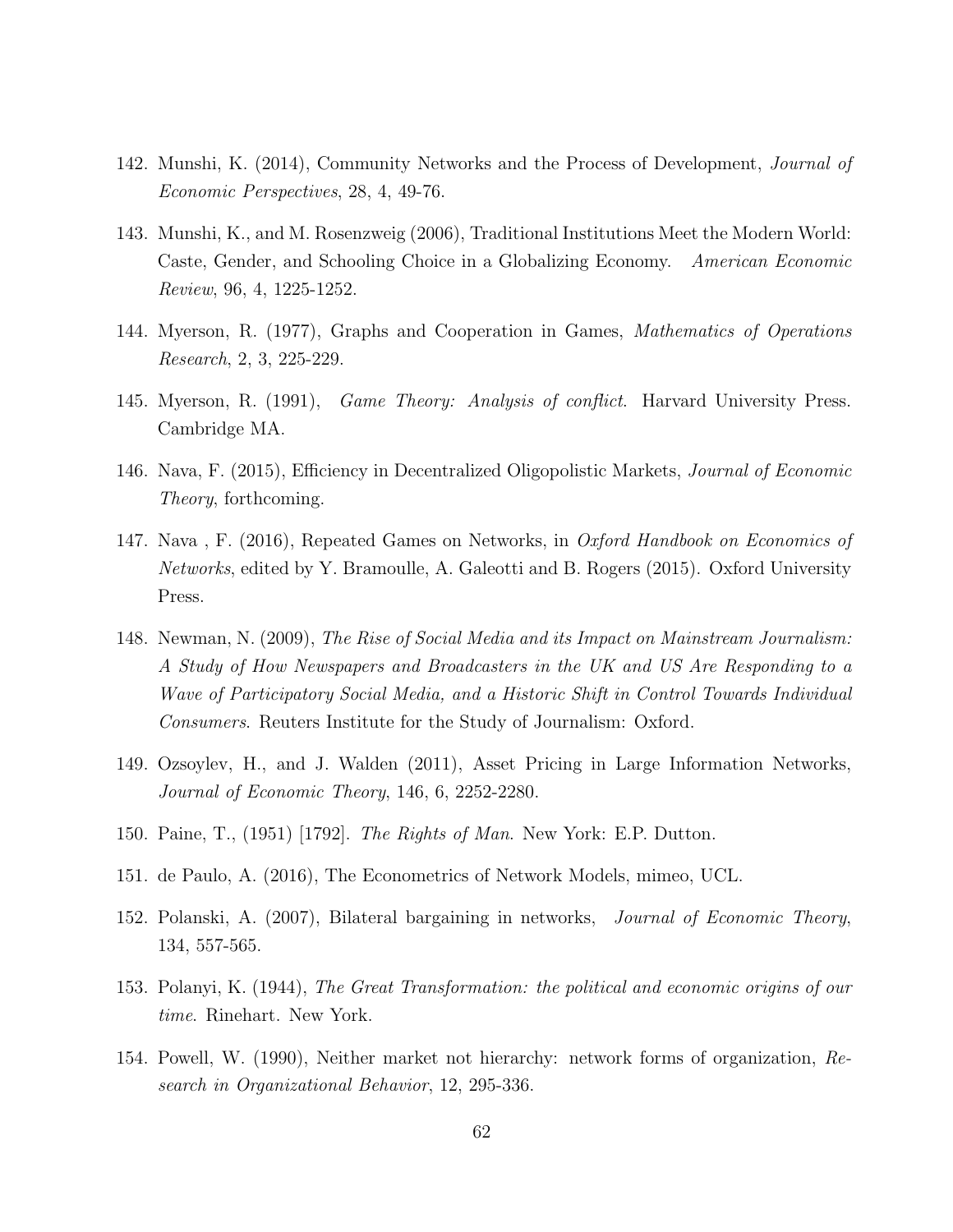142. Munshi, K. (2014), Community Networks and the Process of Development, *Journal of Economic Perspectives*, 28, 4, 49-76.

143. Munshi, K., and M. Rosenzweig (2006), Traditional Institutions Meet the Modern World: Caste, Gender, and Schooling Choice in a Globalizing Economy. *American Economic Review*, 96, 4, 1225-1252.

144. Myerson, R. (1977), Graphs and Cooperation in Games, *Mathematics of Operations Research*, 2, 3, 225-229.

145. Myerson, R. (1991), *Game Theory: Analysis of conflict*. Harvard University Press. Cambridge MA.

146. Nava, F. (2015), Efficiency in Decentralized Oligopolistic Markets, *Journal of Economic Theory*, forthcoming.

147. Nava , F. (2016), Repeated Games on Networks, in *Oxford Handbook on Economics of Networks*, edited by Y. Bramoulle, A. Galeotti and B. Rogers (2015). Oxford University Press.

148. Newman, N. (2009), *The Rise of Social Media and its Impact on Mainstream Journalism: A Study of How Newspapers and Broadcasters in the UK and US Are Responding to a Wave of Participatory Social Media, and a Historic Shift in Control Towards Individual Consumers*. Reuters Institute for the Study of Journalism: Oxford.

149. Ozsoylev, H., and J. Walden (2011), Asset Pricing in Large Information Networks, *Journal of Economic Theory*, 146, 6, 2252-2280.

150. Paine, T., (1951) [1792]. *The Rights of Man*. New York: E.P. Dutton.

151. de Paulo, A. (2016), The Econometrics of Network Models, mimeo, UCL.

152. Polanski, A. (2007), Bilateral bargaining in networks, *Journal of Economic Theory*, 134, 557-565.

153. Polanyi, K. (1944), *The Great Transformation: the political and economic origins of our time*. Rinehart. New York.

154. Powell, W. (1990), Neither market not hierarchy: network forms of organization, *Research in Organizational Behavior*, 12, 295-336.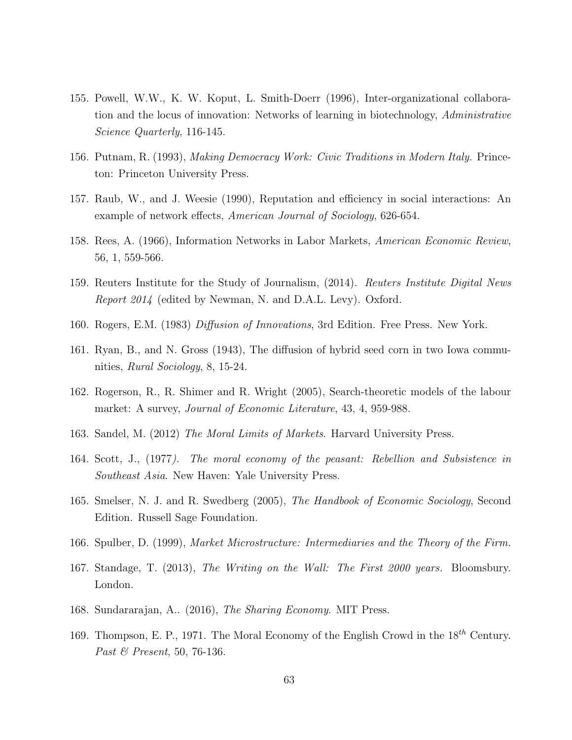155. Powell, W.W., K. W. Koput, L. Smith-Doerr (1996), Inter-organizational collaboration and the locus of innovation: Networks of learning in biotechnology, *Administrative Science Quarterly*, 116-145.

156. Putnam, R. (1993), *Making Democracy Work: Civic Traditions in Modern Italy.* Princeton: Princeton University Press.

157. Raub, W., and J. Weesie (1990), Reputation and efficiency in social interactions: An example of network effects, *American Journal of Sociology*, 626-654.

158. Rees, A. (1966), Information Networks in Labor Markets, *American Economic Review*, 56, 1, 559-566.

159. Reuters Institute for the Study of Journalism, (2014). *Reuters Institute Digital News Report 2014* (edited by Newman, N. and D.A.L. Levy). Oxford.

160. Rogers, E.M. (1983) *Diffusion of Innovations*, 3rd Edition. Free Press. New York.

161. Ryan, B., and N. Gross (1943), The diffusion of hybrid seed corn in two Iowa communities, *Rural Sociology*, 8, 15-24.

162. Rogerson, R., R. Shimer and R. Wright (2005), Search-theoretic models of the labour market: A survey, *Journal of Economic Literature*, 43, 4, 959-988.

163. Sandel, M. (2012) *The Moral Limits of Markets*. Harvard University Press.

164. Scott, J., (1977*). The moral economy of the peasant: Rebellion and Subsistence in Southeast Asia*. New Haven: Yale University Press.

165. Smelser, N. J. and R. Swedberg (2005), *The Handbook of Economic Sociology*, Second Edition. Russell Sage Foundation.

166. Spulber, D. (1999), *Market Microstructure: Intermediaries and the Theory of the Firm.*

167. Standage, T. (2013), *The Writing on the Wall: The First 2000 years.* Bloomsbury. London.

168. Sundararajan, A.. (2016), *The Sharing Economy*. MIT Press.

169. Thompson, E. P., 1971. The Moral Economy of the English Crowd in the $18^{th}$ Century. *Past & Present*, 50, 76-136.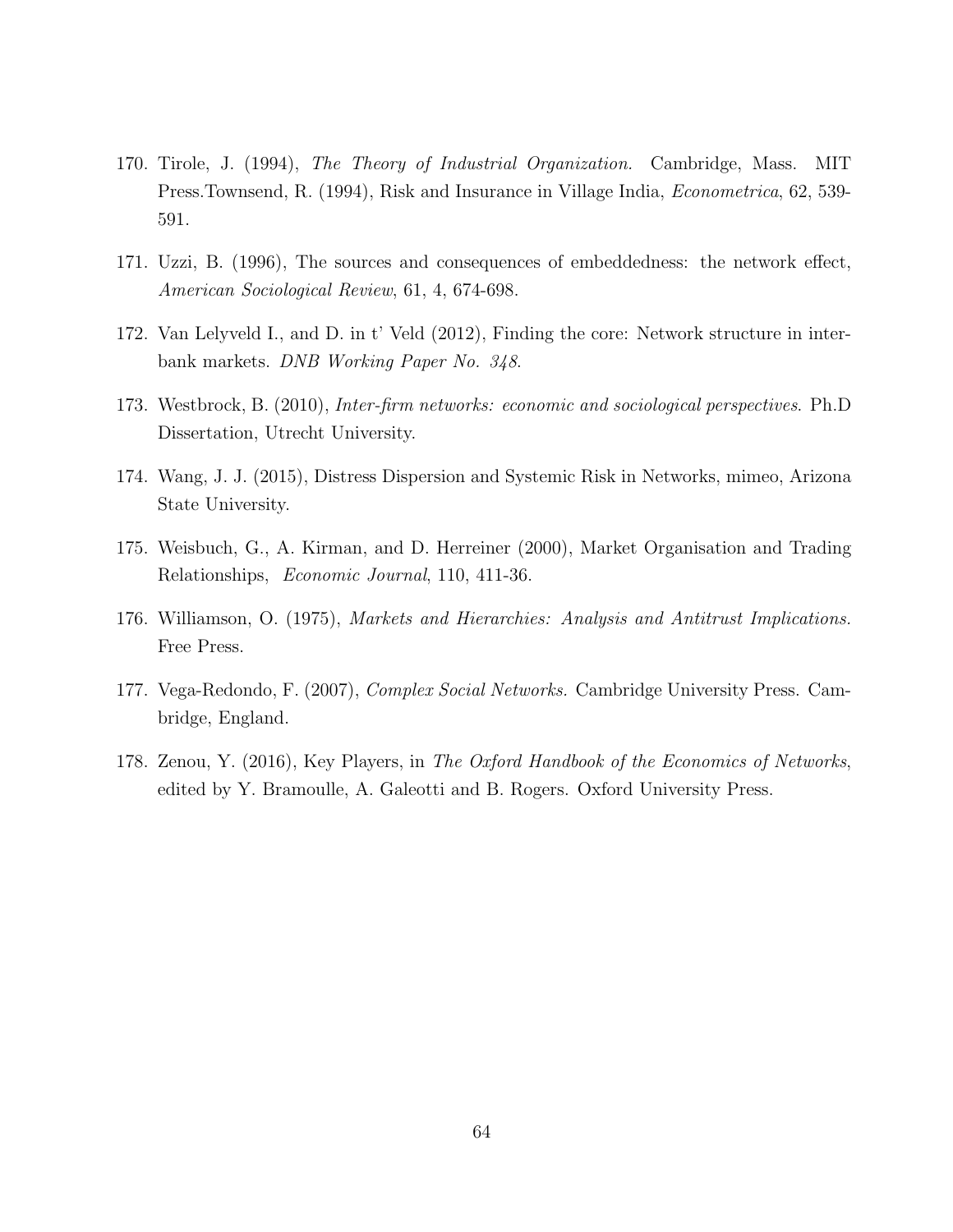170. Tirole, J. (1994), *The Theory of Industrial Organization.* Cambridge, Mass. MIT Press.Townsend, R. (1994), Risk and Insurance in Village India, *Econometrica*, 62, 539-591.

171. Uzzi, B. (1996), The sources and consequences of embeddedness: the network effect, *American Sociological Review*, 61, 4, 674-698.

172. Van Lelyveld I., and D. in t' Veld (2012), Finding the core: Network structure in interbank markets. *DNB Working Paper No. 348*.

173. Westbrock, B. (2010), *Inter-firm networks: economic and sociological perspectives*. Ph.D Dissertation, Utrecht University.

174. Wang, J. J. (2015), Distress Dispersion and Systemic Risk in Networks, mimeo, Arizona State University.

175. Weisbuch, G., A. Kirman, and D. Herreiner (2000), Market Organisation and Trading Relationships, *Economic Journal*, 110, 411-36.

176. Williamson, O. (1975), *Markets and Hierarchies: Analysis and Antitrust Implications.* Free Press.

177. Vega-Redondo, F. (2007), *Complex Social Networks.* Cambridge University Press. Cambridge, England.

178. Zenou, Y. (2016), Key Players, in *The Oxford Handbook of the Economics of Networks*, edited by Y. Bramoulle, A. Galeotti and B. Rogers. Oxford University Press.